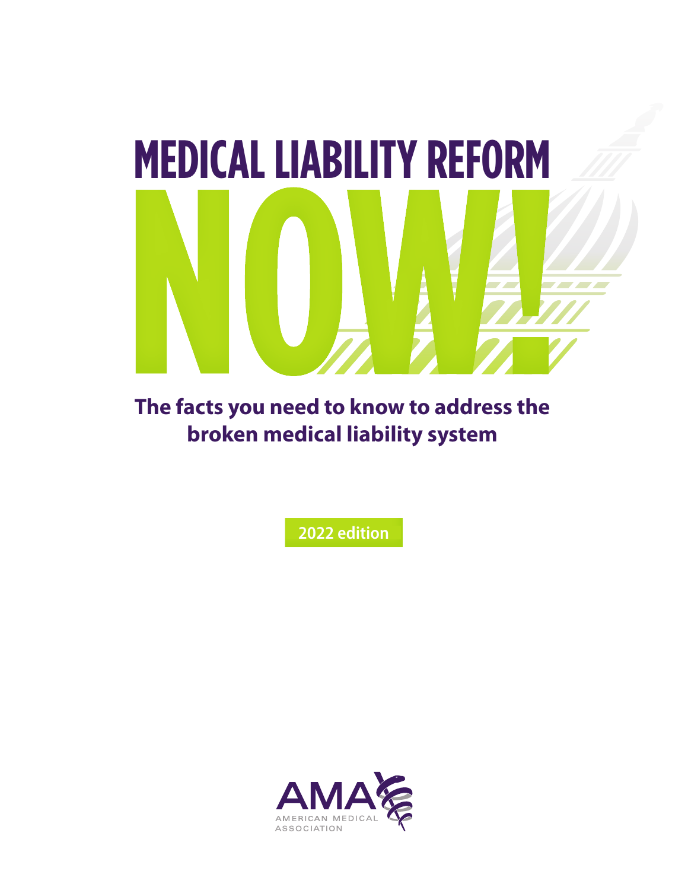# MEDICAL LIABILITY REFORM NOW!

**The facts you need to know to address the broken medical liability system**

2022 edition

AMA
AMERICAN MEDICAL ASSOCIATION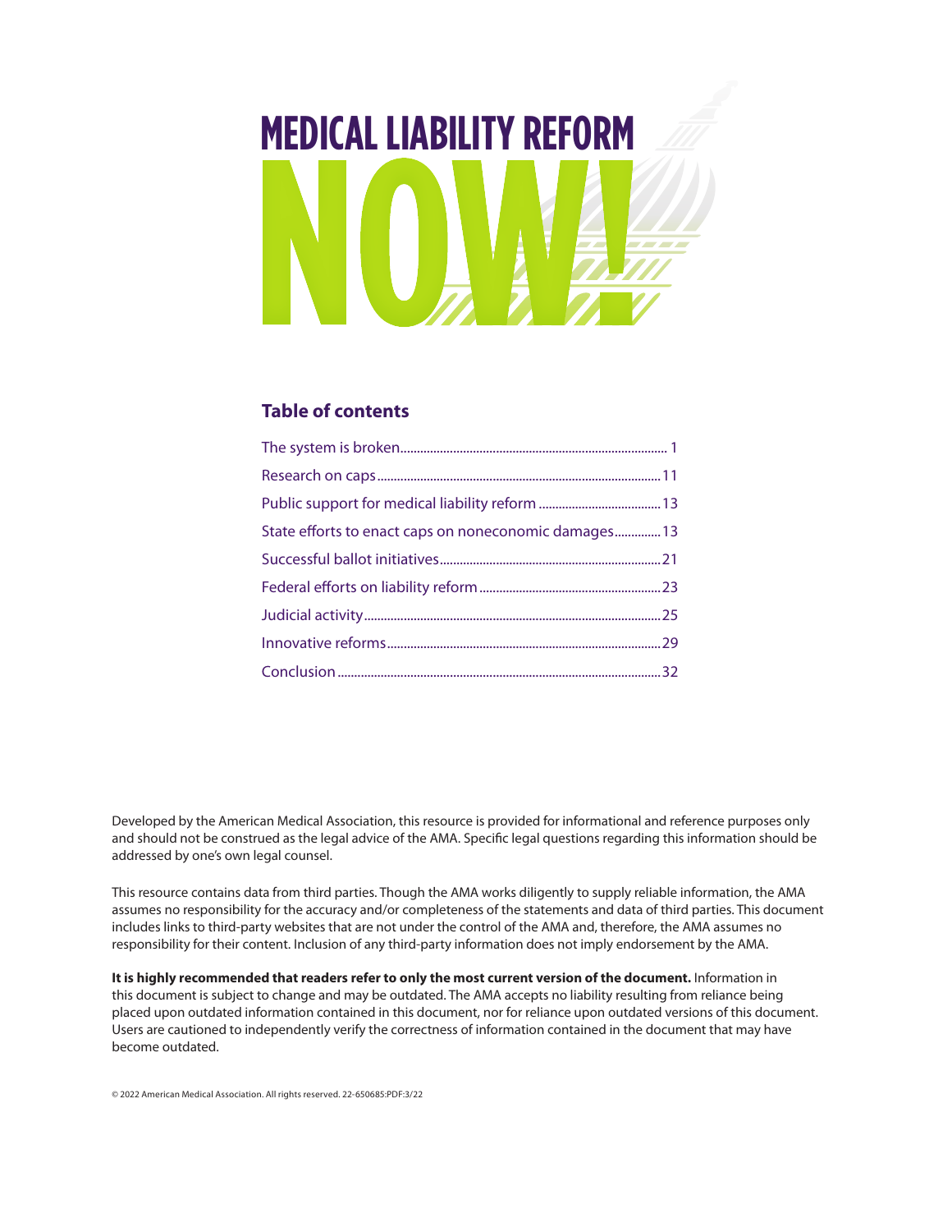# MEDICAL LIABILITY REFORM NOW!

## Table of contents

The system is broken .......... 1

Research on caps .......... 11

Public support for medical liability reform .......... 13

State efforts to enact caps on noneconomic damages .......... 13

Successful ballot initiatives .......... 21

Federal efforts on liability reform .......... 23

Judicial activity .......... 25

Innovative reforms .......... 29

Conclusion .......... 32

Developed by the American Medical Association, this resource is provided for informational and reference purposes only and should not be construed as the legal advice of the AMA. Specific legal questions regarding this information should be addressed by one's own legal counsel.

This resource contains data from third parties. Though the AMA works diligently to supply reliable information, the AMA assumes no responsibility for the accuracy and/or completeness of the statements and data of third parties. This document includes links to third-party websites that are not under the control of the AMA and, therefore, the AMA assumes no responsibility for their content. Inclusion of any third-party information does not imply endorsement by the AMA.

**It is highly recommended that readers refer to only the most current version of the document.** Information in this document is subject to change and may be outdated. The AMA accepts no liability resulting from reliance being placed upon outdated information contained in this document, nor for reliance upon outdated versions of this document. Users are cautioned to independently verify the correctness of information contained in the document that may have become outdated.

© 2022 American Medical Association. All rights reserved. 22-650685:PDF:3/22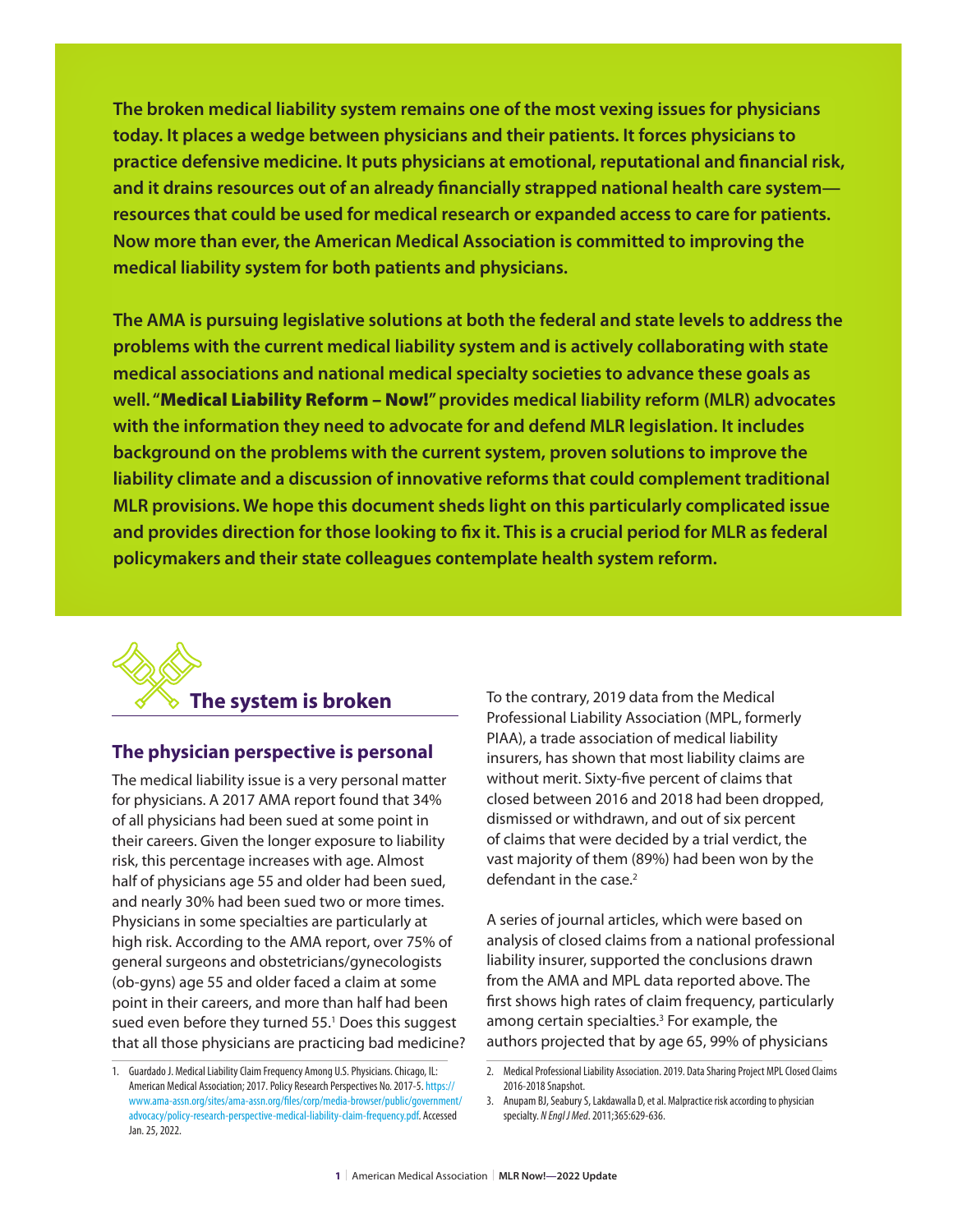**The broken medical liability system remains one of the most vexing issues for physicians today. It places a wedge between physicians and their patients. It forces physicians to practice defensive medicine. It puts physicians at emotional, reputational and financial risk, and it drains resources out of an already financially strapped national health care system—resources that could be used for medical research or expanded access to care for patients. Now more than ever, the American Medical Association is committed to improving the medical liability system for both patients and physicians.**

**The AMA is pursuing legislative solutions at both the federal and state levels to address the problems with the current medical liability system and is actively collaborating with state medical associations and national medical specialty societies to advance these goals as well. "Medical Liability Reform – Now!" provides medical liability reform (MLR) advocates with the information they need to advocate for and defend MLR legislation. It includes background on the problems with the current system, proven solutions to improve the liability climate and a discussion of innovative reforms that could complement traditional MLR provisions. We hope this document sheds light on this particularly complicated issue and provides direction for those looking to fix it. This is a crucial period for MLR as federal policymakers and their state colleagues contemplate health system reform.**

## The system is broken

### The physician perspective is personal

The medical liability issue is a very personal matter for physicians. A 2017 AMA report found that 34% of all physicians had been sued at some point in their careers. Given the longer exposure to liability risk, this percentage increases with age. Almost half of physicians age 55 and older had been sued, and nearly 30% had been sued two or more times. Physicians in some specialties are particularly at high risk. According to the AMA report, over 75% of general surgeons and obstetricians/gynecologists (ob-gyns) age 55 and older faced a claim at some point in their careers, and more than half had been sued even before they turned 55.[1] Does this suggest that all those physicians are practicing bad medicine?

To the contrary, 2019 data from the Medical Professional Liability Association (MPL, formerly PIAA), a trade association of medical liability insurers, has shown that most liability claims are without merit. Sixty-five percent of claims that closed between 2016 and 2018 had been dropped, dismissed or withdrawn, and out of six percent of claims that were decided by a trial verdict, the vast majority of them (89%) had been won by the defendant in the case.[2]

A series of journal articles, which were based on analysis of closed claims from a national professional liability insurer, supported the conclusions drawn from the AMA and MPL data reported above. The first shows high rates of claim frequency, particularly among certain specialties.[3] For example, the authors projected that by age 65, 99% of physicians

1. Guardado J. Medical Liability Claim Frequency Among U.S. Physicians. Chicago, IL: American Medical Association; 2017. Policy Research Perspectives No. 2017-5. https://www.ama-assn.org/sites/ama-assn.org/files/corp/media-browser/public/government/advocacy/policy-research-perspective-medical-liability-claim-frequency.pdf. Accessed Jan. 25, 2022.
2. Medical Professional Liability Association. 2019. Data Sharing Project MPL Closed Claims 2016-2018 Snapshot.
3. Anupam BJ, Seabury S, Lakdawalla D, et al. Malpractice risk according to physician specialty. *N Engl J Med*. 2011;365:629-636.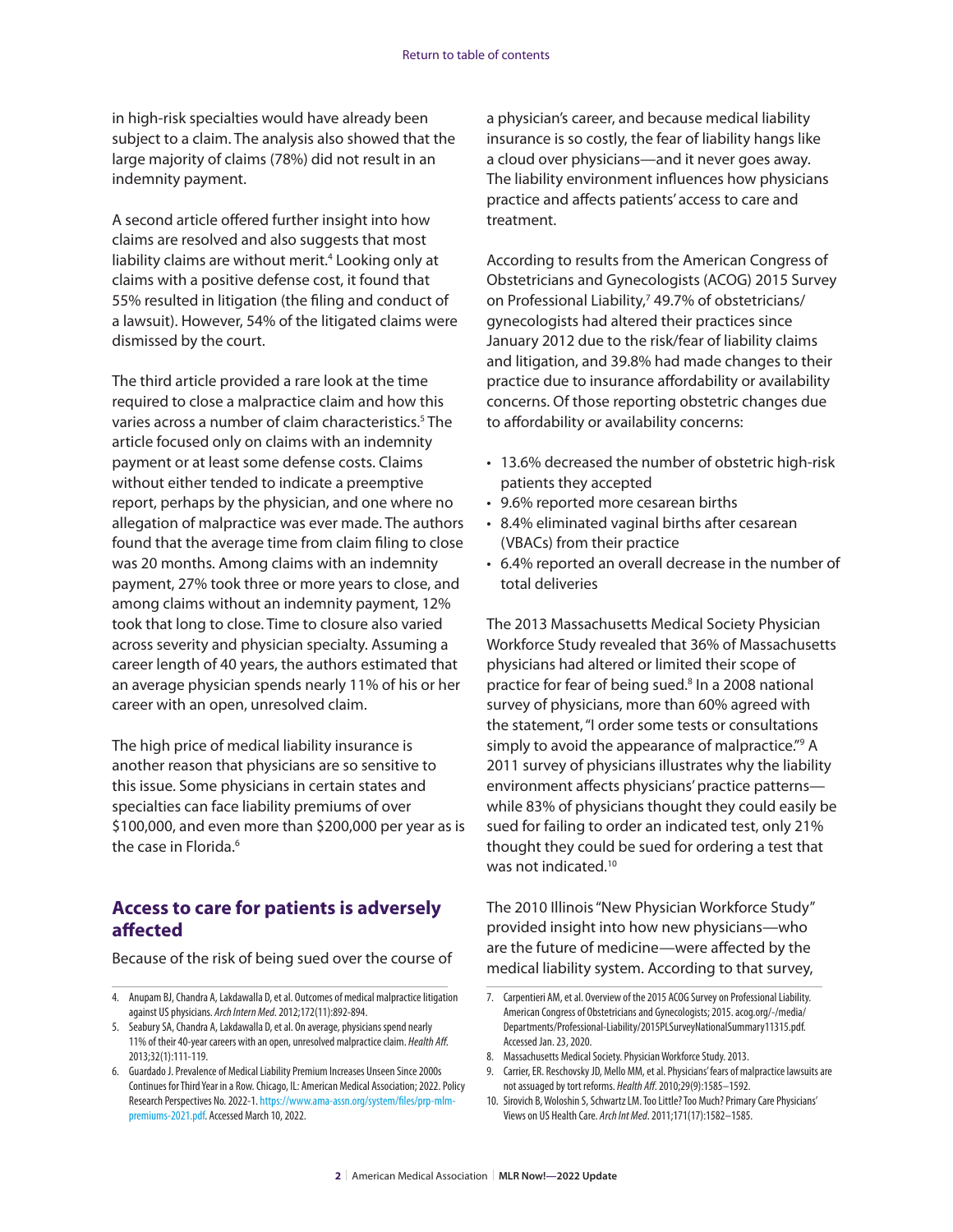in high-risk specialties would have already been subject to a claim. The analysis also showed that the large majority of claims (78%) did not result in an indemnity payment.

A second article offered further insight into how claims are resolved and also suggests that most liability claims are without merit.[4] Looking only at claims with a positive defense cost, it found that 55% resulted in litigation (the filing and conduct of a lawsuit). However, 54% of the litigated claims were dismissed by the court.

The third article provided a rare look at the time required to close a malpractice claim and how this varies across a number of claim characteristics.[5] The article focused only on claims with an indemnity payment or at least some defense costs. Claims without either tended to indicate a preemptive report, perhaps by the physician, and one where no allegation of malpractice was ever made. The authors found that the average time from claim filing to close was 20 months. Among claims with an indemnity payment, 27% took three or more years to close, and among claims without an indemnity payment, 12% took that long to close. Time to closure also varied across severity and physician specialty. Assuming a career length of 40 years, the authors estimated that an average physician spends nearly 11% of his or her career with an open, unresolved claim.

The high price of medical liability insurance is another reason that physicians are so sensitive to this issue. Some physicians in certain states and specialties can face liability premiums of over $100,000, and even more than $200,000 per year as is the case in Florida.[6]

## Access to care for patients is adversely affected

Because of the risk of being sued over the course of a physician's career, and because medical liability insurance is so costly, the fear of liability hangs like a cloud over physicians—and it never goes away. The liability environment influences how physicians practice and affects patients' access to care and treatment.

According to results from the American Congress of Obstetricians and Gynecologists (ACOG) 2015 Survey on Professional Liability,[7] 49.7% of obstetricians/gynecologists had altered their practices since January 2012 due to the risk/fear of liability claims and litigation, and 39.8% had made changes to their practice due to insurance affordability or availability concerns. Of those reporting obstetric changes due to affordability or availability concerns:

- 13.6% decreased the number of obstetric high-risk patients they accepted
- 9.6% reported more cesarean births
- 8.4% eliminated vaginal births after cesarean (VBACs) from their practice
- 6.4% reported an overall decrease in the number of total deliveries

The 2013 Massachusetts Medical Society Physician Workforce Study revealed that 36% of Massachusetts physicians had altered or limited their scope of practice for fear of being sued.[8] In a 2008 national survey of physicians, more than 60% agreed with the statement, "I order some tests or consultations simply to avoid the appearance of malpractice."[9] A 2011 survey of physicians illustrates why the liability environment affects physicians' practice patterns—while 83% of physicians thought they could easily be sued for failing to order an indicated test, only 21% thought they could be sued for ordering a test that was not indicated.[10]

The 2010 Illinois "New Physician Workforce Study" provided insight into how new physicians—who are the future of medicine—were affected by the medical liability system. According to that survey,

---

4. Anupam BJ, Chandra A, Lakdawalla D, et al. Outcomes of medical malpractice litigation against US physicians. *Arch Intern Med*. 2012;172(11):892-894.
5. Seabury SA, Chandra A, Lakdawalla D, et al. On average, physicians spend nearly 11% of their 40-year careers with an open, unresolved malpractice claim. *Health Aff*. 2013;32(1):111-119.
6. Guardado J. Prevalence of Medical Liability Premium Increases Unseen Since 2000s Continues for Third Year in a Row. Chicago, IL: American Medical Association; 2022. Policy Research Perspectives No. 2022-1. https://www.ama-assn.org/system/files/prp-mlm-premiums-2021.pdf. Accessed March 10, 2022.
7. Carpentieri AM, et al. Overview of the 2015 ACOG Survey on Professional Liability. American Congress of Obstetricians and Gynecologists; 2015. acog.org/-/media/Departments/Professional-Liability/2015PLSurveyNationalSummary11315.pdf. Accessed Jan. 23, 2020.
8. Massachusetts Medical Society. Physician Workforce Study. 2013.
9. Carrier, ER. Reschovsky JD, Mello MM, et al. Physicians' fears of malpractice lawsuits are not assuaged by tort reforms. *Health Aff*. 2010;29(9):1585–1592.
10. Sirovich B, Woloshin S, Schwartz LM. Too Little? Too Much? Primary Care Physicians' Views on US Health Care. *Arch Int Med*. 2011;171(17):1582–1585.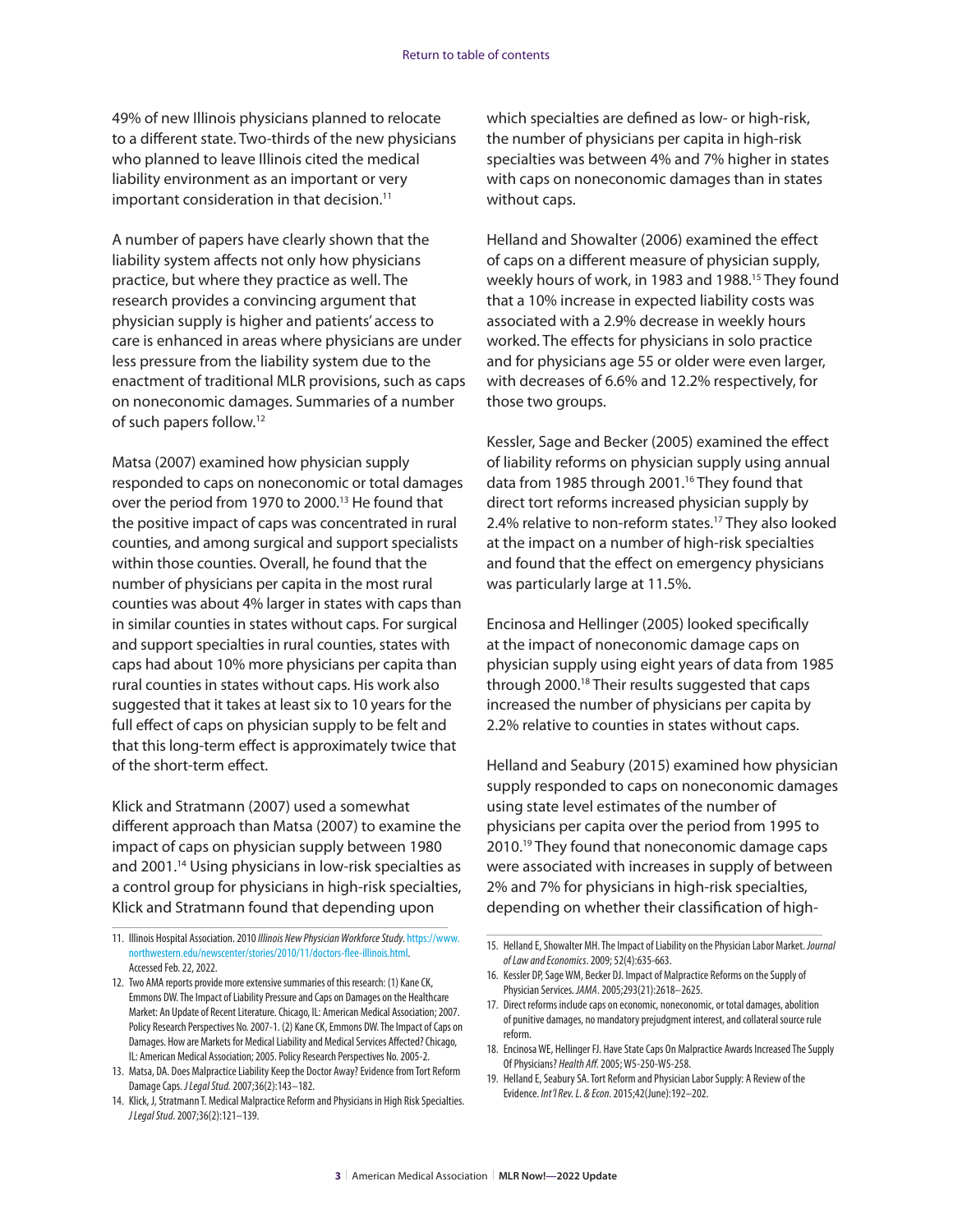49% of new Illinois physicians planned to relocate to a different state. Two-thirds of the new physicians who planned to leave Illinois cited the medical liability environment as an important or very important consideration in that decision.[11]

A number of papers have clearly shown that the liability system affects not only how physicians practice, but where they practice as well. The research provides a convincing argument that physician supply is higher and patients' access to care is enhanced in areas where physicians are under less pressure from the liability system due to the enactment of traditional MLR provisions, such as caps on noneconomic damages. Summaries of a number of such papers follow.[12]

Matsa (2007) examined how physician supply responded to caps on noneconomic or total damages over the period from 1970 to 2000.[13] He found that the positive impact of caps was concentrated in rural counties, and among surgical and support specialists within those counties. Overall, he found that the number of physicians per capita in the most rural counties was about 4% larger in states with caps than in similar counties in states without caps. For surgical and support specialties in rural counties, states with caps had about 10% more physicians per capita than rural counties in states without caps. His work also suggested that it takes at least six to 10 years for the full effect of caps on physician supply to be felt and that this long-term effect is approximately twice that of the short-term effect.

Klick and Stratmann (2007) used a somewhat different approach than Matsa (2007) to examine the impact of caps on physician supply between 1980 and 2001.[14] Using physicians in low-risk specialties as a control group for physicians in high-risk specialties, Klick and Stratmann found that depending upon which specialties are defined as low- or high-risk, the number of physicians per capita in high-risk specialties was between 4% and 7% higher in states with caps on noneconomic damages than in states without caps.

Helland and Showalter (2006) examined the effect of caps on a different measure of physician supply, weekly hours of work, in 1983 and 1988.[15] They found that a 10% increase in expected liability costs was associated with a 2.9% decrease in weekly hours worked. The effects for physicians in solo practice and for physicians age 55 or older were even larger, with decreases of 6.6% and 12.2% respectively, for those two groups.

Kessler, Sage and Becker (2005) examined the effect of liability reforms on physician supply using annual data from 1985 through 2001.[16] They found that direct tort reforms increased physician supply by 2.4% relative to non-reform states.[17] They also looked at the impact on a number of high-risk specialties and found that the effect on emergency physicians was particularly large at 11.5%.

Encinosa and Hellinger (2005) looked specifically at the impact of noneconomic damage caps on physician supply using eight years of data from 1985 through 2000.[18] Their results suggested that caps increased the number of physicians per capita by 2.2% relative to counties in states without caps.

Helland and Seabury (2015) examined how physician supply responded to caps on noneconomic damages using state level estimates of the number of physicians per capita over the period from 1995 to 2010.[19] They found that noneconomic damage caps were associated with increases in supply of between 2% and 7% for physicians in high-risk specialties, depending on whether their classification of high-

---

11. Illinois Hospital Association. 2010 *Illinois New Physician Workforce Study*. https://www.northwestern.edu/newscenter/stories/2010/11/doctors-flee-illinois.html. Accessed Feb. 22, 2022.
12. Two AMA reports provide more extensive summaries of this research: (1) Kane CK, Emmons DW. The Impact of Liability Pressure and Caps on Damages on the Healthcare Market: An Update of Recent Literature. Chicago, IL: American Medical Association; 2007. Policy Research Perspectives No. 2007-1. (2) Kane CK, Emmons DW. The Impact of Caps on Damages. How are Markets for Medical Liability and Medical Services Affected? Chicago, IL: American Medical Association; 2005. Policy Research Perspectives No. 2005-2.
13. Matsa, DA. Does Malpractice Liability Keep the Doctor Away? Evidence from Tort Reform Damage Caps. *J Legal Stud*. 2007;36(2):143–182.
14. Klick, J, Stratmann T. Medical Malpractice Reform and Physicians in High Risk Specialties. *J Legal Stud*. 2007;36(2):121–139.
15. Helland E, Showalter MH. The Impact of Liability on the Physician Labor Market. *Journal of Law and Economics*. 2009; 52(4):635-663.
16. Kessler DP, Sage WM, Becker DJ. Impact of Malpractice Reforms on the Supply of Physician Services. *JAMA*. 2005;293(21):2618–2625.
17. Direct reforms include caps on economic, noneconomic, or total damages, abolition of punitive damages, no mandatory prejudgment interest, and collateral source rule reform.
18. Encinosa WE, Hellinger FJ. Have State Caps On Malpractice Awards Increased The Supply Of Physicians? *Health Aff*. 2005; W5-250-W5-258.
19. Helland E, Seabury SA. Tort Reform and Physician Labor Supply: A Review of the Evidence. *Int'l Rev. L. & Econ*. 2015;42(June):192–202.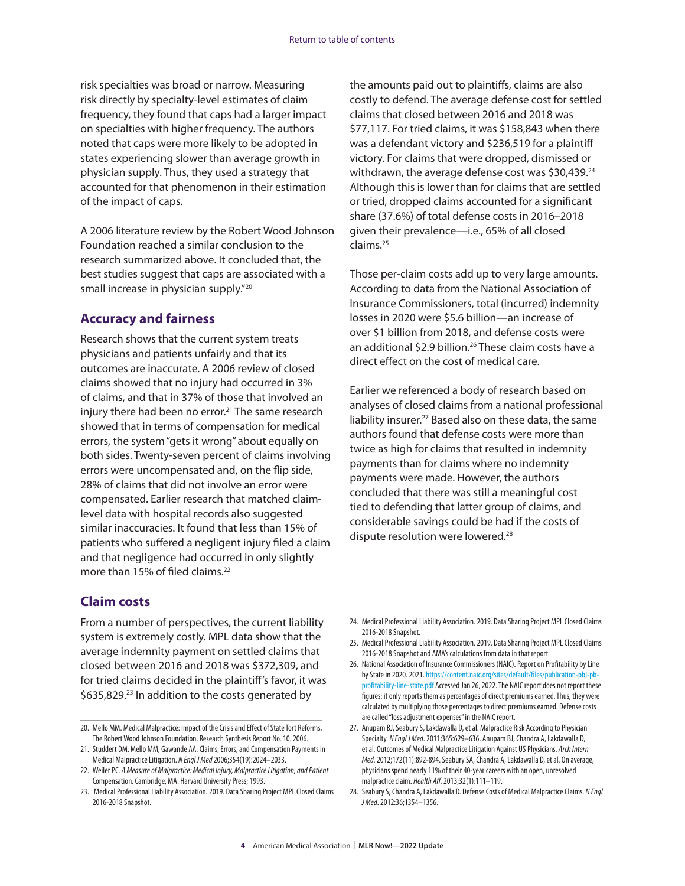risk specialties was broad or narrow. Measuring risk directly by specialty-level estimates of claim frequency, they found that caps had a larger impact on specialties with higher frequency. The authors noted that caps were more likely to be adopted in states experiencing slower than average growth in physician supply. Thus, they used a strategy that accounted for that phenomenon in their estimation of the impact of caps.

A 2006 literature review by the Robert Wood Johnson Foundation reached a similar conclusion to the research summarized above. It concluded that, the best studies suggest that caps are associated with a small increase in physician supply."[20]

## Accuracy and fairness

Research shows that the current system treats physicians and patients unfairly and that its outcomes are inaccurate. A 2006 review of closed claims showed that no injury had occurred in 3% of claims, and that in 37% of those that involved an injury there had been no error.[21] The same research showed that in terms of compensation for medical errors, the system "gets it wrong" about equally on both sides. Twenty-seven percent of claims involving errors were uncompensated and, on the flip side, 28% of claims that did not involve an error were compensated. Earlier research that matched claim-level data with hospital records also suggested similar inaccuracies. It found that less than 15% of patients who suffered a negligent injury filed a claim and that negligence had occurred in only slightly more than 15% of filed claims.[22]

## Claim costs

From a number of perspectives, the current liability system is extremely costly. MPL data show that the average indemnity payment on settled claims that closed between 2016 and 2018 was $372,309, and for tried claims decided in the plaintiff's favor, it was $635,829.[23] In addition to the costs generated by the amounts paid out to plaintiffs, claims are also costly to defend. The average defense cost for settled claims that closed between 2016 and 2018 was $77,117. For tried claims, it was $158,843 when there was a defendant victory and $236,519 for a plaintiff victory. For claims that were dropped, dismissed or withdrawn, the average defense cost was $30,439.[24] Although this is lower than for claims that are settled or tried, dropped claims accounted for a significant share (37.6%) of total defense costs in 2016–2018 given their prevalence—i.e., 65% of all closed claims.[25]

Those per-claim costs add up to very large amounts. According to data from the National Association of Insurance Commissioners, total (incurred) indemnity losses in 2020 were $5.6 billion—an increase of over $1 billion from 2018, and defense costs were an additional $2.9 billion.[26] These claim costs have a direct effect on the cost of medical care.

Earlier we referenced a body of research based on analyses of closed claims from a national professional liability insurer.[27] Based also on these data, the same authors found that defense costs were more than twice as high for claims that resulted in indemnity payments than for claims where no indemnity payments were made. However, the authors concluded that there was still a meaningful cost tied to defending that latter group of claims, and considerable savings could be had if the costs of dispute resolution were lowered.[28]

---

20. Mello MM. Medical Malpractice: Impact of the Crisis and Effect of State Tort Reforms, The Robert Wood Johnson Foundation, Research Synthesis Report No. 10. 2006.
21. Studdert DM. Mello MM, Gawande AA. Claims, Errors, and Compensation Payments in Medical Malpractice Litigation. *N Engl J Med* 2006;354(19):2024–2033.
22. Weiler PC. *A Measure of Malpractice: Medical Injury, Malpractice Litigation, and Patient* Compensation. Cambridge, MA: Harvard University Press; 1993.
23. Medical Professional Liability Association. 2019. Data Sharing Project MPL Closed Claims 2016-2018 Snapshot.
24. Medical Professional Liability Association. 2019. Data Sharing Project MPL Closed Claims 2016-2018 Snapshot.
25. Medical Professional Liability Association. 2019. Data Sharing Project MPL Closed Claims 2016-2018 Snapshot and AMA's calculations from data in that report.
26. National Association of Insurance Commissioners (NAIC). Report on Profitability by Line by State in 2020. 2021. https://content.naic.org/sites/default/files/publication-pbl-pb-profitability-line-state.pdf Accessed Jan 26, 2022. The NAIC report does not report these figures; it only reports them as percentages of direct premiums earned. Thus, they were calculated by multiplying those percentages to direct premiums earned. Defense costs are called "loss adjustment expenses" in the NAIC report.
27. Anupam BJ, Seabury S, Lakdawalla D, et al. Malpractice Risk According to Physician Specialty. *N Engl J Med*. 2011;365:629–636. Anupam BJ, Chandra A, Lakdawalla D, et al. Outcomes of Medical Malpractice Litigation Against US Physicians. *Arch Intern Med*. 2012;172(11):892-894. Seabury SA, Chandra A, Lakdawalla D, et al. On average, physicians spend nearly 11% of their 40-year careers with an open, unresolved malpractice claim. *Health Aff*. 2013;32(1):111–119.
28. Seabury S, Chandra A, Lakdawalla D. Defense Costs of Medical Malpractice Claims. *N Engl J Med*. 2012:36;1354–1356.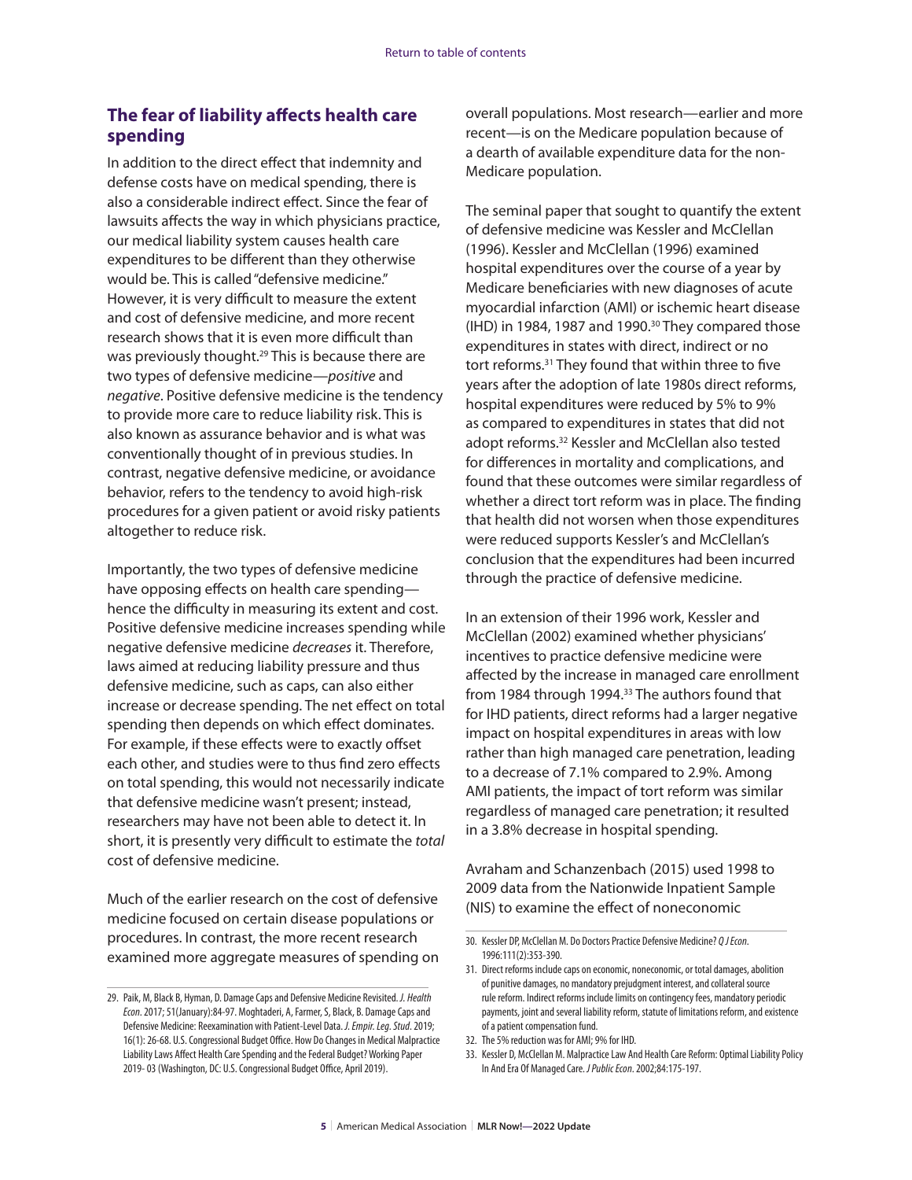## The fear of liability affects health care spending

In addition to the direct effect that indemnity and defense costs have on medical spending, there is also a considerable indirect effect. Since the fear of lawsuits affects the way in which physicians practice, our medical liability system causes health care expenditures to be different than they otherwise would be. This is called "defensive medicine." However, it is very difficult to measure the extent and cost of defensive medicine, and more recent research shows that it is even more difficult than was previously thought.[29] This is because there are two types of defensive medicine—*positive* and *negative*. Positive defensive medicine is the tendency to provide more care to reduce liability risk. This is also known as assurance behavior and is what was conventionally thought of in previous studies. In contrast, negative defensive medicine, or avoidance behavior, refers to the tendency to avoid high-risk procedures for a given patient or avoid risky patients altogether to reduce risk.

Importantly, the two types of defensive medicine have opposing effects on health care spending—hence the difficulty in measuring its extent and cost. Positive defensive medicine increases spending while negative defensive medicine *decreases* it. Therefore, laws aimed at reducing liability pressure and thus defensive medicine, such as caps, can also either increase or decrease spending. The net effect on total spending then depends on which effect dominates. For example, if these effects were to exactly offset each other, and studies were to thus find zero effects on total spending, this would not necessarily indicate that defensive medicine wasn't present; instead, researchers may have not been able to detect it. In short, it is presently very difficult to estimate the *total* cost of defensive medicine.

Much of the earlier research on the cost of defensive medicine focused on certain disease populations or procedures. In contrast, the more recent research examined more aggregate measures of spending on overall populations. Most research—earlier and more recent—is on the Medicare population because of a dearth of available expenditure data for the non-Medicare population.

The seminal paper that sought to quantify the extent of defensive medicine was Kessler and McClellan (1996). Kessler and McClellan (1996) examined hospital expenditures over the course of a year by Medicare beneficiaries with new diagnoses of acute myocardial infarction (AMI) or ischemic heart disease (IHD) in 1984, 1987 and 1990.[30] They compared those expenditures in states with direct, indirect or no tort reforms.[31] They found that within three to five years after the adoption of late 1980s direct reforms, hospital expenditures were reduced by 5% to 9% as compared to expenditures in states that did not adopt reforms.[32] Kessler and McClellan also tested for differences in mortality and complications, and found that these outcomes were similar regardless of whether a direct tort reform was in place. The finding that health did not worsen when those expenditures were reduced supports Kessler's and McClellan's conclusion that the expenditures had been incurred through the practice of defensive medicine.

In an extension of their 1996 work, Kessler and McClellan (2002) examined whether physicians' incentives to practice defensive medicine were affected by the increase in managed care enrollment from 1984 through 1994.[33] The authors found that for IHD patients, direct reforms had a larger negative impact on hospital expenditures in areas with low rather than high managed care penetration, leading to a decrease of 7.1% compared to 2.9%. Among AMI patients, the impact of tort reform was similar regardless of managed care penetration; it resulted in a 3.8% decrease in hospital spending.

Avraham and Schanzenbach (2015) used 1998 to 2009 data from the Nationwide Inpatient Sample (NIS) to examine the effect of noneconomic

---

29. Paik, M, Black B, Hyman, D. Damage Caps and Defensive Medicine Revisited. *J. Health Econ*. 2017; 51(January):84-97. Moghtaderi, A, Farmer, S, Black, B. Damage Caps and Defensive Medicine: Reexamination with Patient-Level Data. *J. Empir. Leg. Stud*. 2019; 16(1): 26-68. U.S. Congressional Budget Office. How Do Changes in Medical Malpractice Liability Laws Affect Health Care Spending and the Federal Budget? Working Paper 2019- 03 (Washington, DC: U.S. Congressional Budget Office, April 2019).

30. Kessler DP, McClellan M. Do Doctors Practice Defensive Medicine? *Q J Econ*. 1996:111(2):353-390.

31. Direct reforms include caps on economic, noneconomic, or total damages, abolition of punitive damages, no mandatory prejudgment interest, and collateral source rule reform. Indirect reforms include limits on contingency fees, mandatory periodic payments, joint and several liability reform, statute of limitations reform, and existence of a patient compensation fund.

32. The 5% reduction was for AMI; 9% for IHD.

33. Kessler D, McClellan M. Malpractice Law And Health Care Reform: Optimal Liability Policy In And Era Of Managed Care. *J Public Econ*. 2002;84:175-197.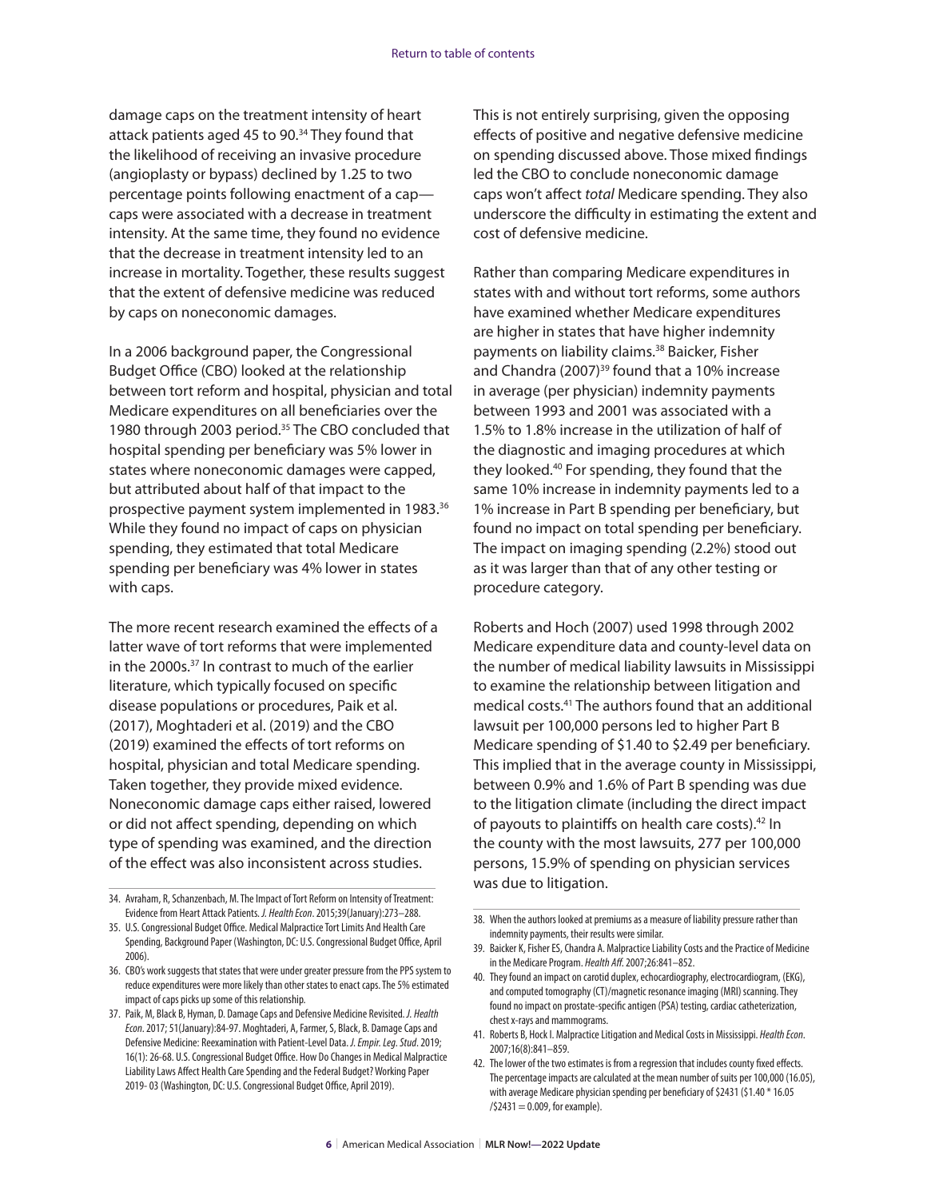damage caps on the treatment intensity of heart attack patients aged 45 to 90.[34] They found that the likelihood of receiving an invasive procedure (angioplasty or bypass) declined by 1.25 to two percentage points following enactment of a cap—caps were associated with a decrease in treatment intensity. At the same time, they found no evidence that the decrease in treatment intensity led to an increase in mortality. Together, these results suggest that the extent of defensive medicine was reduced by caps on noneconomic damages.

In a 2006 background paper, the Congressional Budget Office (CBO) looked at the relationship between tort reform and hospital, physician and total Medicare expenditures on all beneficiaries over the 1980 through 2003 period.[35] The CBO concluded that hospital spending per beneficiary was 5% lower in states where noneconomic damages were capped, but attributed about half of that impact to the prospective payment system implemented in 1983.[36] While they found no impact of caps on physician spending, they estimated that total Medicare spending per beneficiary was 4% lower in states with caps.

The more recent research examined the effects of a latter wave of tort reforms that were implemented in the 2000s.[37] In contrast to much of the earlier literature, which typically focused on specific disease populations or procedures, Paik et al. (2017), Moghtaderi et al. (2019) and the CBO (2019) examined the effects of tort reforms on hospital, physician and total Medicare spending. Taken together, they provide mixed evidence. Noneconomic damage caps either raised, lowered or did not affect spending, depending on which type of spending was examined, and the direction of the effect was also inconsistent across studies.

This is not entirely surprising, given the opposing effects of positive and negative defensive medicine on spending discussed above. Those mixed findings led the CBO to conclude noneconomic damage caps won't affect *total* Medicare spending. They also underscore the difficulty in estimating the extent and cost of defensive medicine.

Rather than comparing Medicare expenditures in states with and without tort reforms, some authors have examined whether Medicare expenditures are higher in states that have higher indemnity payments on liability claims.[38] Baicker, Fisher and Chandra (2007)[39] found that a 10% increase in average (per physician) indemnity payments between 1993 and 2001 was associated with a 1.5% to 1.8% increase in the utilization of half of the diagnostic and imaging procedures at which they looked.[40] For spending, they found that the same 10% increase in indemnity payments led to a 1% increase in Part B spending per beneficiary, but found no impact on total spending per beneficiary. The impact on imaging spending (2.2%) stood out as it was larger than that of any other testing or procedure category.

Roberts and Hoch (2007) used 1998 through 2002 Medicare expenditure data and county-level data on the number of medical liability lawsuits in Mississippi to examine the relationship between litigation and medical costs.[41] The authors found that an additional lawsuit per 100,000 persons led to higher Part B Medicare spending of $1.40 to $2.49 per beneficiary. This implied that in the average county in Mississippi, between 0.9% and 1.6% of Part B spending was due to the litigation climate (including the direct impact of payouts to plaintiffs on health care costs).[42] In the county with the most lawsuits, 277 per 100,000 persons, 15.9% of spending on physician services was due to litigation.

---

34. Avraham, R, Schanzenbach, M. The Impact of Tort Reform on Intensity of Treatment: Evidence from Heart Attack Patients. *J. Health Econ*. 2015;39(January):273–288.
35. U.S. Congressional Budget Office. Medical Malpractice Tort Limits And Health Care Spending, Background Paper (Washington, DC: U.S. Congressional Budget Office, April 2006).
36. CBO's work suggests that states that were under greater pressure from the PPS system to reduce expenditures were more likely than other states to enact caps. The 5% estimated impact of caps picks up some of this relationship.
37. Paik, M, Black B, Hyman, D. Damage Caps and Defensive Medicine Revisited. *J. Health Econ*. 2017; 51(January):84-97. Moghtaderi, A, Farmer, S, Black, B. Damage Caps and Defensive Medicine: Reexamination with Patient-Level Data. *J. Empir. Leg. Stud*. 2019; 16(1): 26-68. U.S. Congressional Budget Office. How Do Changes in Medical Malpractice Liability Laws Affect Health Care Spending and the Federal Budget? Working Paper 2019- 03 (Washington, DC: U.S. Congressional Budget Office, April 2019).
38. When the authors looked at premiums as a measure of liability pressure rather than indemnity payments, their results were similar.
39. Baicker K, Fisher ES, Chandra A. Malpractice Liability Costs and the Practice of Medicine in the Medicare Program. *Health Aff*. 2007;26:841–852.
40. They found an impact on carotid duplex, echocardiography, electrocardiogram, (EKG), and computed tomography (CT)/magnetic resonance imaging (MRI) scanning. They found no impact on prostate-specific antigen (PSA) testing, cardiac catheterization, chest x-rays and mammograms.
41. Roberts B, Hock I. Malpractice Litigation and Medical Costs in Mississippi. *Health Econ*. 2007;16(8):841–859.
42. The lower of the two estimates is from a regression that includes county fixed effects. The percentage impacts are calculated at the mean number of suits per 100,000 (16.05), with average Medicare physician spending per beneficiary of $2431 ($1.40 * 16.05 /$2431 = 0.009, for example).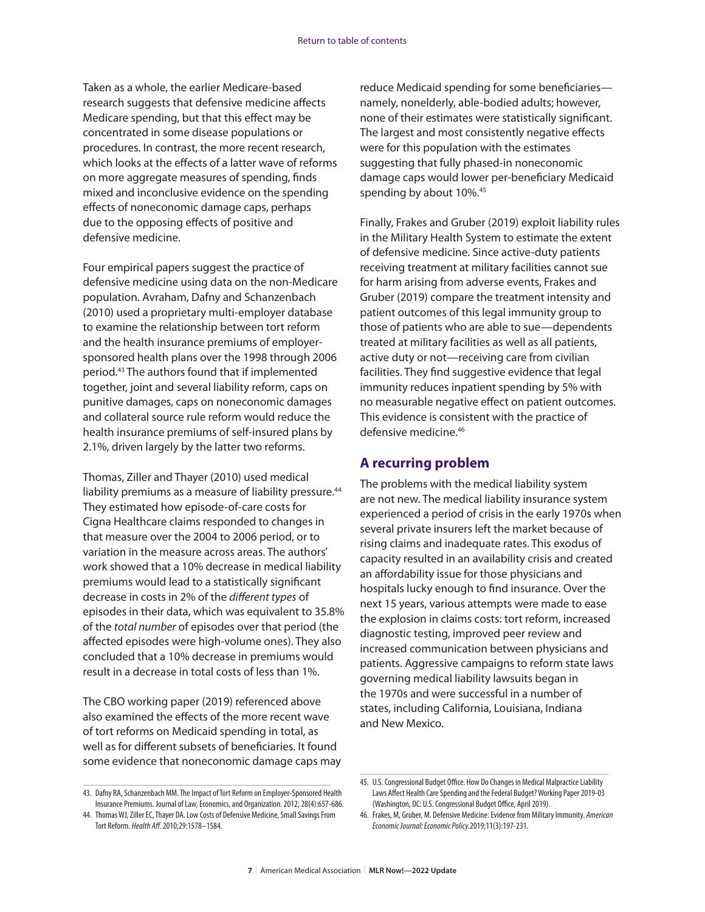Taken as a whole, the earlier Medicare-based research suggests that defensive medicine affects Medicare spending, but that this effect may be concentrated in some disease populations or procedures. In contrast, the more recent research, which looks at the effects of a latter wave of reforms on more aggregate measures of spending, finds mixed and inconclusive evidence on the spending effects of noneconomic damage caps, perhaps due to the opposing effects of positive and defensive medicine.

Four empirical papers suggest the practice of defensive medicine using data on the non-Medicare population. Avraham, Dafny and Schanzenbach (2010) used a proprietary multi-employer database to examine the relationship between tort reform and the health insurance premiums of employer-sponsored health plans over the 1998 through 2006 period.[43] The authors found that if implemented together, joint and several liability reform, caps on punitive damages, caps on noneconomic damages and collateral source rule reform would reduce the health insurance premiums of self-insured plans by 2.1%, driven largely by the latter two reforms.

Thomas, Ziller and Thayer (2010) used medical liability premiums as a measure of liability pressure.[44] They estimated how episode-of-care costs for Cigna Healthcare claims responded to changes in that measure over the 2004 to 2006 period, or to variation in the measure across areas. The authors' work showed that a 10% decrease in medical liability premiums would lead to a statistically significant decrease in costs in 2% of the *different types* of episodes in their data, which was equivalent to 35.8% of the *total number* of episodes over that period (the affected episodes were high-volume ones). They also concluded that a 10% decrease in premiums would result in a decrease in total costs of less than 1%.

The CBO working paper (2019) referenced above also examined the effects of the more recent wave of tort reforms on Medicaid spending in total, as well as for different subsets of beneficiaries. It found some evidence that noneconomic damage caps may reduce Medicaid spending for some beneficiaries—namely, nonelderly, able-bodied adults; however, none of their estimates were statistically significant. The largest and most consistently negative effects were for this population with the estimates suggesting that fully phased-in noneconomic damage caps would lower per-beneficiary Medicaid spending by about 10%.[45]

Finally, Frakes and Gruber (2019) exploit liability rules in the Military Health System to estimate the extent of defensive medicine. Since active-duty patients receiving treatment at military facilities cannot sue for harm arising from adverse events, Frakes and Gruber (2019) compare the treatment intensity and patient outcomes of this legal immunity group to those of patients who are able to sue—dependents treated at military facilities as well as all patients, active duty or not—receiving care from civilian facilities. They find suggestive evidence that legal immunity reduces inpatient spending by 5% with no measurable negative effect on patient outcomes. This evidence is consistent with the practice of defensive medicine.[46]

## A recurring problem

The problems with the medical liability system are not new. The medical liability insurance system experienced a period of crisis in the early 1970s when several private insurers left the market because of rising claims and inadequate rates. This exodus of capacity resulted in an availability crisis and created an affordability issue for those physicians and hospitals lucky enough to find insurance. Over the next 15 years, various attempts were made to ease the explosion in claims costs: tort reform, increased diagnostic testing, improved peer review and increased communication between physicians and patients. Aggressive campaigns to reform state laws governing medical liability lawsuits began in the 1970s and were successful in a number of states, including California, Louisiana, Indiana and New Mexico.

43. Dafny RA, Schanzenbach MM. The Impact of Tort Reform on Employer-Sponsored Health Insurance Premiums. Journal of Law, Economics, and Organization. 2012; 28(4):657-686.

44. Thomas WJ, Ziller EC, Thayer DA. Low Costs of Defensive Medicine, Small Savings From Tort Reform. *Health Aff.* 2010;29:1578–1584.

45. U.S. Congressional Budget Office. How Do Changes in Medical Malpractice Liability Laws Affect Health Care Spending and the Federal Budget? Working Paper 2019-03 (Washington, DC: U.S. Congressional Budget Office, April 2019).

46. Frakes, M, Gruber, M. Defensive Medicine: Evidence from Military Immunity. *American Economic Journal: Economic Policy.*2019;11(3):197-231.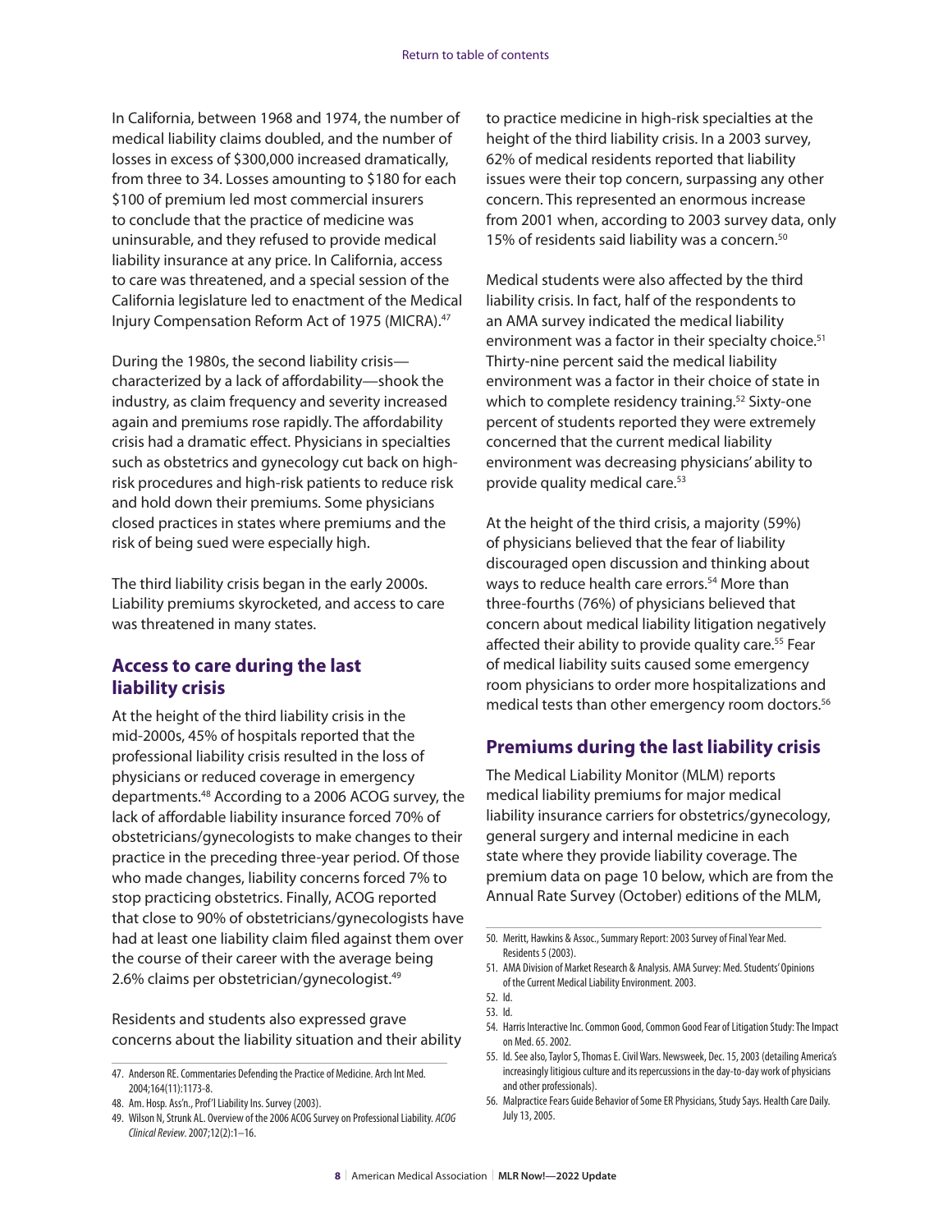In California, between 1968 and 1974, the number of medical liability claims doubled, and the number of losses in excess of $300,000 increased dramatically, from three to 34. Losses amounting to $180 for each $100 of premium led most commercial insurers to conclude that the practice of medicine was uninsurable, and they refused to provide medical liability insurance at any price. In California, access to care was threatened, and a special session of the California legislature led to enactment of the Medical Injury Compensation Reform Act of 1975 (MICRA).[47]

During the 1980s, the second liability crisis—characterized by a lack of affordability—shook the industry, as claim frequency and severity increased again and premiums rose rapidly. The affordability crisis had a dramatic effect. Physicians in specialties such as obstetrics and gynecology cut back on high-risk procedures and high-risk patients to reduce risk and hold down their premiums. Some physicians closed practices in states where premiums and the risk of being sued were especially high.

The third liability crisis began in the early 2000s. Liability premiums skyrocketed, and access to care was threatened in many states.

## Access to care during the last liability crisis

At the height of the third liability crisis in the mid-2000s, 45% of hospitals reported that the professional liability crisis resulted in the loss of physicians or reduced coverage in emergency departments.[48] According to a 2006 ACOG survey, the lack of affordable liability insurance forced 70% of obstetricians/gynecologists to make changes to their practice in the preceding three-year period. Of those who made changes, liability concerns forced 7% to stop practicing obstetrics. Finally, ACOG reported that close to 90% of obstetricians/gynecologists have had at least one liability claim filed against them over the course of their career with the average being 2.6% claims per obstetrician/gynecologist.[49]

Residents and students also expressed grave concerns about the liability situation and their ability to practice medicine in high-risk specialties at the height of the third liability crisis. In a 2003 survey, 62% of medical residents reported that liability issues were their top concern, surpassing any other concern. This represented an enormous increase from 2001 when, according to 2003 survey data, only 15% of residents said liability was a concern.[50]

Medical students were also affected by the third liability crisis. In fact, half of the respondents to an AMA survey indicated the medical liability environment was a factor in their specialty choice.[51] Thirty-nine percent said the medical liability environment was a factor in their choice of state in which to complete residency training.[52] Sixty-one percent of students reported they were extremely concerned that the current medical liability environment was decreasing physicians' ability to provide quality medical care.[53]

At the height of the third crisis, a majority (59%) of physicians believed that the fear of liability discouraged open discussion and thinking about ways to reduce health care errors.[54] More than three-fourths (76%) of physicians believed that concern about medical liability litigation negatively affected their ability to provide quality care.[55] Fear of medical liability suits caused some emergency room physicians to order more hospitalizations and medical tests than other emergency room doctors.[56]

## Premiums during the last liability crisis

The Medical Liability Monitor (MLM) reports medical liability premiums for major medical liability insurance carriers for obstetrics/gynecology, general surgery and internal medicine in each state where they provide liability coverage. The premium data on page 10 below, which are from the Annual Rate Survey (October) editions of the MLM,

---

47. Anderson RE. Commentaries Defending the Practice of Medicine. Arch Int Med. 2004;164(11):1173-8.
48. Am. Hosp. Ass'n., Prof'l Liability Ins. Survey (2003).
49. Wilson N, Strunk AL. Overview of the 2006 ACOG Survey on Professional Liability. *ACOG Clinical Review*. 2007;12(2):1–16.
50. Meritt, Hawkins & Assoc., Summary Report: 2003 Survey of Final Year Med. Residents 5 (2003).
51. AMA Division of Market Research & Analysis. AMA Survey: Med. Students' Opinions of the Current Medical Liability Environment. 2003.
52. Id.
53. Id.
54. Harris Interactive Inc. Common Good, Common Good Fear of Litigation Study: The Impact on Med. 65. 2002.
55. Id. See also, Taylor S, Thomas E. Civil Wars. Newsweek, Dec. 15, 2003 (detailing America's increasingly litigious culture and its repercussions in the day-to-day work of physicians and other professionals).
56. Malpractice Fears Guide Behavior of Some ER Physicians, Study Says. Health Care Daily. July 13, 2005.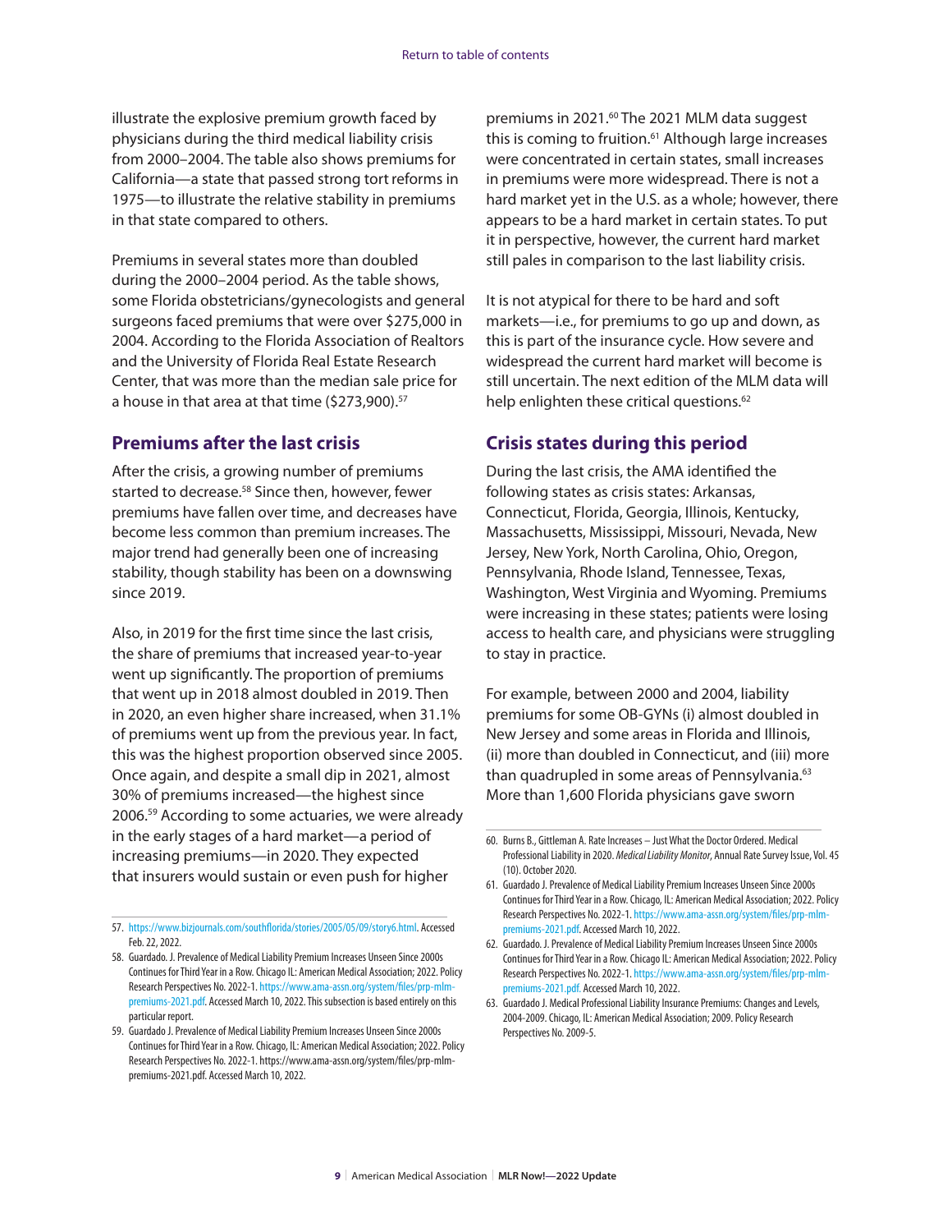illustrate the explosive premium growth faced by physicians during the third medical liability crisis from 2000–2004. The table also shows premiums for California—a state that passed strong tort reforms in 1975—to illustrate the relative stability in premiums in that state compared to others.

Premiums in several states more than doubled during the 2000–2004 period. As the table shows, some Florida obstetricians/gynecologists and general surgeons faced premiums that were over $275,000 in 2004. According to the Florida Association of Realtors and the University of Florida Real Estate Research Center, that was more than the median sale price for a house in that area at that time ($273,900).[57]

## Premiums after the last crisis

After the crisis, a growing number of premiums started to decrease.[58] Since then, however, fewer premiums have fallen over time, and decreases have become less common than premium increases. The major trend had generally been one of increasing stability, though stability has been on a downswing since 2019.

Also, in 2019 for the first time since the last crisis, the share of premiums that increased year-to-year went up significantly. The proportion of premiums that went up in 2018 almost doubled in 2019. Then in 2020, an even higher share increased, when 31.1% of premiums went up from the previous year. In fact, this was the highest proportion observed since 2005. Once again, and despite a small dip in 2021, almost 30% of premiums increased—the highest since 2006.[59] According to some actuaries, we were already in the early stages of a hard market—a period of increasing premiums—in 2020. They expected that insurers would sustain or even push for higher premiums in 2021.[60] The 2021 MLM data suggest this is coming to fruition.[61] Although large increases were concentrated in certain states, small increases in premiums were more widespread. There is not a hard market yet in the U.S. as a whole; however, there appears to be a hard market in certain states. To put it in perspective, however, the current hard market still pales in comparison to the last liability crisis.

It is not atypical for there to be hard and soft markets—i.e., for premiums to go up and down, as this is part of the insurance cycle. How severe and widespread the current hard market will become is still uncertain. The next edition of the MLM data will help enlighten these critical questions.[62]

## Crisis states during this period

During the last crisis, the AMA identified the following states as crisis states: Arkansas, Connecticut, Florida, Georgia, Illinois, Kentucky, Massachusetts, Mississippi, Missouri, Nevada, New Jersey, New York, North Carolina, Ohio, Oregon, Pennsylvania, Rhode Island, Tennessee, Texas, Washington, West Virginia and Wyoming. Premiums were increasing in these states; patients were losing access to health care, and physicians were struggling to stay in practice.

For example, between 2000 and 2004, liability premiums for some OB-GYNs (i) almost doubled in New Jersey and some areas in Florida and Illinois, (ii) more than doubled in Connecticut, and (iii) more than quadrupled in some areas of Pennsylvania.[63] More than 1,600 Florida physicians gave sworn

---

57. https://www.bizjournals.com/southflorida/stories/2005/05/09/story6.html. Accessed Feb. 22, 2022.

58. Guardado. J. Prevalence of Medical Liability Premium Increases Unseen Since 2000s Continues for Third Year in a Row. Chicago IL: American Medical Association; 2022. Policy Research Perspectives No. 2022-1. https://www.ama-assn.org/system/files/prp-mlm-premiums-2021.pdf. Accessed March 10, 2022. This subsection is based entirely on this particular report.

59. Guardado J. Prevalence of Medical Liability Premium Increases Unseen Since 2000s Continues for Third Year in a Row. Chicago, IL: American Medical Association; 2022. Policy Research Perspectives No. 2022-1. https://www.ama-assn.org/system/files/prp-mlm-premiums-2021.pdf. Accessed March 10, 2022.

60. Burns B., Gittleman A. Rate Increases – Just What the Doctor Ordered. Medical Professional Liability in 2020. *Medical Liability Monitor*, Annual Rate Survey Issue, Vol. 45 (10). October 2020.

61. Guardado J. Prevalence of Medical Liability Premium Increases Unseen Since 2000s Continues for Third Year in a Row. Chicago, IL: American Medical Association; 2022. Policy Research Perspectives No. 2022-1. https://www.ama-assn.org/system/files/prp-mlm-premiums-2021.pdf. Accessed March 10, 2022.

62. Guardado. J. Prevalence of Medical Liability Premium Increases Unseen Since 2000s Continues for Third Year in a Row. Chicago IL: American Medical Association; 2022. Policy Research Perspectives No. 2022-1. https://www.ama-assn.org/system/files/prp-mlm-premiums-2021.pdf. Accessed March 10, 2022.

63. Guardado J. Medical Professional Liability Insurance Premiums: Changes and Levels, 2004-2009. Chicago, IL: American Medical Association; 2009. Policy Research Perspectives No. 2009-5.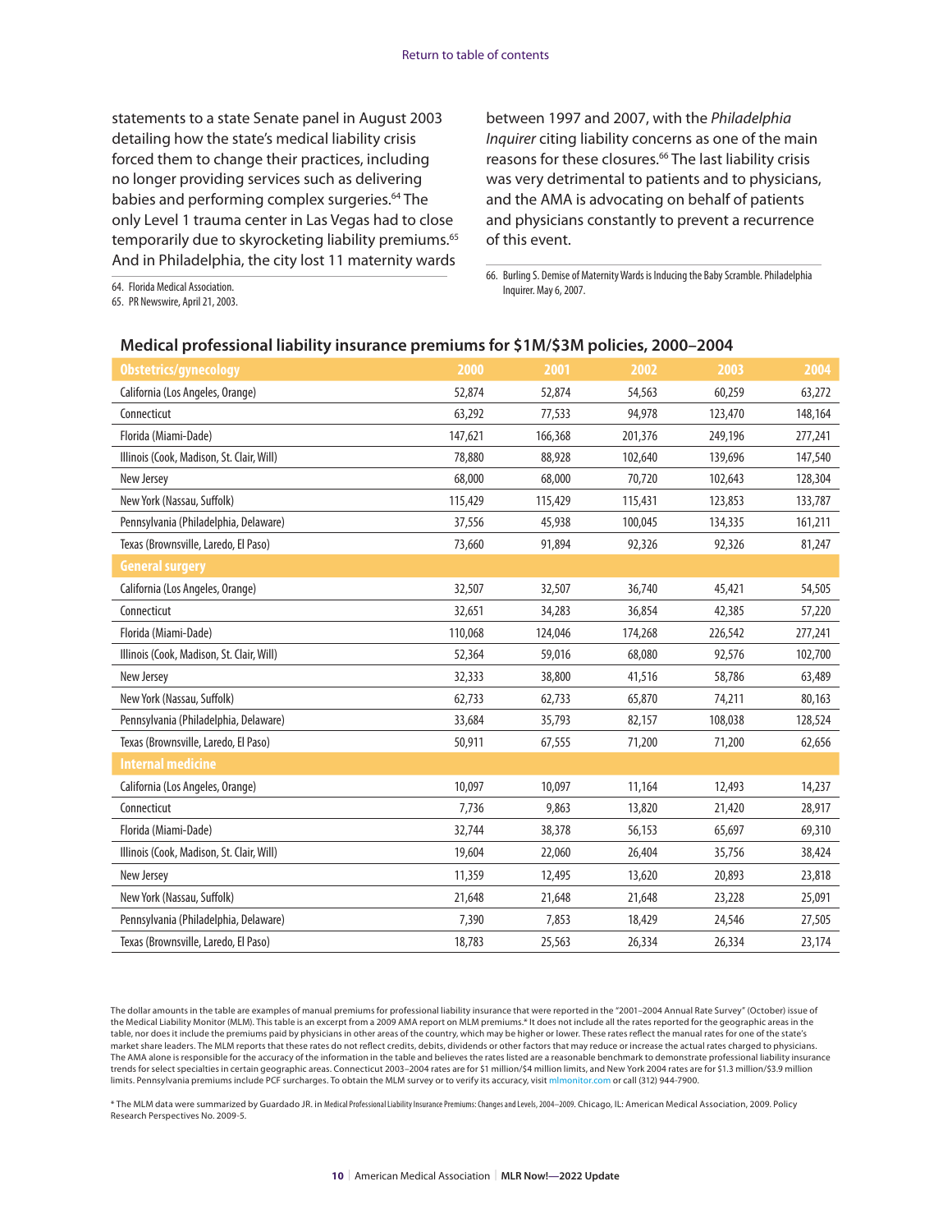statements to a state Senate panel in August 2003 detailing how the state's medical liability crisis forced them to change their practices, including no longer providing services such as delivering babies and performing complex surgeries.[64] The only Level 1 trauma center in Las Vegas had to close temporarily due to skyrocketing liability premiums.[65] And in Philadelphia, the city lost 11 maternity wards between 1997 and 2007, with the *Philadelphia Inquirer* citing liability concerns as one of the main reasons for these closures.[66] The last liability crisis was very detrimental to patients and to physicians, and the AMA is advocating on behalf of patients and physicians constantly to prevent a recurrence of this event.

64. Florida Medical Association.

65. PR Newswire, April 21, 2003.

66. Burling S. Demise of Maternity Wards is Inducing the Baby Scramble. Philadelphia Inquirer. May 6, 2007.

## Medical professional liability insurance premiums for $1M/$3M policies, 2000–2004

| Obstetrics/gynecology | 2000 | 2001 | 2002 | 2003 | 2004 |
|---|---|---|---|---|---|
| California (Los Angeles, Orange) | 52,874 | 52,874 | 54,563 | 60,259 | 63,272 |
| Connecticut | 63,292 | 77,533 | 94,978 | 123,470 | 148,164 |
| Florida (Miami-Dade) | 147,621 | 166,368 | 201,376 | 249,196 | 277,241 |
| Illinois (Cook, Madison, St. Clair, Will) | 78,880 | 88,928 | 102,640 | 139,696 | 147,540 |
| New Jersey | 68,000 | 68,000 | 70,720 | 102,643 | 128,304 |
| New York (Nassau, Suffolk) | 115,429 | 115,429 | 115,431 | 123,853 | 133,787 |
| Pennsylvania (Philadelphia, Delaware) | 37,556 | 45,938 | 100,045 | 134,335 | 161,211 |
| Texas (Brownsville, Laredo, El Paso) | 73,660 | 91,894 | 92,326 | 92,326 | 81,247 |
| **General surgery** | | | | | |
| California (Los Angeles, Orange) | 32,507 | 32,507 | 36,740 | 45,421 | 54,505 |
| Connecticut | 32,651 | 34,283 | 36,854 | 42,385 | 57,220 |
| Florida (Miami-Dade) | 110,068 | 124,046 | 174,268 | 226,542 | 277,241 |
| Illinois (Cook, Madison, St. Clair, Will) | 52,364 | 59,016 | 68,080 | 92,576 | 102,700 |
| New Jersey | 32,333 | 38,800 | 41,516 | 58,786 | 63,489 |
| New York (Nassau, Suffolk) | 62,733 | 62,733 | 65,870 | 74,211 | 80,163 |
| Pennsylvania (Philadelphia, Delaware) | 33,684 | 35,793 | 82,157 | 108,038 | 128,524 |
| Texas (Brownsville, Laredo, El Paso) | 50,911 | 67,555 | 71,200 | 71,200 | 62,656 |
| **Internal medicine** | | | | | |
| California (Los Angeles, Orange) | 10,097 | 10,097 | 11,164 | 12,493 | 14,237 |
| Connecticut | 7,736 | 9,863 | 13,820 | 21,420 | 28,917 |
| Florida (Miami-Dade) | 32,744 | 38,378 | 56,153 | 65,697 | 69,310 |
| Illinois (Cook, Madison, St. Clair, Will) | 19,604 | 22,060 | 26,404 | 35,756 | 38,424 |
| New Jersey | 11,359 | 12,495 | 13,620 | 20,893 | 23,818 |
| New York (Nassau, Suffolk) | 21,648 | 21,648 | 21,648 | 23,228 | 25,091 |
| Pennsylvania (Philadelphia, Delaware) | 7,390 | 7,853 | 18,429 | 24,546 | 27,505 |
| Texas (Brownsville, Laredo, El Paso) | 18,783 | 25,563 | 26,334 | 26,334 | 23,174 |

The dollar amounts in the table are examples of manual premiums for professional liability insurance that were reported in the "2001–2004 Annual Rate Survey" (October) issue of the Medical Liability Monitor (MLM). This table is an excerpt from a 2009 AMA report on MLM premiums.* It does not include all the rates reported for the geographic areas in the table, nor does it include the premiums paid by physicians in other areas of the country, which may be higher or lower. These rates reflect the manual rates for one of the state's market share leaders. The MLM reports that these rates do not reflect credits, debits, dividends or other factors that may reduce or increase the actual rates charged to physicians. The AMA alone is responsible for the accuracy of the information in the table and believes the rates listed are a reasonable benchmark to demonstrate professional liability insurance trends for select specialties in certain geographic areas. Connecticut 2003–2004 rates are for $1 million/$4 million limits, and New York 2004 rates are for $1.3 million/$3.9 million limits. Pennsylvania premiums include PCF surcharges. To obtain the MLM survey or to verify its accuracy, visit mlmonitor.com or call (312) 944-7900.

* The MLM data were summarized by Guardado JR. in Medical Professional Liability Insurance Premiums: Changes and Levels, 2004–2009. Chicago, IL: American Medical Association, 2009. Policy Research Perspectives No. 2009-5.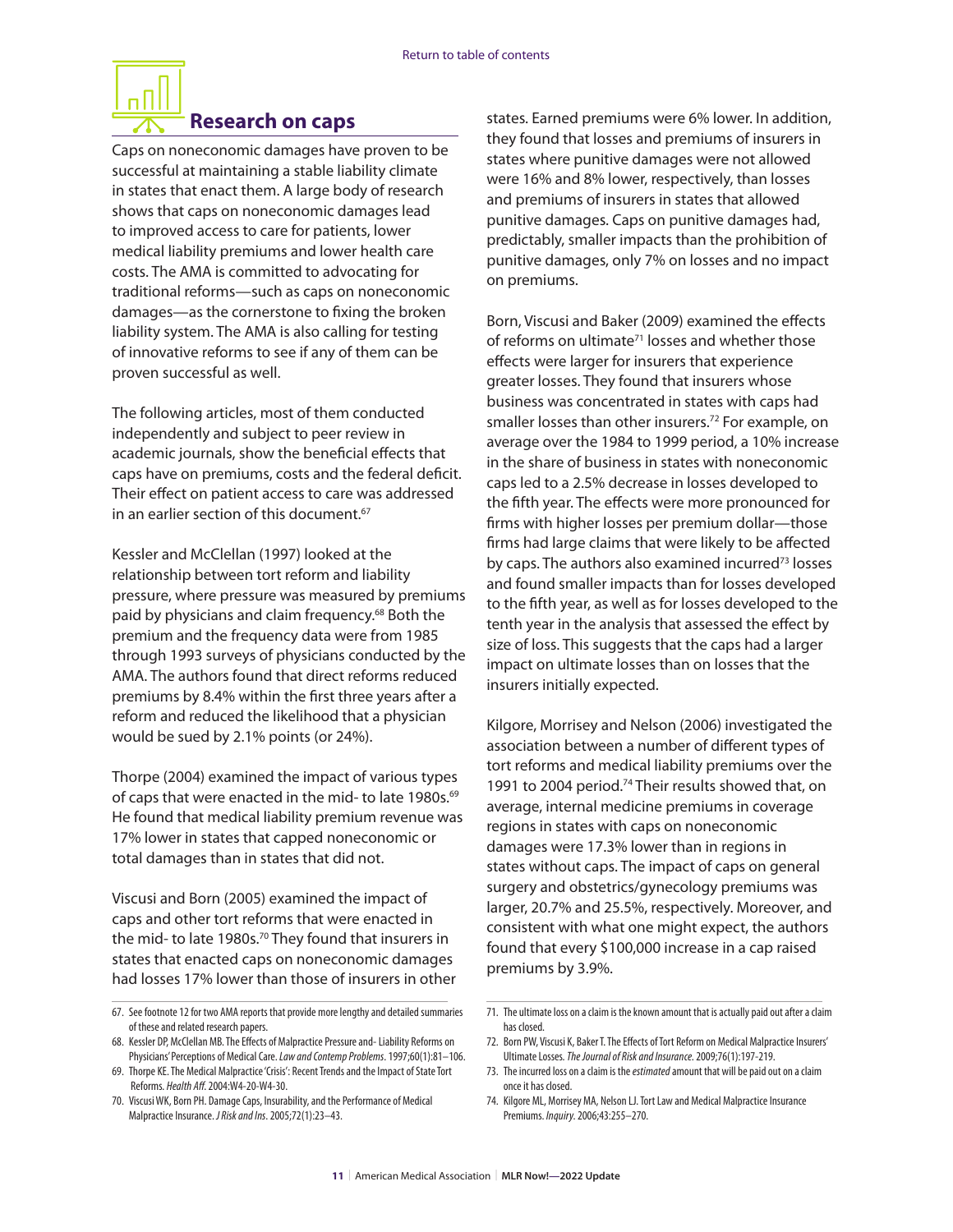## Research on caps

Caps on noneconomic damages have proven to be successful at maintaining a stable liability climate in states that enact them. A large body of research shows that caps on noneconomic damages lead to improved access to care for patients, lower medical liability premiums and lower health care costs. The AMA is committed to advocating for traditional reforms—such as caps on noneconomic damages—as the cornerstone to fixing the broken liability system. The AMA is also calling for testing of innovative reforms to see if any of them can be proven successful as well.

The following articles, most of them conducted independently and subject to peer review in academic journals, show the beneficial effects that caps have on premiums, costs and the federal deficit. Their effect on patient access to care was addressed in an earlier section of this document.[67]

Kessler and McClellan (1997) looked at the relationship between tort reform and liability pressure, where pressure was measured by premiums paid by physicians and claim frequency.[68] Both the premium and the frequency data were from 1985 through 1993 surveys of physicians conducted by the AMA. The authors found that direct reforms reduced premiums by 8.4% within the first three years after a reform and reduced the likelihood that a physician would be sued by 2.1% points (or 24%).

Thorpe (2004) examined the impact of various types of caps that were enacted in the mid- to late 1980s.[69] He found that medical liability premium revenue was 17% lower in states that capped noneconomic or total damages than in states that did not.

Viscusi and Born (2005) examined the impact of caps and other tort reforms that were enacted in the mid- to late 1980s.[70] They found that insurers in states that enacted caps on noneconomic damages had losses 17% lower than those of insurers in other states. Earned premiums were 6% lower. In addition, they found that losses and premiums of insurers in states where punitive damages were not allowed were 16% and 8% lower, respectively, than losses and premiums of insurers in states that allowed punitive damages. Caps on punitive damages had, predictably, smaller impacts than the prohibition of punitive damages, only 7% on losses and no impact on premiums.

Born, Viscusi and Baker (2009) examined the effects of reforms on ultimate[71] losses and whether those effects were larger for insurers that experience greater losses. They found that insurers whose business was concentrated in states with caps had smaller losses than other insurers.[72] For example, on average over the 1984 to 1999 period, a 10% increase in the share of business in states with noneconomic caps led to a 2.5% decrease in losses developed to the fifth year. The effects were more pronounced for firms with higher losses per premium dollar—those firms had large claims that were likely to be affected by caps. The authors also examined incurred[73] losses and found smaller impacts than for losses developed to the fifth year, as well as for losses developed to the tenth year in the analysis that assessed the effect by size of loss. This suggests that the caps had a larger impact on ultimate losses than on losses that the insurers initially expected.

Kilgore, Morrisey and Nelson (2006) investigated the association between a number of different types of tort reforms and medical liability premiums over the 1991 to 2004 period.[74] Their results showed that, on average, internal medicine premiums in coverage regions in states with caps on noneconomic damages were 17.3% lower than in regions in states without caps. The impact of caps on general surgery and obstetrics/gynecology premiums was larger, 20.7% and 25.5%, respectively. Moreover, and consistent with what one might expect, the authors found that every $100,000 increase in a cap raised premiums by 3.9%.

---

67. See footnote 12 for two AMA reports that provide more lengthy and detailed summaries of these and related research papers.
68. Kessler DP, McClellan MB. The Effects of Malpractice Pressure and- Liability Reforms on Physicians' Perceptions of Medical Care. *Law and Contemp Problems*. 1997;60(1):81–106.
69. Thorpe KE. The Medical Malpractice 'Crisis': Recent Trends and the Impact of State Tort Reforms. *Health Aff*. 2004:W4-20-W4-30.
70. Viscusi WK, Born PH. Damage Caps, Insurability, and the Performance of Medical Malpractice Insurance. *J Risk and Ins*. 2005;72(1):23–43.
71. The ultimate loss on a claim is the known amount that is actually paid out after a claim has closed.
72. Born PW, Viscusi K, Baker T. The Effects of Tort Reform on Medical Malpractice Insurers' Ultimate Losses. *The Journal of Risk and Insurance*. 2009;76(1):197-219.
73. The incurred loss on a claim is the *estimated* amount that will be paid out on a claim once it has closed.
74. Kilgore ML, Morrisey MA, Nelson LJ. Tort Law and Medical Malpractice Insurance Premiums. *Inquiry*. 2006;43:255–270.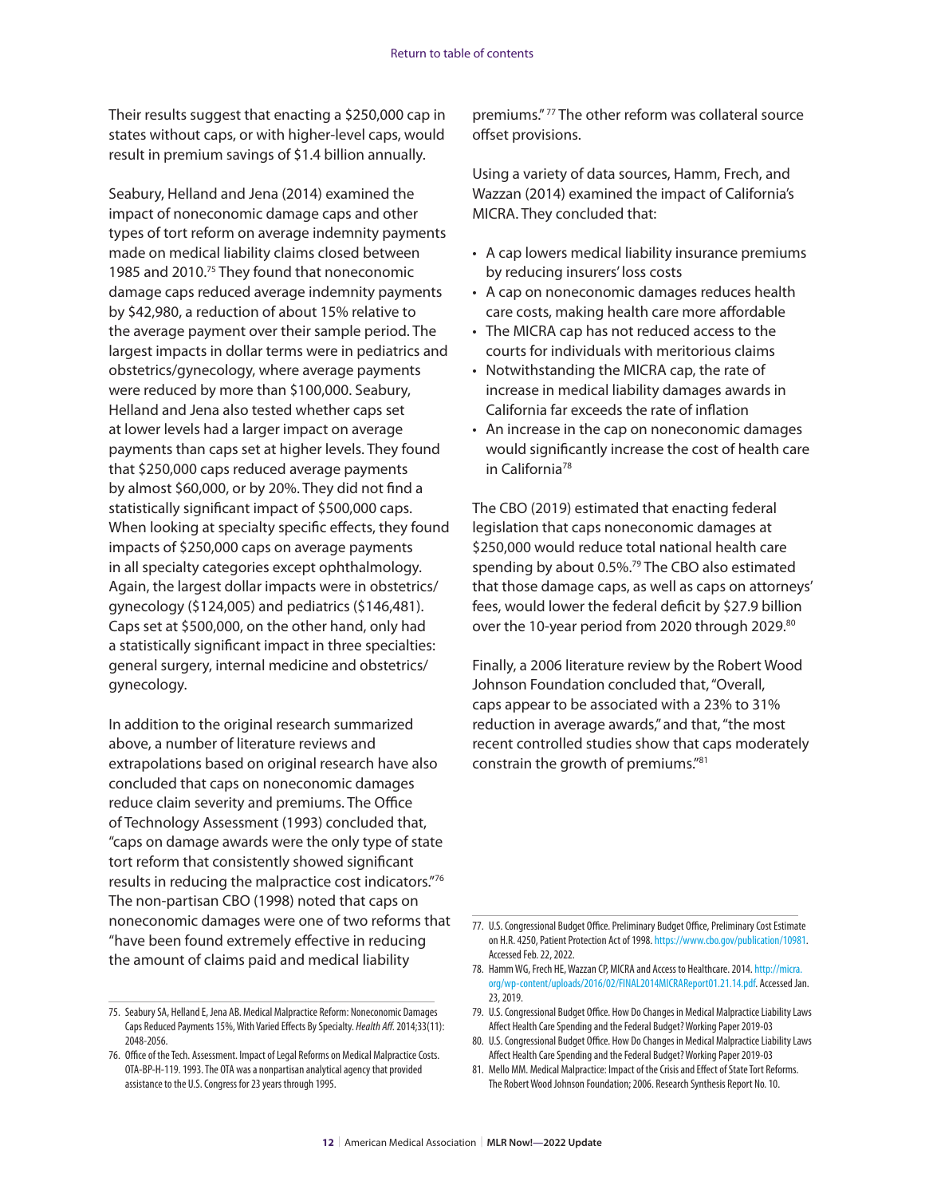Their results suggest that enacting a $250,000 cap in states without caps, or with higher-level caps, would result in premium savings of $1.4 billion annually.

Seabury, Helland and Jena (2014) examined the impact of noneconomic damage caps and other types of tort reform on average indemnity payments made on medical liability claims closed between 1985 and 2010.[75] They found that noneconomic damage caps reduced average indemnity payments by $42,980, a reduction of about 15% relative to the average payment over their sample period. The largest impacts in dollar terms were in pediatrics and obstetrics/gynecology, where average payments were reduced by more than $100,000. Seabury, Helland and Jena also tested whether caps set at lower levels had a larger impact on average payments than caps set at higher levels. They found that $250,000 caps reduced average payments by almost $60,000, or by 20%. They did not find a statistically significant impact of $500,000 caps. When looking at specialty specific effects, they found impacts of $250,000 caps on average payments in all specialty categories except ophthalmology. Again, the largest dollar impacts were in obstetrics/gynecology ($124,005) and pediatrics ($146,481). Caps set at $500,000, on the other hand, only had a statistically significant impact in three specialties: general surgery, internal medicine and obstetrics/gynecology.

In addition to the original research summarized above, a number of literature reviews and extrapolations based on original research have also concluded that caps on noneconomic damages reduce claim severity and premiums. The Office of Technology Assessment (1993) concluded that, "caps on damage awards were the only type of state tort reform that consistently showed significant results in reducing the malpractice cost indicators."[76] The non-partisan CBO (1998) noted that caps on noneconomic damages were one of two reforms that "have been found extremely effective in reducing the amount of claims paid and medical liability premiums."[77] The other reform was collateral source offset provisions.

Using a variety of data sources, Hamm, Frech, and Wazzan (2014) examined the impact of California's MICRA. They concluded that:

- A cap lowers medical liability insurance premiums by reducing insurers' loss costs
- A cap on noneconomic damages reduces health care costs, making health care more affordable
- The MICRA cap has not reduced access to the courts for individuals with meritorious claims
- Notwithstanding the MICRA cap, the rate of increase in medical liability damages awards in California far exceeds the rate of inflation
- An increase in the cap on noneconomic damages would significantly increase the cost of health care in California[78]

The CBO (2019) estimated that enacting federal legislation that caps noneconomic damages at $250,000 would reduce total national health care spending by about 0.5%.[79] The CBO also estimated that those damage caps, as well as caps on attorneys' fees, would lower the federal deficit by $27.9 billion over the 10-year period from 2020 through 2029.[80]

Finally, a 2006 literature review by the Robert Wood Johnson Foundation concluded that, "Overall, caps appear to be associated with a 23% to 31% reduction in average awards," and that, "the most recent controlled studies show that caps moderately constrain the growth of premiums."[81]

---

75. Seabury SA, Helland E, Jena AB. Medical Malpractice Reform: Noneconomic Damages Caps Reduced Payments 15%, With Varied Effects By Specialty. *Health Aff.* 2014;33(11): 2048-2056.
76. Office of the Tech. Assessment. Impact of Legal Reforms on Medical Malpractice Costs. OTA-BP-H-119. 1993. The OTA was a nonpartisan analytical agency that provided assistance to the U.S. Congress for 23 years through 1995.
77. U.S. Congressional Budget Office. Preliminary Budget Office, Preliminary Cost Estimate on H.R. 4250, Patient Protection Act of 1998. https://www.cbo.gov/publication/10981. Accessed Feb. 22, 2022.
78. Hamm WG, Frech HE, Wazzan CP, MICRA and Access to Healthcare. 2014. http://micra.org/wp-content/uploads/2016/02/FINAL2014MICRAReport01.21.14.pdf. Accessed Jan. 23, 2019.
79. U.S. Congressional Budget Office. How Do Changes in Medical Liability Laws Affect Health Care Spending and the Federal Budget? Working Paper 2019-03
80. U.S. Congressional Budget Office. How Do Changes in Medical Liability Laws Affect Health Care Spending and the Federal Budget? Working Paper 2019-03
81. Mello MM. Medical Malpractice: Impact of the Crisis and Effect of State Tort Reforms. The Robert Wood Johnson Foundation; 2006. Research Synthesis Report No. 10.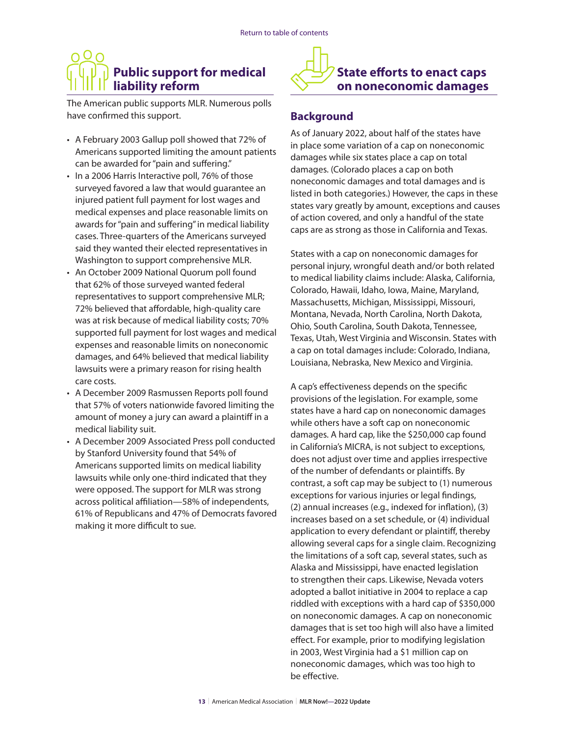## Public support for medical liability reform

The American public supports MLR. Numerous polls have confirmed this support.

- A February 2003 Gallup poll showed that 72% of Americans supported limiting the amount patients can be awarded for "pain and suffering."
- In a 2006 Harris Interactive poll, 76% of those surveyed favored a law that would guarantee an injured patient full payment for lost wages and medical expenses and place reasonable limits on awards for "pain and suffering" in medical liability cases. Three-quarters of the Americans surveyed said they wanted their elected representatives in Washington to support comprehensive MLR.
- An October 2009 National Quorum poll found that 62% of those surveyed wanted federal representatives to support comprehensive MLR; 72% believed that affordable, high-quality care was at risk because of medical liability costs; 70% supported full payment for lost wages and medical expenses and reasonable limits on noneconomic damages, and 64% believed that medical liability lawsuits were a primary reason for rising health care costs.
- A December 2009 Rasmussen Reports poll found that 57% of voters nationwide favored limiting the amount of money a jury can award a plaintiff in a medical liability suit.
- A December 2009 Associated Press poll conducted by Stanford University found that 54% of Americans supported limits on medical liability lawsuits while only one-third indicated that they were opposed. The support for MLR was strong across political affiliation—58% of independents, 61% of Republicans and 47% of Democrats favored making it more difficult to sue.

## State efforts to enact caps on noneconomic damages

### Background

As of January 2022, about half of the states have in place some variation of a cap on noneconomic damages while six states place a cap on total damages. (Colorado places a cap on both noneconomic damages and total damages and is listed in both categories.) However, the caps in these states vary greatly by amount, exceptions and causes of action covered, and only a handful of the state caps are as strong as those in California and Texas.

States with a cap on noneconomic damages for personal injury, wrongful death and/or both related to medical liability claims include: Alaska, California, Colorado, Hawaii, Idaho, Iowa, Maine, Maryland, Massachusetts, Michigan, Mississippi, Missouri, Montana, Nevada, North Carolina, North Dakota, Ohio, South Carolina, South Dakota, Tennessee, Texas, Utah, West Virginia and Wisconsin. States with a cap on total damages include: Colorado, Indiana, Louisiana, Nebraska, New Mexico and Virginia.

A cap's effectiveness depends on the specific provisions of the legislation. For example, some states have a hard cap on noneconomic damages while others have a soft cap on noneconomic damages. A hard cap, like the $250,000 cap found in California's MICRA, is not subject to exceptions, does not adjust over time and applies irrespective of the number of defendants or plaintiffs. By contrast, a soft cap may be subject to (1) numerous exceptions for various injuries or legal findings, (2) annual increases (e.g., indexed for inflation), (3) increases based on a set schedule, or (4) individual application to every defendant or plaintiff, thereby allowing several caps for a single claim. Recognizing the limitations of a soft cap, several states, such as Alaska and Mississippi, have enacted legislation to strengthen their caps. Likewise, Nevada voters adopted a ballot initiative in 2004 to replace a cap riddled with exceptions with a hard cap of $350,000 on noneconomic damages. A cap on noneconomic damages that is set too high will also have a limited effect. For example, prior to modifying legislation in 2003, West Virginia had a $1 million cap on noneconomic damages, which was too high to be effective.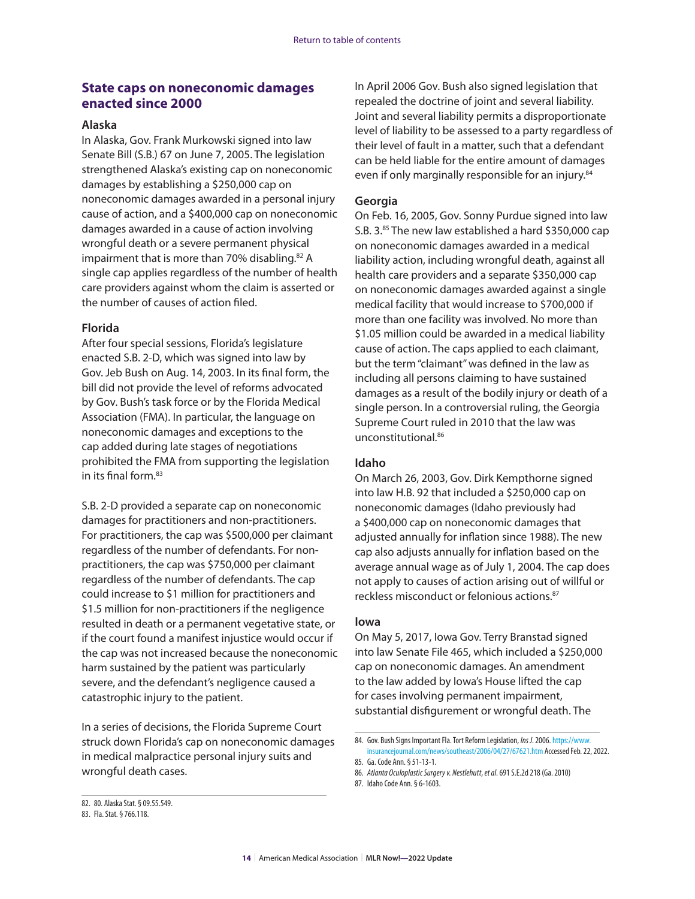## State caps on noneconomic damages enacted since 2000

### Alaska

In Alaska, Gov. Frank Murkowski signed into law Senate Bill (S.B.) 67 on June 7, 2005. The legislation strengthened Alaska's existing cap on noneconomic damages by establishing a $250,000 cap on noneconomic damages awarded in a personal injury cause of action, and a $400,000 cap on noneconomic damages awarded in a cause of action involving wrongful death or a severe permanent physical impairment that is more than 70% disabling.[82] A single cap applies regardless of the number of health care providers against whom the claim is asserted or the number of causes of action filed.

### Florida

After four special sessions, Florida's legislature enacted S.B. 2-D, which was signed into law by Gov. Jeb Bush on Aug. 14, 2003. In its final form, the bill did not provide the level of reforms advocated by Gov. Bush's task force or by the Florida Medical Association (FMA). In particular, the language on noneconomic damages and exceptions to the cap added during late stages of negotiations prohibited the FMA from supporting the legislation in its final form.[83]

S.B. 2-D provided a separate cap on noneconomic damages for practitioners and non-practitioners. For practitioners, the cap was $500,000 per claimant regardless of the number of defendants. For non-practitioners, the cap was $750,000 per claimant regardless of the number of defendants. The cap could increase to $1 million for practitioners and $1.5 million for non-practitioners if the negligence resulted in death or a permanent vegetative state, or if the court found a manifest injustice would occur if the cap was not increased because the noneconomic harm sustained by the patient was particularly severe, and the defendant's negligence caused a catastrophic injury to the patient.

In a series of decisions, the Florida Supreme Court struck down Florida's cap on noneconomic damages in medical malpractice personal injury suits and wrongful death cases.

In April 2006 Gov. Bush also signed legislation that repealed the doctrine of joint and several liability. Joint and several liability permits a disproportionate level of liability to be assessed to a party regardless of their level of fault in a matter, such that a defendant can be held liable for the entire amount of damages even if only marginally responsible for an injury.[84]

### Georgia

On Feb. 16, 2005, Gov. Sonny Purdue signed into law S.B. 3.[85] The new law established a hard $350,000 cap on noneconomic damages awarded in a medical liability action, including wrongful death, against all health care providers and a separate $350,000 cap on noneconomic damages awarded against a single medical facility that would increase to $700,000 if more than one facility was involved. No more than $1.05 million could be awarded in a medical liability cause of action. The caps applied to each claimant, but the term "claimant" was defined in the law as including all persons claiming to have sustained damages as a result of the bodily injury or death of a single person. In a controversial ruling, the Georgia Supreme Court ruled in 2010 that the law was unconstitutional.[86]

### Idaho

On March 26, 2003, Gov. Dirk Kempthorne signed into law H.B. 92 that included a $250,000 cap on noneconomic damages (Idaho previously had a $400,000 cap on noneconomic damages that adjusted annually for inflation since 1988). The new cap also adjusts annually for inflation based on the average annual wage as of July 1, 2004. The cap does not apply to causes of action arising out of willful or reckless misconduct or felonious actions.[87]

### Iowa

On May 5, 2017, Iowa Gov. Terry Branstad signed into law Senate File 465, which included a $250,000 cap on noneconomic damages. An amendment to the law added by Iowa's House lifted the cap for cases involving permanent impairment, substantial disfigurement or wrongful death. The

---

82. 80. Alaska Stat. § 09.55.549.
83. Fla. Stat. § 766.118.
84. Gov. Bush Signs Important Fla. Tort Reform Legislation, *Ins J*. 2006. https://www.insurancejournal.com/news/southeast/2006/04/27/67621.htm Accessed Feb. 22, 2022.
85. Ga. Code Ann. § 51-13-1.
86. *Atlanta Oculoplastic Surgery v. Nestlehutt*, *et al*. 691 S.E.2d 218 (Ga. 2010)
87. Idaho Code Ann. § 6-1603.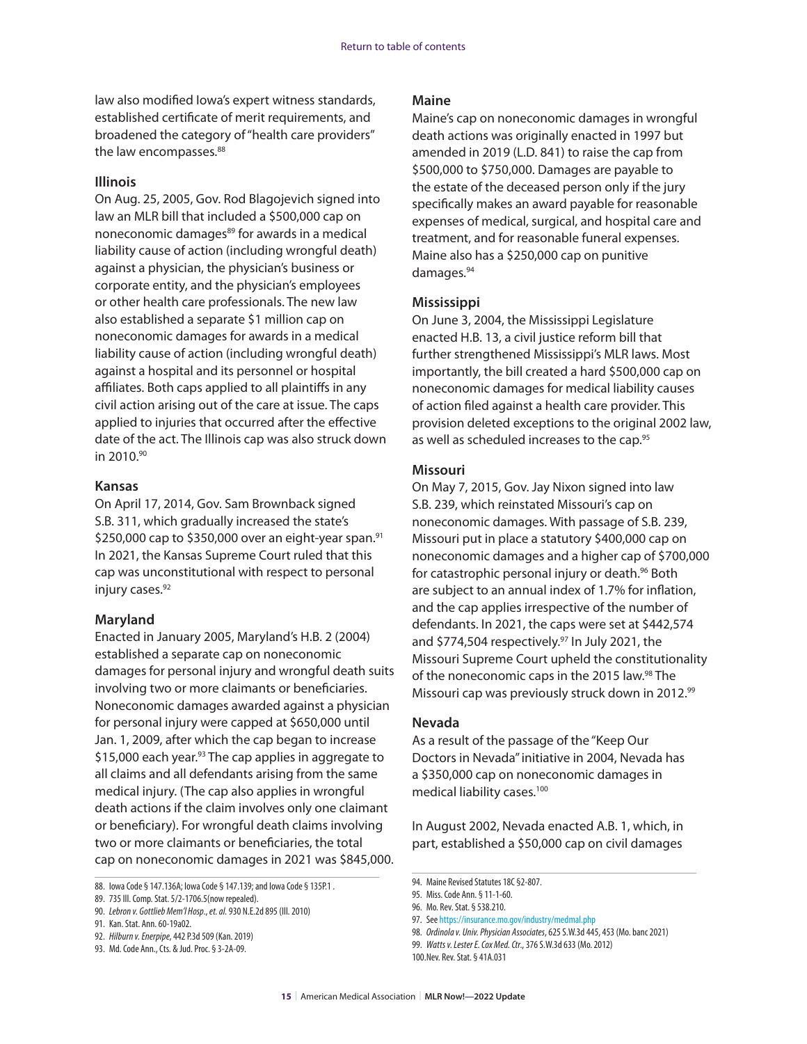law also modified Iowa's expert witness standards, established certificate of merit requirements, and broadened the category of "health care providers" the law encompasses.[88]

### Illinois

On Aug. 25, 2005, Gov. Rod Blagojevich signed into law an MLR bill that included a $500,000 cap on noneconomic damages[89] for awards in a medical liability cause of action (including wrongful death) against a physician, the physician's business or corporate entity, and the physician's employees or other health care professionals. The new law also established a separate $1 million cap on noneconomic damages for awards in a medical liability cause of action (including wrongful death) against a hospital and its personnel or hospital affiliates. Both caps applied to all plaintiffs in any civil action arising out of the care at issue. The caps applied to injuries that occurred after the effective date of the act. The Illinois cap was also struck down in 2010.[90]

### Kansas

On April 17, 2014, Gov. Sam Brownback signed S.B. 311, which gradually increased the state's $250,000 cap to $350,000 over an eight-year span.[91] In 2021, the Kansas Supreme Court ruled that this cap was unconstitutional with respect to personal injury cases.[92]

### Maryland

Enacted in January 2005, Maryland's H.B. 2 (2004) established a separate cap on noneconomic damages for personal injury and wrongful death suits involving two or more claimants or beneficiaries. Noneconomic damages awarded against a physician for personal injury were capped at $650,000 until Jan. 1, 2009, after which the cap began to increase $15,000 each year.[93] The cap applies in aggregate to all claims and all defendants arising from the same medical injury. (The cap also applies in wrongful death actions if the claim involves only one claimant or beneficiary). For wrongful death claims involving two or more claimants or beneficiaries, the total cap on noneconomic damages in 2021 was $845,000.

### Maine

Maine's cap on noneconomic damages in wrongful death actions was originally enacted in 1997 but amended in 2019 (L.D. 841) to raise the cap from $500,000 to $750,000. Damages are payable to the estate of the deceased person only if the jury specifically makes an award payable for reasonable expenses of medical, surgical, and hospital care and treatment, and for reasonable funeral expenses. Maine also has a $250,000 cap on punitive damages.[94]

### Mississippi

On June 3, 2004, the Mississippi Legislature enacted H.B. 13, a civil justice reform bill that further strengthened Mississippi's MLR laws. Most importantly, the bill created a hard $500,000 cap on noneconomic damages for medical liability causes of action filed against a health care provider. This provision deleted exceptions to the original 2002 law, as well as scheduled increases to the cap.[95]

### Missouri

On May 7, 2015, Gov. Jay Nixon signed into law S.B. 239, which reinstated Missouri's cap on noneconomic damages. With passage of S.B. 239, Missouri put in place a statutory $400,000 cap on noneconomic damages and a higher cap of $700,000 for catastrophic personal injury or death.[96] Both are subject to an annual index of 1.7% for inflation, and the cap applies irrespective of the number of defendants. In 2021, the caps were set at $442,574 and $774,504 respectively.[97] In July 2021, the Missouri Supreme Court upheld the constitutionality of the noneconomic caps in the 2015 law.[98] The Missouri cap was previously struck down in 2012.[99]

### Nevada

As a result of the passage of the "Keep Our Doctors in Nevada" initiative in 2004, Nevada has a $350,000 cap on noneconomic damages in medical liability cases.[100]

In August 2002, Nevada enacted A.B. 1, which, in part, established a $50,000 cap on civil damages

---

88. Iowa Code § 147.136A; Iowa Code § 147.139; and Iowa Code § 135P.1 .
89. 735 Ill. Comp. Stat. 5/2-1706.5(now repealed).
90. *Lebron v. Gottlieb Mem'l Hosp., et. al.* 930 N.E.2d 895 (Ill. 2010)
91. Kan. Stat. Ann. 60-19a02.
92. *Hilburn v. Enerpipe*, 442 P.3d 509 (Kan. 2019)
93. Md. Code Ann., Cts. & Jud. Proc. § 3-2A-09.
94. Maine Revised Statutes 18C §2-807.
95. Miss. Code Ann. § 11-1-60.
96. Mo. Rev. Stat. § 538.210.
97. See https://insurance.mo.gov/industry/medmal.php
98. *Ordinola v. Univ. Physician Associates*, 625 S.W.3d 445, 453 (Mo. banc 2021)
99. *Watts v. Lester E. Cox Med. Ctr.*, 376 S.W.3d 633 (Mo. 2012)
100. Nev. Rev. Stat. § 41A.031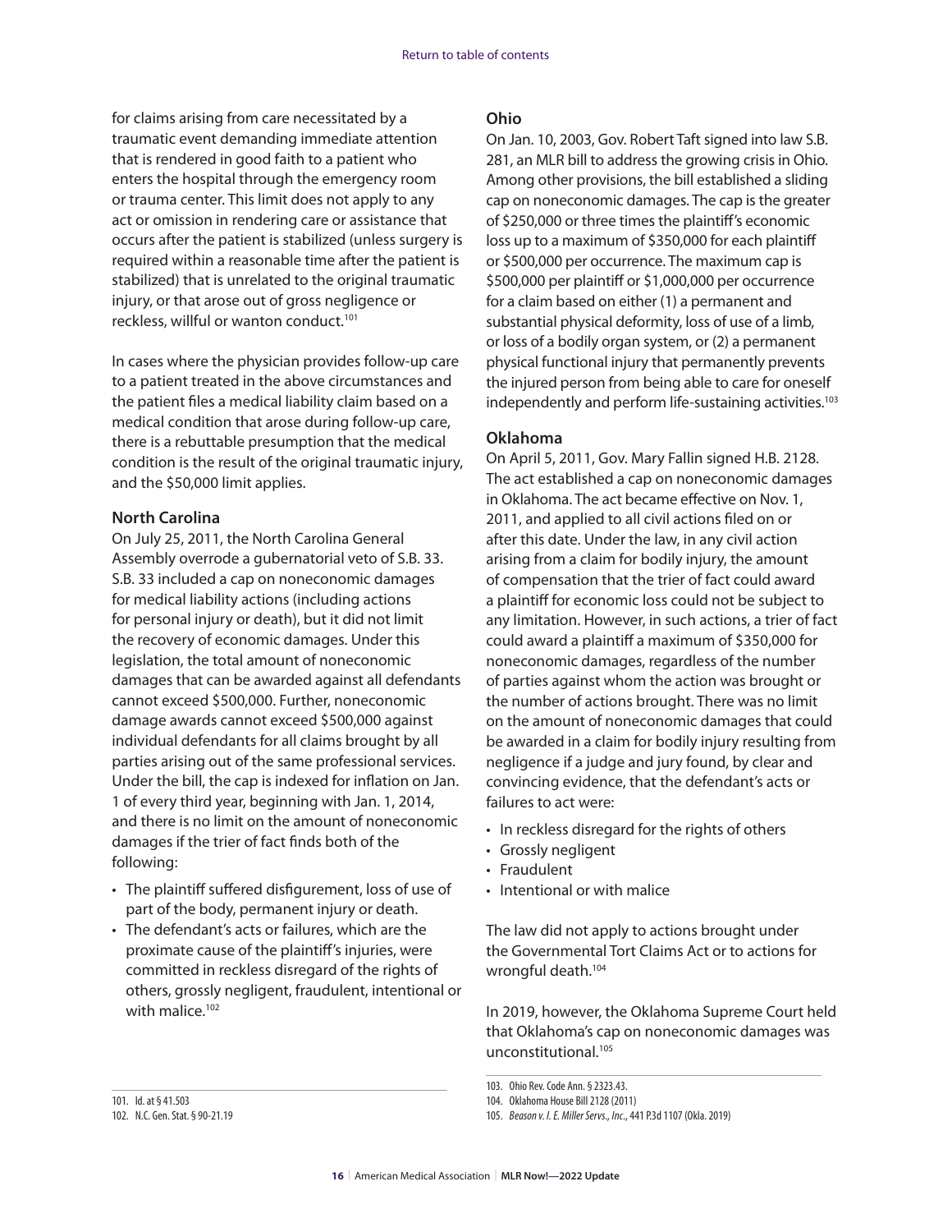for claims arising from care necessitated by a traumatic event demanding immediate attention that is rendered in good faith to a patient who enters the hospital through the emergency room or trauma center. This limit does not apply to any act or omission in rendering care or assistance that occurs after the patient is stabilized (unless surgery is required within a reasonable time after the patient is stabilized) that is unrelated to the original traumatic injury, or that arose out of gross negligence or reckless, willful or wanton conduct.[101]

In cases where the physician provides follow-up care to a patient treated in the above circumstances and the patient files a medical liability claim based on a medical condition that arose during follow-up care, there is a rebuttable presumption that the medical condition is the result of the original traumatic injury, and the $50,000 limit applies.

### North Carolina

On July 25, 2011, the North Carolina General Assembly overrode a gubernatorial veto of S.B. 33. S.B. 33 included a cap on noneconomic damages for medical liability actions (including actions for personal injury or death), but it did not limit the recovery of economic damages. Under this legislation, the total amount of noneconomic damages that can be awarded against all defendants cannot exceed $500,000. Further, noneconomic damage awards cannot exceed $500,000 against individual defendants for all claims brought by all parties arising out of the same professional services. Under the bill, the cap is indexed for inflation on Jan. 1 of every third year, beginning with Jan. 1, 2014, and there is no limit on the amount of noneconomic damages if the trier of fact finds both of the following:

- The plaintiff suffered disfigurement, loss of use of part of the body, permanent injury or death.
- The defendant's acts or failures, which are the proximate cause of the plaintiff's injuries, were committed in reckless disregard of the rights of others, grossly negligent, fraudulent, intentional or with malice.[102]

### Ohio

On Jan. 10, 2003, Gov. Robert Taft signed into law S.B. 281, an MLR bill to address the growing crisis in Ohio. Among other provisions, the bill established a sliding cap on noneconomic damages. The cap is the greater of $250,000 or three times the plaintiff's economic loss up to a maximum of $350,000 for each plaintiff or $500,000 per occurrence. The maximum cap is $500,000 per plaintiff or $1,000,000 per occurrence for a claim based on either (1) a permanent and substantial physical deformity, loss of use of a limb, or loss of a bodily organ system, or (2) a permanent physical functional injury that permanently prevents the injured person from being able to care for oneself independently and perform life-sustaining activities.[103]

### Oklahoma

On April 5, 2011, Gov. Mary Fallin signed H.B. 2128. The act established a cap on noneconomic damages in Oklahoma. The act became effective on Nov. 1, 2011, and applied to all civil actions filed on or after this date. Under the law, in any civil action arising from a claim for bodily injury, the amount of compensation that the trier of fact could award a plaintiff for economic loss could not be subject to any limitation. However, in such actions, a trier of fact could award a plaintiff a maximum of $350,000 for noneconomic damages, regardless of the number of parties against whom the action was brought or the number of actions brought. There was no limit on the amount of noneconomic damages that could be awarded in a claim for bodily injury resulting from negligence if a judge and jury found, by clear and convincing evidence, that the defendant's acts or failures to act were:

- In reckless disregard for the rights of others
- Grossly negligent
- Fraudulent
- Intentional or with malice

The law did not apply to actions brought under the Governmental Tort Claims Act or to actions for wrongful death.[104]

In 2019, however, the Oklahoma Supreme Court held that Oklahoma's cap on noneconomic damages was unconstitutional.[105]

---

101. Id. at § 41.503
102. N.C. Gen. Stat. § 90-21.19
103. Ohio Rev. Code Ann. § 2323.43.
104. Oklahoma House Bill 2128 (2011)
105. *Beason v. I. E. Miller Servs., Inc.*, 441 P.3d 1107 (Okla. 2019)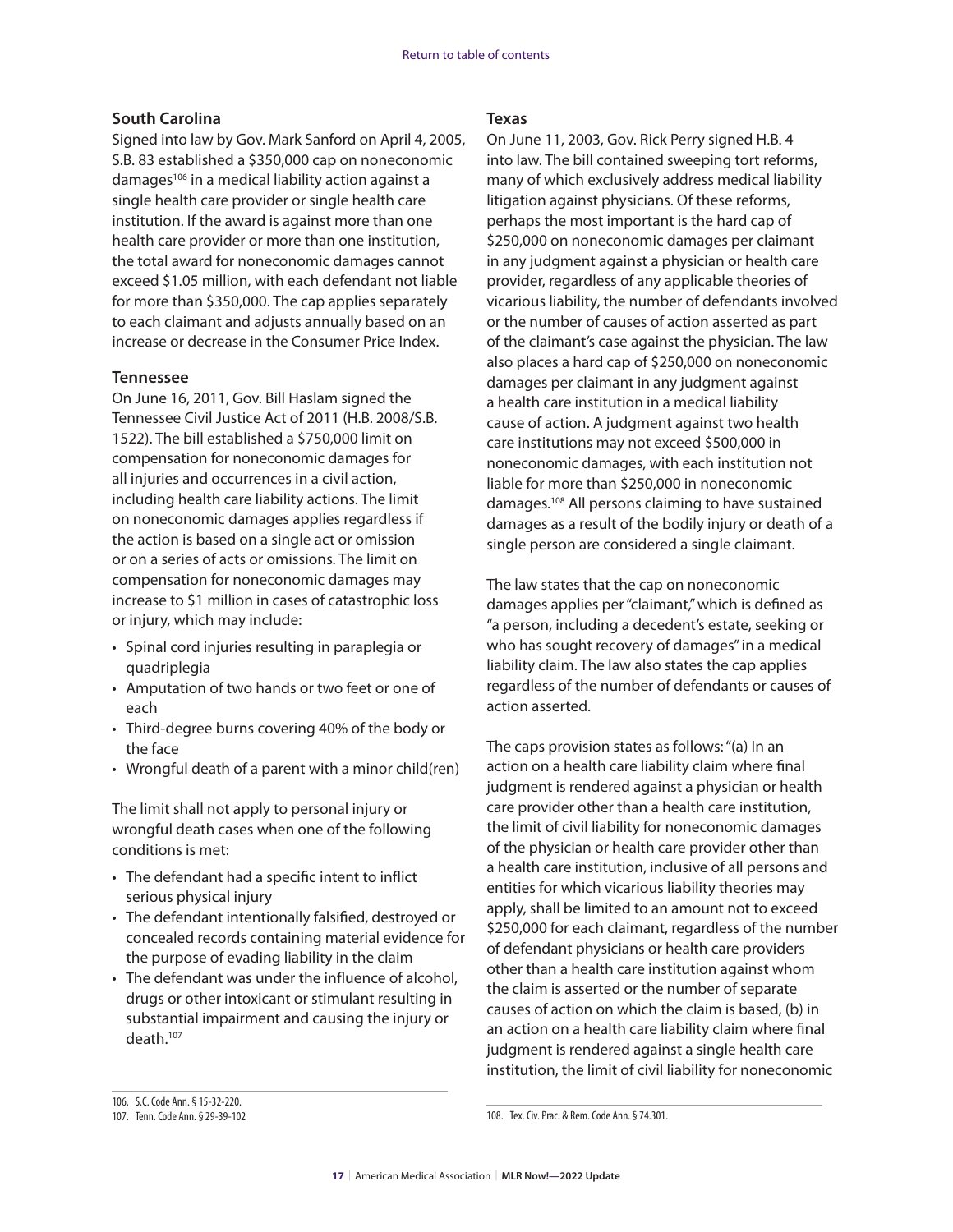### South Carolina

Signed into law by Gov. Mark Sanford on April 4, 2005, S.B. 83 established a $350,000 cap on noneconomic damages[106] in a medical liability action against a single health care provider or single health care institution. If the award is against more than one health care provider or more than one institution, the total award for noneconomic damages cannot exceed $1.05 million, with each defendant not liable for more than $350,000. The cap applies separately to each claimant and adjusts annually based on an increase or decrease in the Consumer Price Index.

### Tennessee

On June 16, 2011, Gov. Bill Haslam signed the Tennessee Civil Justice Act of 2011 (H.B. 2008/S.B. 1522). The bill established a $750,000 limit on compensation for noneconomic damages for all injuries and occurrences in a civil action, including health care liability actions. The limit on noneconomic damages applies regardless if the action is based on a single act or omission or on a series of acts or omissions. The limit on compensation for noneconomic damages may increase to $1 million in cases of catastrophic loss or injury, which may include:

- Spinal cord injuries resulting in paraplegia or quadriplegia
- Amputation of two hands or two feet or one of each
- Third-degree burns covering 40% of the body or the face
- Wrongful death of a parent with a minor child(ren)

The limit shall not apply to personal injury or wrongful death cases when one of the following conditions is met:

- The defendant had a specific intent to inflict serious physical injury
- The defendant intentionally falsified, destroyed or concealed records containing material evidence for the purpose of evading liability in the claim
- The defendant was under the influence of alcohol, drugs or other intoxicant or stimulant resulting in substantial impairment and causing the injury or death.[107]

### Texas

On June 11, 2003, Gov. Rick Perry signed H.B. 4 into law. The bill contained sweeping tort reforms, many of which exclusively address medical liability litigation against physicians. Of these reforms, perhaps the most important is the hard cap of $250,000 on noneconomic damages per claimant in any judgment against a physician or health care provider, regardless of any applicable theories of vicarious liability, the number of defendants involved or the number of causes of action asserted as part of the claimant's case against the physician. The law also places a hard cap of $250,000 on noneconomic damages per claimant in any judgment against a health care institution in a medical liability cause of action. A judgment against two health care institutions may not exceed $500,000 in noneconomic damages, with each institution not liable for more than $250,000 in noneconomic damages.[108] All persons claiming to have sustained damages as a result of the bodily injury or death of a single person are considered a single claimant.

The law states that the cap on noneconomic damages applies per "claimant," which is defined as "a person, including a decedent's estate, seeking or who has sought recovery of damages" in a medical liability claim. The law also states the cap applies regardless of the number of defendants or causes of action asserted.

The caps provision states as follows: "(a) In an action on a health care liability claim where final judgment is rendered against a physician or health care provider other than a health care institution, the limit of civil liability for noneconomic damages of the physician or health care provider other than a health care institution, inclusive of all persons and entities for which vicarious liability theories may apply, shall be limited to an amount not to exceed $250,000 for each claimant, regardless of the number of defendant physicians or health care providers other than a health care institution against whom the claim is asserted or the number of separate causes of action on which the claim is based, (b) in an action on a health care liability claim where final judgment is rendered against a single health care institution, the limit of civil liability for noneconomic

106. S.C. Code Ann. § 15-32-220.

107. Tenn. Code Ann. § 29-39-102

108. Tex. Civ. Prac. & Rem. Code Ann. § 74.301.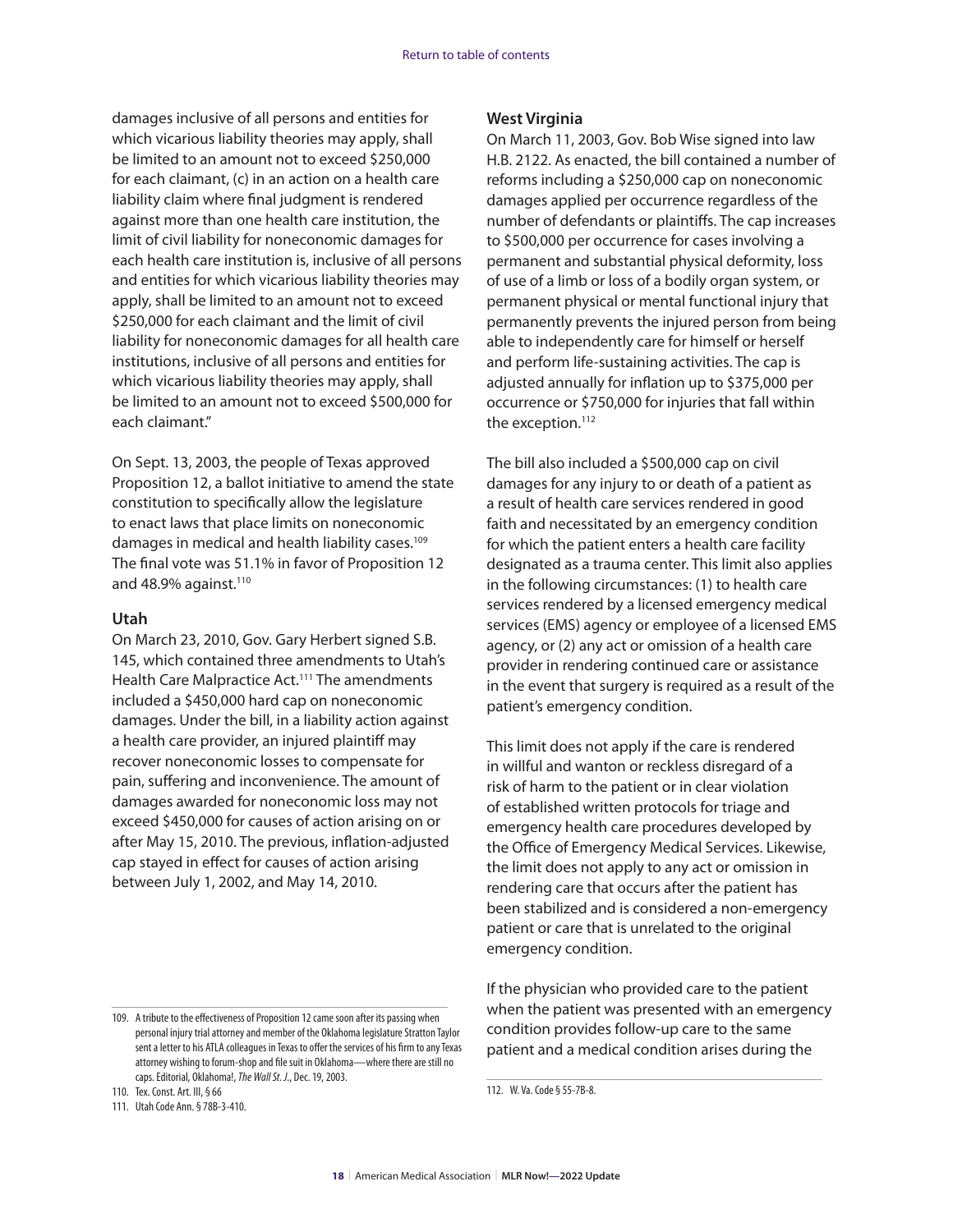damages inclusive of all persons and entities for which vicarious liability theories may apply, shall be limited to an amount not to exceed $250,000 for each claimant, (c) in an action on a health care liability claim where final judgment is rendered against more than one health care institution, the limit of civil liability for noneconomic damages for each health care institution is, inclusive of all persons and entities for which vicarious liability theories may apply, shall be limited to an amount not to exceed $250,000 for each claimant and the limit of civil liability for noneconomic damages for all health care institutions, inclusive of all persons and entities for which vicarious liability theories may apply, shall be limited to an amount not to exceed $500,000 for each claimant."

On Sept. 13, 2003, the people of Texas approved Proposition 12, a ballot initiative to amend the state constitution to specifically allow the legislature to enact laws that place limits on noneconomic damages in medical and health liability cases.[109] The final vote was 51.1% in favor of Proposition 12 and 48.9% against.[110]

### Utah

On March 23, 2010, Gov. Gary Herbert signed S.B. 145, which contained three amendments to Utah's Health Care Malpractice Act.[111] The amendments included a $450,000 hard cap on noneconomic damages. Under the bill, in a liability action against a health care provider, an injured plaintiff may recover noneconomic losses to compensate for pain, suffering and inconvenience. The amount of damages awarded for noneconomic loss may not exceed $450,000 for causes of action arising on or after May 15, 2010. The previous, inflation-adjusted cap stayed in effect for causes of action arising between July 1, 2002, and May 14, 2010.

### West Virginia

On March 11, 2003, Gov. Bob Wise signed into law H.B. 2122. As enacted, the bill contained a number of reforms including a $250,000 cap on noneconomic damages applied per occurrence regardless of the number of defendants or plaintiffs. The cap increases to $500,000 per occurrence for cases involving a permanent and substantial physical deformity, loss of use of a limb or loss of a bodily organ system, or permanent physical or mental functional injury that permanently prevents the injured person from being able to independently care for himself or herself and perform life-sustaining activities. The cap is adjusted annually for inflation up to $375,000 per occurrence or $750,000 for injuries that fall within the exception.[112]

The bill also included a $500,000 cap on civil damages for any injury to or death of a patient as a result of health care services rendered in good faith and necessitated by an emergency condition for which the patient enters a health care facility designated as a trauma center. This limit also applies in the following circumstances: (1) to health care services rendered by a licensed emergency medical services (EMS) agency or employee of a licensed EMS agency, or (2) any act or omission of a health care provider in rendering continued care or assistance in the event that surgery is required as a result of the patient's emergency condition.

This limit does not apply if the care is rendered in willful and wanton or reckless disregard of a risk of harm to the patient or in clear violation of established written protocols for triage and emergency health care procedures developed by the Office of Emergency Medical Services. Likewise, the limit does not apply to any act or omission in rendering care that occurs after the patient has been stabilized and is considered a non-emergency patient or care that is unrelated to the original emergency condition.

If the physician who provided care to the patient when the patient was presented with an emergency condition provides follow-up care to the same patient and a medical condition arises during the

---

109. A tribute to the effectiveness of Proposition 12 came soon after its passing when personal injury trial attorney and member of the Oklahoma legislature Stratton Taylor sent a letter to his ATLA colleagues in Texas to offer the services of his firm to any Texas attorney wishing to forum-shop and file suit in Oklahoma—where there are still no caps. Editorial, Oklahoma!, *The Wall St. J.*, Dec. 19, 2003.

110. Tex. Const. Art. III, § 66

111. Utah Code Ann. § 78B-3-410.

112. W. Va. Code § 55-7B-8.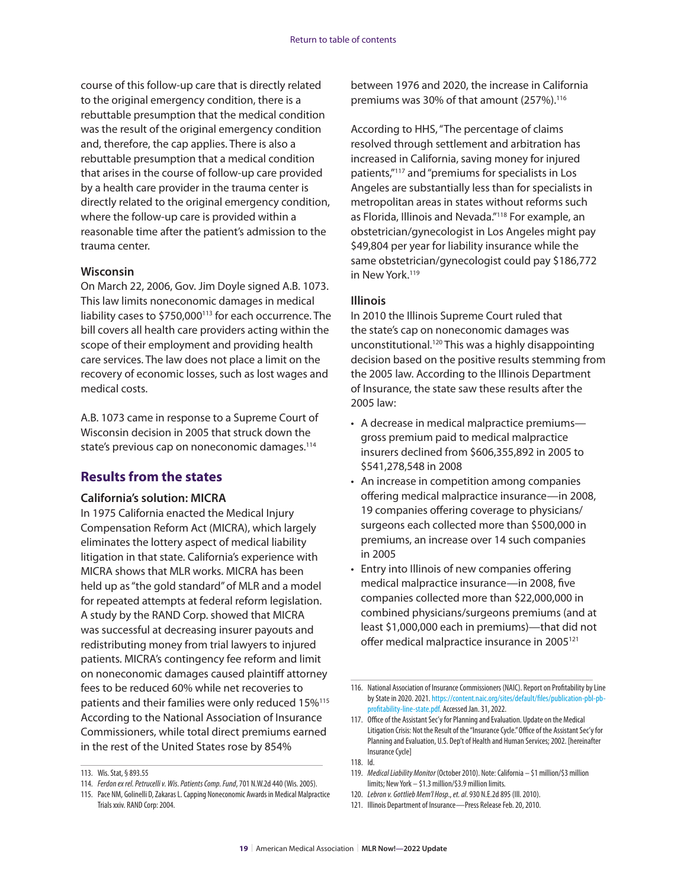course of this follow-up care that is directly related to the original emergency condition, there is a rebuttable presumption that the medical condition was the result of the original emergency condition and, therefore, the cap applies. There is also a rebuttable presumption that a medical condition that arises in the course of follow-up care provided by a health care provider in the trauma center is directly related to the original emergency condition, where the follow-up care is provided within a reasonable time after the patient's admission to the trauma center.

### Wisconsin

On March 22, 2006, Gov. Jim Doyle signed A.B. 1073. This law limits noneconomic damages in medical liability cases to $750,000[113] for each occurrence. The bill covers all health care providers acting within the scope of their employment and providing health care services. The law does not place a limit on the recovery of economic losses, such as lost wages and medical costs.

A.B. 1073 came in response to a Supreme Court of Wisconsin decision in 2005 that struck down the state's previous cap on noneconomic damages.[114]

## Results from the states

### California's solution: MICRA

In 1975 California enacted the Medical Injury Compensation Reform Act (MICRA), which largely eliminates the lottery aspect of medical liability litigation in that state. California's experience with MICRA shows that MLR works. MICRA has been held up as "the gold standard" of MLR and a model for repeated attempts at federal reform legislation. A study by the RAND Corp. showed that MICRA was successful at decreasing insurer payouts and redistributing money from trial lawyers to injured patients. MICRA's contingency fee reform and limit on noneconomic damages caused plaintiff attorney fees to be reduced 60% while net recoveries to patients and their families were only reduced 15%[115] According to the National Association of Insurance Commissioners, while total direct premiums earned in the rest of the United States rose by 854% between 1976 and 2020, the increase in California premiums was 30% of that amount (257%).[116]

According to HHS, "The percentage of claims resolved through settlement and arbitration has increased in California, saving money for injured patients,"[117] and "premiums for specialists in Los Angeles are substantially less than for specialists in metropolitan areas in states without reforms such as Florida, Illinois and Nevada."[118] For example, an obstetrician/gynecologist in Los Angeles might pay $49,804 per year for liability insurance while the same obstetrician/gynecologist could pay $186,772 in New York.[119]

### Illinois

In 2010 the Illinois Supreme Court ruled that the state's cap on noneconomic damages was unconstitutional.[120] This was a highly disappointing decision based on the positive results stemming from the 2005 law. According to the Illinois Department of Insurance, the state saw these results after the 2005 law:

- A decrease in medical malpractice premiums—gross premium paid to medical malpractice insurers declined from $606,355,892 in 2005 to $541,278,548 in 2008
- An increase in competition among companies offering medical malpractice insurance—in 2008, 19 companies offering coverage to physicians/surgeons each collected more than $500,000 in premiums, an increase over 14 such companies in 2005
- Entry into Illinois of new companies offering medical malpractice insurance—in 2008, five companies collected more than $22,000,000 in combined physicians/surgeons premiums (and at least $1,000,000 each in premiums)—that did not offer medical malpractice insurance in 2005[121]

---

113. Wis. Stat, § 893.55
114. *Ferdon ex rel. Petrucelli v. Wis. Patients Comp. Fund*, 701 N.W.2d 440 (Wis. 2005).
115. Pace NM, Golinelli D, Zakaras L. Capping Noneconomic Awards in Medical Malpractice Trials xxiv. RAND Corp: 2004.
116. National Association of Insurance Commissioners (NAIC). Report on Profitability by Line by State in 2020. 2021. https://content.naic.org/sites/default/files/publication-pbl-pb-profitability-line-state.pdf. Accessed Jan. 31, 2022.
117. Office of the Assistant Sec'y for Planning and Evaluation. Update on the Medical Litigation Crisis: Not the Result of the "Insurance Cycle." Office of the Assistant Sec'y for Planning and Evaluation, U.S. Dep't of Health and Human Services; 2002. [hereinafter Insurance Cycle]
118. Id.
119. *Medical Liability Monitor* (October 2010). Note: California – $1 million/$3 million limits; New York – $1.3 million/$3.9 million limits.
120. *Lebron v. Gottlieb Mem'l Hosp., et. al.* 930 N.E.2d 895 (Ill. 2010).
121. Illinois Department of Insurance—Press Release Feb. 20, 2010.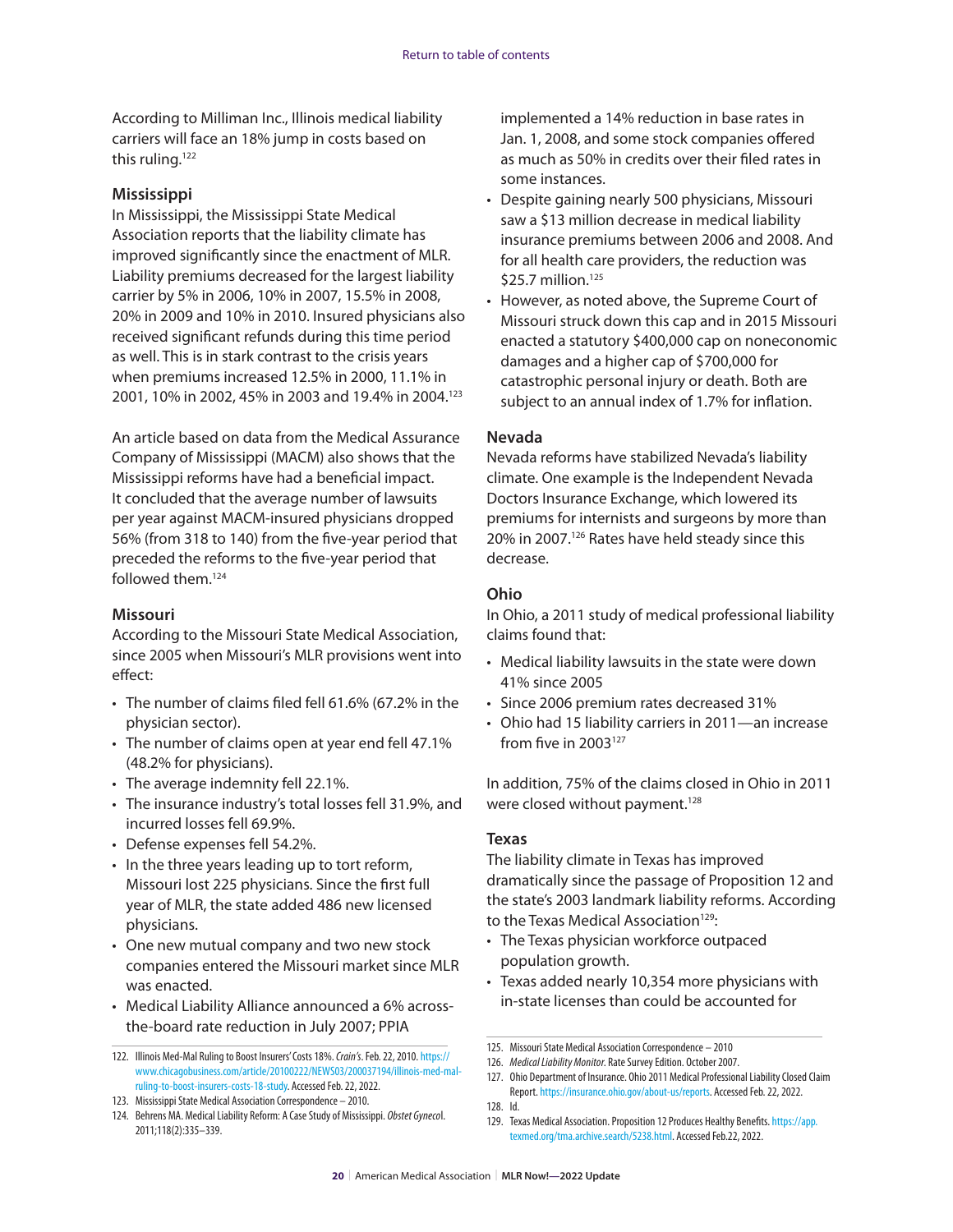According to Milliman Inc., Illinois medical liability carriers will face an 18% jump in costs based on this ruling.[122]

### Mississippi

In Mississippi, the Mississippi State Medical Association reports that the liability climate has improved significantly since the enactment of MLR. Liability premiums decreased for the largest liability carrier by 5% in 2006, 10% in 2007, 15.5% in 2008, 20% in 2009 and 10% in 2010. Insured physicians also received significant refunds during this time period as well. This is in stark contrast to the crisis years when premiums increased 12.5% in 2000, 11.1% in 2001, 10% in 2002, 45% in 2003 and 19.4% in 2004.[123]

An article based on data from the Medical Assurance Company of Mississippi (MACM) also shows that the Mississippi reforms have had a beneficial impact. It concluded that the average number of lawsuits per year against MACM-insured physicians dropped 56% (from 318 to 140) from the five-year period that preceded the reforms to the five-year period that followed them.[124]

### Missouri

According to the Missouri State Medical Association, since 2005 when Missouri's MLR provisions went into effect:

- The number of claims filed fell 61.6% (67.2% in the physician sector).
- The number of claims open at year end fell 47.1% (48.2% for physicians).
- The average indemnity fell 22.1%.
- The insurance industry's total losses fell 31.9%, and incurred losses fell 69.9%.
- Defense expenses fell 54.2%.
- In the three years leading up to tort reform, Missouri lost 225 physicians. Since the first full year of MLR, the state added 486 new licensed physicians.
- One new mutual company and two new stock companies entered the Missouri market since MLR was enacted.
- Medical Liability Alliance announced a 6% across-the-board rate reduction in July 2007; PPIA implemented a 14% reduction in base rates in Jan. 1, 2008, and some stock companies offered as much as 50% in credits over their filed rates in some instances.
- Despite gaining nearly 500 physicians, Missouri saw a $13 million decrease in medical liability insurance premiums between 2006 and 2008. And for all health care providers, the reduction was $25.7 million.[125]
- However, as noted above, the Supreme Court of Missouri struck down this cap and in 2015 Missouri enacted a statutory $400,000 cap on noneconomic damages and a higher cap of $700,000 for catastrophic personal injury or death. Both are subject to an annual index of 1.7% for inflation.

### Nevada

Nevada reforms have stabilized Nevada's liability climate. One example is the Independent Nevada Doctors Insurance Exchange, which lowered its premiums for internists and surgeons by more than 20% in 2007.[126] Rates have held steady since this decrease.

### Ohio

In Ohio, a 2011 study of medical professional liability claims found that:

- Medical liability lawsuits in the state were down 41% since 2005
- Since 2006 premium rates decreased 31%
- Ohio had 15 liability carriers in 2011—an increase from five in 2003[127]

In addition, 75% of the claims closed in Ohio in 2011 were closed without payment.[128]

### Texas

The liability climate in Texas has improved dramatically since the passage of Proposition 12 and the state's 2003 landmark liability reforms. According to the Texas Medical Association[129]:

- The Texas physician workforce outpaced population growth.
- Texas added nearly 10,354 more physicians with in-state licenses than could be accounted for

---

122. Illinois Med-Mal Ruling to Boost Insurers' Costs 18%. *Crain's*. Feb. 22, 2010. https://www.chicagobusiness.com/article/20100222/NEWS03/200037194/illinois-med-mal-ruling-to-boost-insurers-costs-18-study. Accessed Feb. 22, 2022.
123. Mississippi State Medical Association Correspondence – 2010.
124. Behrens MA. Medical Liability Reform: A Case Study of Mississippi. *Obstet Gynecol*. 2011;118(2):335–339.
125. Missouri State Medical Association Correspondence – 2010
126. *Medical Liability Monitor*. Rate Survey Edition. October 2007.
127. Ohio Department of Insurance. Ohio 2011 Medical Professional Liability Closed Claim Report. https://insurance.ohio.gov/about-us/reports. Accessed Feb. 22, 2022.
128. Id.
129. Texas Medical Association. Proposition 12 Produces Healthy Benefits. https://app.texmed.org/tma.archive.search/5238.html. Accessed Feb.22, 2022.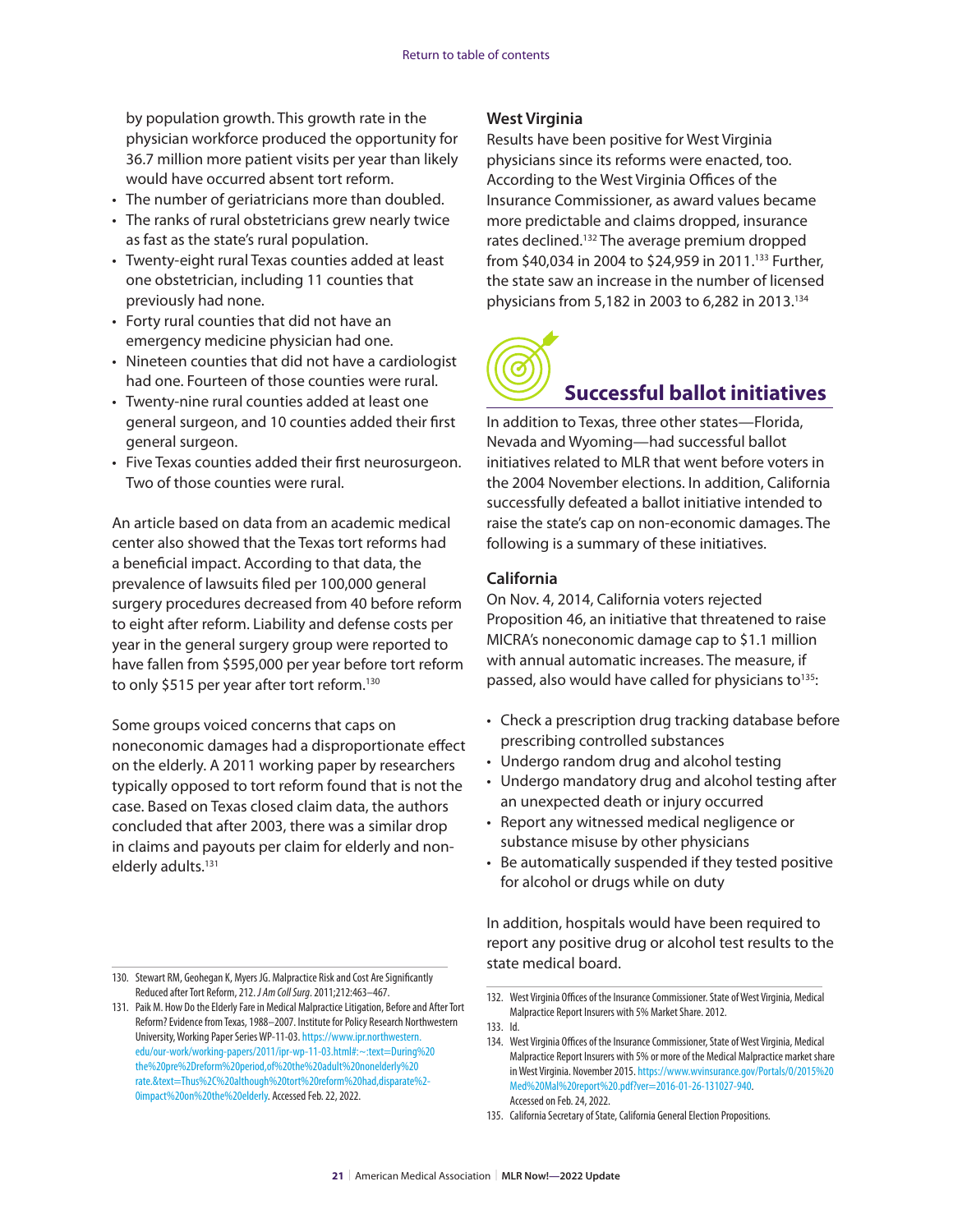by population growth. This growth rate in the physician workforce produced the opportunity for 36.7 million more patient visits per year than likely would have occurred absent tort reform.

- The number of geriatricians more than doubled.
- The ranks of rural obstetricians grew nearly twice as fast as the state's rural population.
- Twenty-eight rural Texas counties added at least one obstetrician, including 11 counties that previously had none.
- Forty rural counties that did not have an emergency medicine physician had one.
- Nineteen counties that did not have a cardiologist had one. Fourteen of those counties were rural.
- Twenty-nine rural counties added at least one general surgeon, and 10 counties added their first general surgeon.
- Five Texas counties added their first neurosurgeon. Two of those counties were rural.

An article based on data from an academic medical center also showed that the Texas tort reforms had a beneficial impact. According to that data, the prevalence of lawsuits filed per 100,000 general surgery procedures decreased from 40 before reform to eight after reform. Liability and defense costs per year in the general surgery group were reported to have fallen from $595,000 per year before tort reform to only $515 per year after tort reform.[130]

Some groups voiced concerns that caps on noneconomic damages had a disproportionate effect on the elderly. A 2011 working paper by researchers typically opposed to tort reform found that is not the case. Based on Texas closed claim data, the authors concluded that after 2003, there was a similar drop in claims and payouts per claim for elderly and non-elderly adults.[131]

### West Virginia

Results have been positive for West Virginia physicians since its reforms were enacted, too. According to the West Virginia Offices of the Insurance Commissioner, as award values became more predictable and claims dropped, insurance rates declined.[132] The average premium dropped from $40,034 in 2004 to $24,959 in 2011.[133] Further, the state saw an increase in the number of licensed physicians from 5,182 in 2003 to 6,282 in 2013.[134]

## Successful ballot initiatives

In addition to Texas, three other states—Florida, Nevada and Wyoming—had successful ballot initiatives related to MLR that went before voters in the 2004 November elections. In addition, California successfully defeated a ballot initiative intended to raise the state's cap on non-economic damages. The following is a summary of these initiatives.

### California

On Nov. 4, 2014, California voters rejected Proposition 46, an initiative that threatened to raise MICRA's noneconomic damage cap to $1.1 million with annual automatic increases. The measure, if passed, also would have called for physicians to[135]:

- Check a prescription drug tracking database before prescribing controlled substances
- Undergo random drug and alcohol testing
- Undergo mandatory drug and alcohol testing after an unexpected death or injury occurred
- Report any witnessed medical negligence or substance misuse by other physicians
- Be automatically suspended if they tested positive for alcohol or drugs while on duty

In addition, hospitals would have been required to report any positive drug or alcohol test results to the state medical board.

---

130. Stewart RM, Geohegan K, Myers JG. Malpractice Risk and Cost Are Significantly Reduced after Tort Reform, 212. *J Am Coll Surg*. 2011;212:463–467.

131. Paik M. How Do the Elderly Fare in Medical Malpractice Litigation, Before and After Tort Reform? Evidence from Texas, 1988–2007. Institute for Policy Research Northwestern University, Working Paper Series WP-11-03. https://www.ipr.northwestern.edu/our-work/working-papers/2011/ipr-wp-11-03.html#:~:text=During%20the%20pre%2Dreform%20period,of%20the%20adult%20nonelderly%20rate.&text=Thus%2C%20although%20tort%20reform%20had,disparate%2-0impact%20on%20the%20elderly. Accessed Feb. 22, 2022.

132. West Virginia Offices of the Insurance Commissioner. State of West Virginia, Medical Malpractice Report Insurers with 5% Market Share. 2012.

133. Id.

134. West Virginia Offices of the Insurance Commissioner, State of West Virginia, Medical Malpractice Report Insurers with 5% or more of the Medical Malpractice market share in West Virginia. November 2015. https://www.wvinsurance.gov/Portals/0/2015%20Med%20Mal%20report%20.pdf?ver=2016-01-26-131027-940. Accessed on Feb. 24, 2022.

135. California Secretary of State, California General Election Propositions.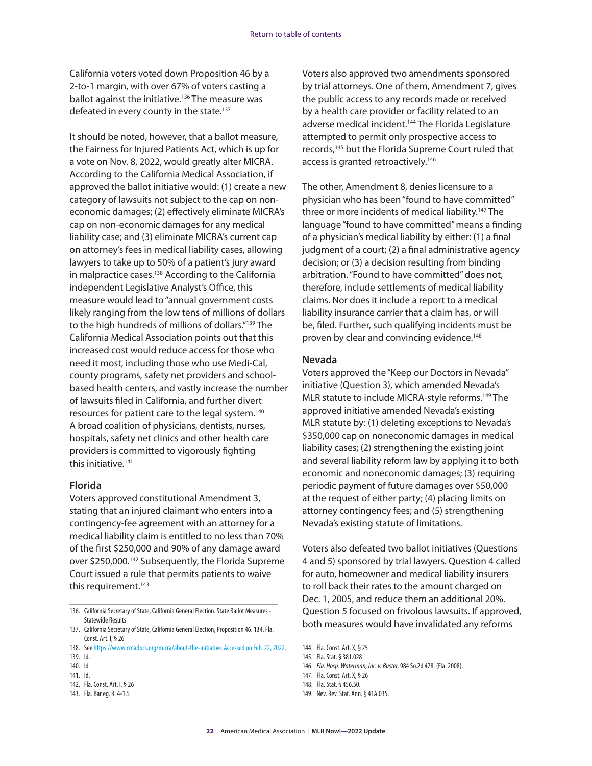California voters voted down Proposition 46 by a 2-to-1 margin, with over 67% of voters casting a ballot against the initiative.[136] The measure was defeated in every county in the state.[137]

It should be noted, however, that a ballot measure, the Fairness for Injured Patients Act, which is up for a vote on Nov. 8, 2022, would greatly alter MICRA. According to the California Medical Association, if approved the ballot initiative would: (1) create a new category of lawsuits not subject to the cap on non-economic damages; (2) effectively eliminate MICRA's cap on non-economic damages for any medical liability case; and (3) eliminate MICRA's current cap on attorney's fees in medical liability cases, allowing lawyers to take up to 50% of a patient's jury award in malpractice cases.[138] According to the California independent Legislative Analyst's Office, this measure would lead to "annual government costs likely ranging from the low tens of millions of dollars to the high hundreds of millions of dollars."[139] The California Medical Association points out that this increased cost would reduce access for those who need it most, including those who use Medi-Cal, county programs, safety net providers and school-based health centers, and vastly increase the number of lawsuits filed in California, and further divert resources for patient care to the legal system.[140] A broad coalition of physicians, dentists, nurses, hospitals, safety net clinics and other health care providers is committed to vigorously fighting this initiative.[141]

### Florida

Voters approved constitutional Amendment 3, stating that an injured claimant who enters into a contingency-fee agreement with an attorney for a medical liability claim is entitled to no less than 70% of the first $250,000 and 90% of any damage award over $250,000.[142] Subsequently, the Florida Supreme Court issued a rule that permits patients to waive this requirement.[143]

Voters also approved two amendments sponsored by trial attorneys. One of them, Amendment 7, gives the public access to any records made or received by a health care provider or facility related to an adverse medical incident.[144] The Florida Legislature attempted to permit only prospective access to records,[145] but the Florida Supreme Court ruled that access is granted retroactively.[146]

The other, Amendment 8, denies licensure to a physician who has been "found to have committed" three or more incidents of medical liability.[147] The language "found to have committed" means a finding of a physician's medical liability by either: (1) a final judgment of a court; (2) a final administrative agency decision; or (3) a decision resulting from binding arbitration. "Found to have committed" does not, therefore, include settlements of medical liability claims. Nor does it include a report to a medical liability insurance carrier that a claim has, or will be, filed. Further, such qualifying incidents must be proven by clear and convincing evidence.[148]

### Nevada

Voters approved the "Keep our Doctors in Nevada" initiative (Question 3), which amended Nevada's MLR statute to include MICRA-style reforms.[149] The approved initiative amended Nevada's existing MLR statute by: (1) deleting exceptions to Nevada's $350,000 cap on noneconomic damages in medical liability cases; (2) strengthening the existing joint and several liability reform law by applying it to both economic and noneconomic damages; (3) requiring periodic payment of future damages over $50,000 at the request of either party; (4) placing limits on attorney contingency fees; and (5) strengthening Nevada's existing statute of limitations.

Voters also defeated two ballot initiatives (Questions 4 and 5) sponsored by trial lawyers. Question 4 called for auto, homeowner and medical liability insurers to roll back their rates to the amount charged on Dec. 1, 2005, and reduce them an additional 20%. Question 5 focused on frivolous lawsuits. If approved, both measures would have invalidated any reforms

---

136. California Secretary of State, California General Election. State Ballot Measures - Statewide Results
137. California Secretary of State, California General Election, Proposition 46. 134. Fla. Const. Art. I, § 26
138. See https://www.cmadocs.org/micra/about-the-initiative. Accessed on Feb. 22, 2022.
139. Id.
140. Id
141. Id.
142. Fla. Const. Art. I, § 26
143. Fla. Bar eg. R. 4-1.5
144. Fla. Const. Art. X, § 25
145. Fla. Stat. § 381.028
146. *Fla. Hosp. Waterman, Inc. v. Buster.* 984 So.2d 478. (Fla. 2008).
147. Fla. Const. Art. X, § 26
148. Fla. Stat. § 456.50.
149. Nev. Rev. Stat. Ann. § 41A.035.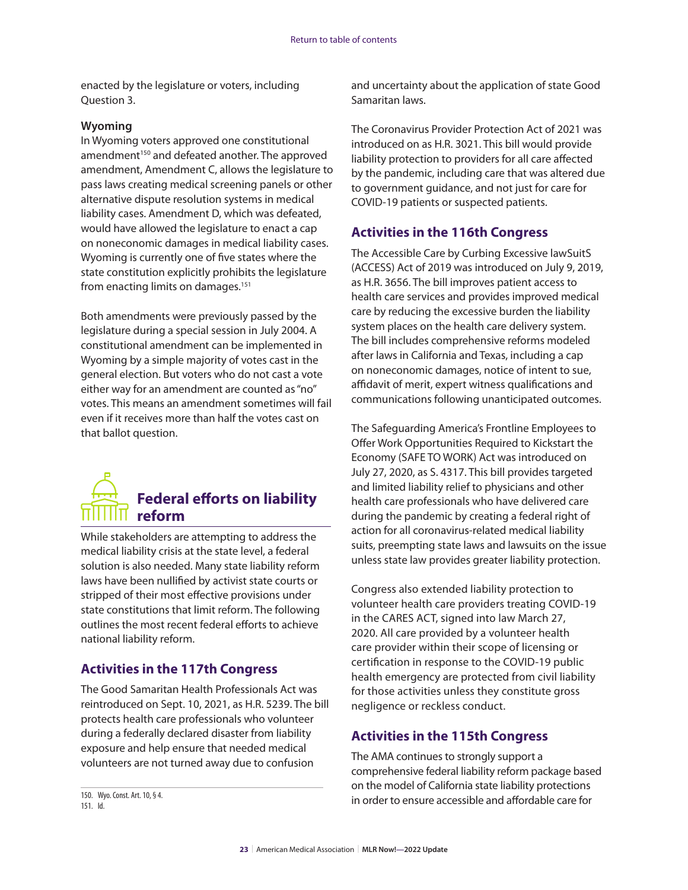enacted by the legislature or voters, including Question 3.

**Wyoming**

In Wyoming voters approved one constitutional amendment[150] and defeated another. The approved amendment, Amendment C, allows the legislature to pass laws creating medical screening panels or other alternative dispute resolution systems in medical liability cases. Amendment D, which was defeated, would have allowed the legislature to enact a cap on noneconomic damages in medical liability cases. Wyoming is currently one of five states where the state constitution explicitly prohibits the legislature from enacting limits on damages.[151]

Both amendments were previously passed by the legislature during a special session in July 2004. A constitutional amendment can be implemented in Wyoming by a simple majority of votes cast in the general election. But voters who do not cast a vote either way for an amendment are counted as "no" votes. This means an amendment sometimes will fail even if it receives more than half the votes cast on that ballot question.

## Federal efforts on liability reform

While stakeholders are attempting to address the medical liability crisis at the state level, a federal solution is also needed. Many state liability reform laws have been nullified by activist state courts or stripped of their most effective provisions under state constitutions that limit reform. The following outlines the most recent federal efforts to achieve national liability reform.

### Activities in the 117th Congress

The Good Samaritan Health Professionals Act was reintroduced on Sept. 10, 2021, as H.R. 5239. The bill protects health care professionals who volunteer during a federally declared disaster from liability exposure and help ensure that needed medical volunteers are not turned away due to confusion and uncertainty about the application of state Good Samaritan laws.

The Coronavirus Provider Protection Act of 2021 was introduced on as H.R. 3021. This bill would provide liability protection to providers for all care affected by the pandemic, including care that was altered due to government guidance, and not just for care for COVID-19 patients or suspected patients.

### Activities in the 116th Congress

The Accessible Care by Curbing Excessive lawSuitS (ACCESS) Act of 2019 was introduced on July 9, 2019, as H.R. 3656. The bill improves patient access to health care services and provides improved medical care by reducing the excessive burden the liability system places on the health care delivery system. The bill includes comprehensive reforms modeled after laws in California and Texas, including a cap on noneconomic damages, notice of intent to sue, affidavit of merit, expert witness qualifications and communications following unanticipated outcomes.

The Safeguarding America's Frontline Employees to Offer Work Opportunities Required to Kickstart the Economy (SAFE TO WORK) Act was introduced on July 27, 2020, as S. 4317. This bill provides targeted and limited liability relief to physicians and other health care professionals who have delivered care during the pandemic by creating a federal right of action for all coronavirus-related medical liability suits, preempting state laws and lawsuits on the issue unless state law provides greater liability protection.

Congress also extended liability protection to volunteer health care providers treating COVID-19 in the CARES ACT, signed into law March 27, 2020. All care provided by a volunteer health care provider within their scope of licensing or certification in response to the COVID-19 public health emergency are protected from civil liability for those activities unless they constitute gross negligence or reckless conduct.

### Activities in the 115th Congress

The AMA continues to strongly support a comprehensive federal liability reform package based on the model of California state liability protections in order to ensure accessible and affordable care for

---

150. Wyo. Const. Art. 10, § 4.
151. Id.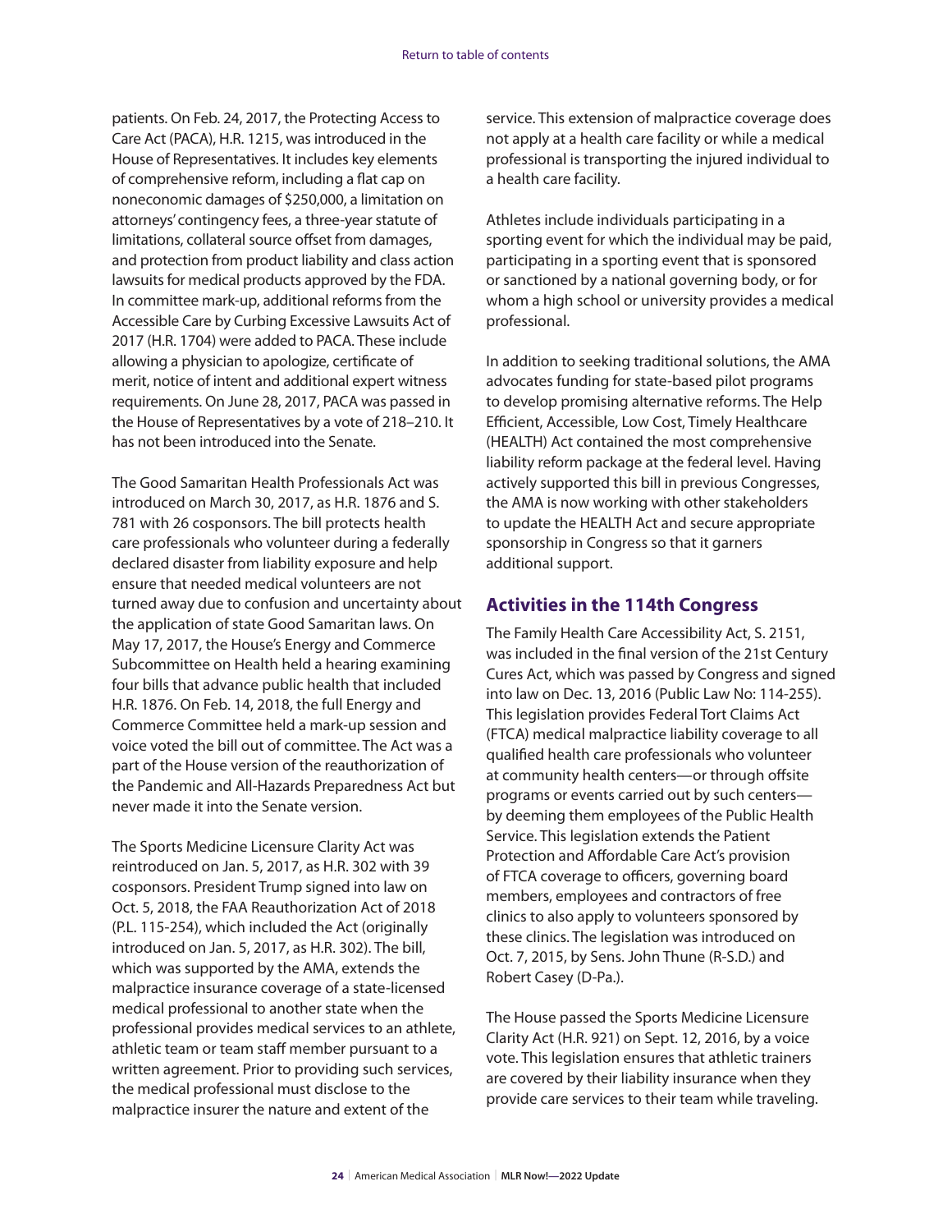patients. On Feb. 24, 2017, the Protecting Access to Care Act (PACA), H.R. 1215, was introduced in the House of Representatives. It includes key elements of comprehensive reform, including a flat cap on noneconomic damages of $250,000, a limitation on attorneys' contingency fees, a three-year statute of limitations, collateral source offset from damages, and protection from product liability and class action lawsuits for medical products approved by the FDA. In committee mark-up, additional reforms from the Accessible Care by Curbing Excessive Lawsuits Act of 2017 (H.R. 1704) were added to PACA. These include allowing a physician to apologize, certificate of merit, notice of intent and additional expert witness requirements. On June 28, 2017, PACA was passed in the House of Representatives by a vote of 218–210. It has not been introduced into the Senate.

The Good Samaritan Health Professionals Act was introduced on March 30, 2017, as H.R. 1876 and S. 781 with 26 cosponsors. The bill protects health care professionals who volunteer during a federally declared disaster from liability exposure and help ensure that needed medical volunteers are not turned away due to confusion and uncertainty about the application of state Good Samaritan laws. On May 17, 2017, the House's Energy and Commerce Subcommittee on Health held a hearing examining four bills that advance public health that included H.R. 1876. On Feb. 14, 2018, the full Energy and Commerce Committee held a mark-up session and voice voted the bill out of committee. The Act was a part of the House version of the reauthorization of the Pandemic and All-Hazards Preparedness Act but never made it into the Senate version.

The Sports Medicine Licensure Clarity Act was reintroduced on Jan. 5, 2017, as H.R. 302 with 39 cosponsors. President Trump signed into law on Oct. 5, 2018, the FAA Reauthorization Act of 2018 (P.L. 115-254), which included the Act (originally introduced on Jan. 5, 2017, as H.R. 302). The bill, which was supported by the AMA, extends the malpractice insurance coverage of a state-licensed medical professional to another state when the professional provides medical services to an athlete, athletic team or team staff member pursuant to a written agreement. Prior to providing such services, the medical professional must disclose to the malpractice insurer the nature and extent of the service. This extension of malpractice coverage does not apply at a health care facility or while a medical professional is transporting the injured individual to a health care facility.

Athletes include individuals participating in a sporting event for which the individual may be paid, participating in a sporting event that is sponsored or sanctioned by a national governing body, or for whom a high school or university provides a medical professional.

In addition to seeking traditional solutions, the AMA advocates funding for state-based pilot programs to develop promising alternative reforms. The Help Efficient, Accessible, Low Cost, Timely Healthcare (HEALTH) Act contained the most comprehensive liability reform package at the federal level. Having actively supported this bill in previous Congresses, the AMA is now working with other stakeholders to update the HEALTH Act and secure appropriate sponsorship in Congress so that it garners additional support.

## Activities in the 114th Congress

The Family Health Care Accessibility Act, S. 2151, was included in the final version of the 21st Century Cures Act, which was passed by Congress and signed into law on Dec. 13, 2016 (Public Law No: 114-255). This legislation provides Federal Tort Claims Act (FTCA) medical malpractice liability coverage to all qualified health care professionals who volunteer at community health centers—or through offsite programs or events carried out by such centers—by deeming them employees of the Public Health Service. This legislation extends the Patient Protection and Affordable Care Act's provision of FTCA coverage to officers, governing board members, employees and contractors of free clinics to also apply to volunteers sponsored by these clinics. The legislation was introduced on Oct. 7, 2015, by Sens. John Thune (R-S.D.) and Robert Casey (D-Pa.).

The House passed the Sports Medicine Licensure Clarity Act (H.R. 921) on Sept. 12, 2016, by a voice vote. This legislation ensures that athletic trainers are covered by their liability insurance when they provide care services to their team while traveling.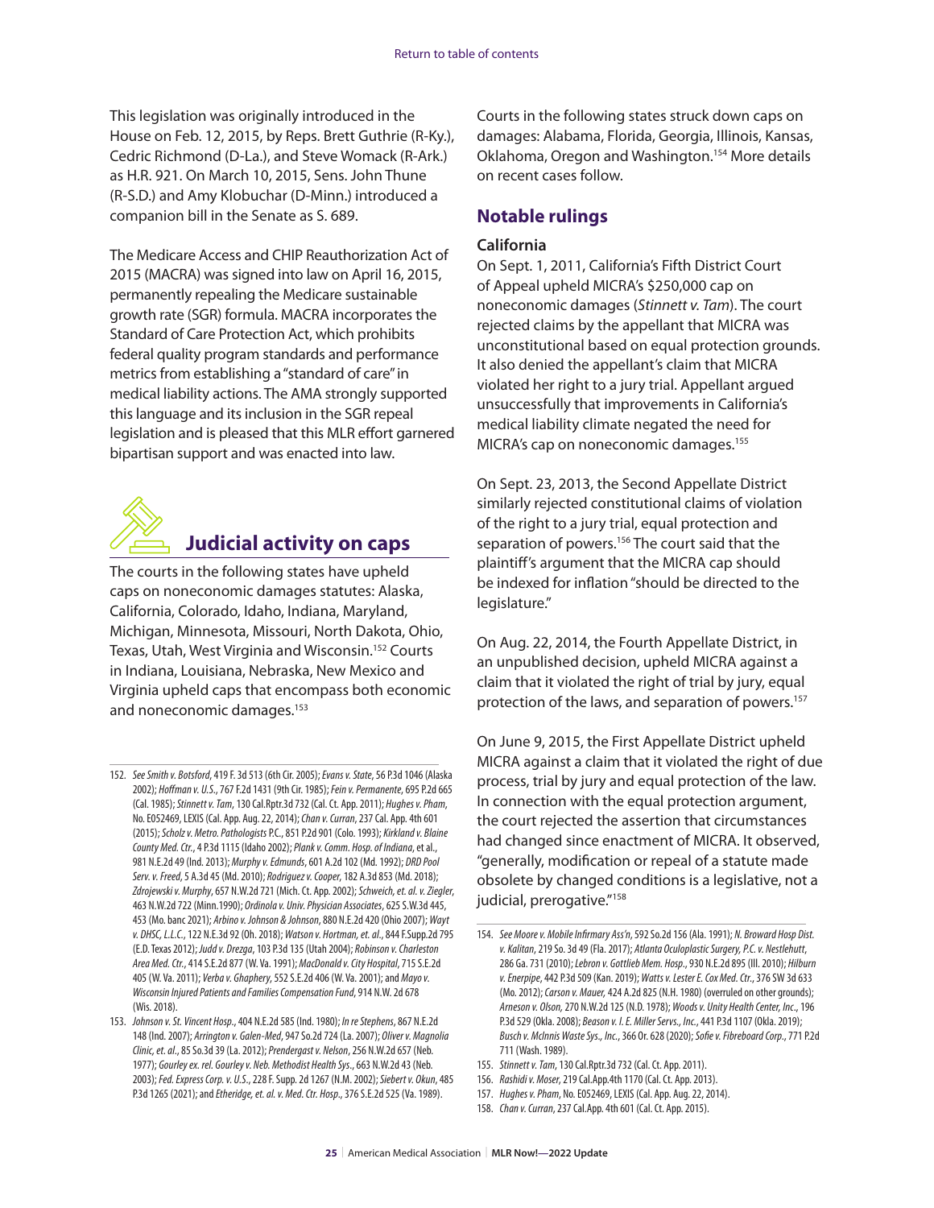This legislation was originally introduced in the House on Feb. 12, 2015, by Reps. Brett Guthrie (R-Ky.), Cedric Richmond (D-La.), and Steve Womack (R-Ark.) as H.R. 921. On March 10, 2015, Sens. John Thune (R-S.D.) and Amy Klobuchar (D-Minn.) introduced a companion bill in the Senate as S. 689.

The Medicare Access and CHIP Reauthorization Act of 2015 (MACRA) was signed into law on April 16, 2015, permanently repealing the Medicare sustainable growth rate (SGR) formula. MACRA incorporates the Standard of Care Protection Act, which prohibits federal quality program standards and performance metrics from establishing a "standard of care" in medical liability actions. The AMA strongly supported this language and its inclusion in the SGR repeal legislation and is pleased that this MLR effort garnered bipartisan support and was enacted into law.

## Judicial activity on caps

The courts in the following states have upheld caps on noneconomic damages statutes: Alaska, California, Colorado, Idaho, Indiana, Maryland, Michigan, Minnesota, Missouri, North Dakota, Ohio, Texas, Utah, West Virginia and Wisconsin.[152] Courts in Indiana, Louisiana, Nebraska, New Mexico and Virginia upheld caps that encompass both economic and noneconomic damages.[153]

Courts in the following states struck down caps on damages: Alabama, Florida, Georgia, Illinois, Kansas, Oklahoma, Oregon and Washington.[154] More details on recent cases follow.

### Notable rulings

**California**

On Sept. 1, 2011, California's Fifth District Court of Appeal upheld MICRA's $250,000 cap on noneconomic damages (*Stinnett v. Tam*). The court rejected claims by the appellant that MICRA was unconstitutional based on equal protection grounds. It also denied the appellant's claim that MICRA violated her right to a jury trial. Appellant argued unsuccessfully that improvements in California's medical liability climate negated the need for MICRA's cap on noneconomic damages.[155]

On Sept. 23, 2013, the Second Appellate District similarly rejected constitutional claims of violation of the right to a jury trial, equal protection and separation of powers.[156] The court said that the plaintiff's argument that the MICRA cap should be indexed for inflation "should be directed to the legislature."

On Aug. 22, 2014, the Fourth Appellate District, in an unpublished decision, upheld MICRA against a claim that it violated the right of trial by jury, equal protection of the laws, and separation of powers.[157]

On June 9, 2015, the First Appellate District upheld MICRA against a claim that it violated the right of due process, trial by jury and equal protection of the law. In connection with the equal protection argument, the court rejected the assertion that circumstances had changed since enactment of MICRA. It observed, "generally, modification or repeal of a statute made obsolete by changed conditions is a legislative, not a judicial, prerogative."[158]

---

152. *See Smith v. Botsford*, 419 F. 3d 513 (6th Cir. 2005); *Evans v. State*, 56 P.3d 1046 (Alaska 2002); *Hoffman v. U.S.*, 767 F.2d 1431 (9th Cir. 1985); *Fein v. Permanente*, 695 P.2d 665 (Cal. 1985); *Stinnett v. Tam*, 130 Cal.Rptr.3d 732 (Cal. Ct. App. 2011); *Hughes v. Pham*, No. E052469, LEXIS (Cal. App. Aug. 22, 2014); *Chan v. Curran*, 237 Cal. App. 4th 601 (2015); *Scholz v. Metro. Pathologists* P.C., 851 P.2d 901 (Colo. 1993); *Kirkland v. Blaine County Med. Ctr.*, 4 P.3d 1115 (Idaho 2002); *Plank v. Comm. Hosp. of Indiana*, et al., 981 N.E.2d 49 (Ind. 2013); *Murphy v. Edmunds*, 601 A.2d 102 (Md. 1992); *DRD Pool Serv. v. Freed*, 5 A.3d 45 (Md. 2010); *Rodriguez v. Cooper*, 182 A.3d 853 (Md. 2018); *Zdrojewski v. Murphy*, 657 N.W.2d 721 (Mich. Ct. App. 2002); *Schweich, et. al. v. Ziegler*, 463 N.W.2d 722 (Minn.1990); *Ordinola v. Univ. Physician Associates*, 625 S.W.3d 445, 453 (Mo. banc 2021); *Arbino v. Johnson & Johnson*, 880 N.E.2d 420 (Ohio 2007); *Wayt v. DHSC, L.L.C.*, 122 N.E.3d 92 (Oh. 2018); *Watson v. Hortman, et. al.*, 844 F.Supp.2d 795 (E.D. Texas 2012); *Judd v. Drezga*, 103 P.3d 135 (Utah 2004); *Robinson v. Charleston Area Med. Ctr.*, 414 S.E.2d 877 (W. Va. 1991); *MacDonald v. City Hospital*, 715 S.E.2d 405 (W. Va. 2011); *Verba v. Ghaphery*, 552 S.E.2d 406 (W. Va. 2001); and *Mayo v. Wisconsin Injured Patients and Families Compensation Fund*, 914 N.W. 2d 678 (Wis. 2018).

153. *Johnson v. St. Vincent Hosp.*, 404 N.E.2d 585 (Ind. 1980); *In re Stephens*, 867 N.E.2d 148 (Ind. 2007); *Arrington v. Galen-Med*, 947 So.2d 724 (La. 2007); *Oliver v. Magnolia Clinic, et. al.*, 85 So.3d 39 (La. 2012); *Prendergast v. Nelson*, 256 N.W.2d 657 (Neb. 1977); *Gourley ex. rel. Gourley v. Neb. Methodist Health Sys.*, 663 N.W.2d 43 (Neb. 2003); *Fed. Express Corp. v. U.S.*, 228 F. Supp. 2d 1267 (N.M. 2002); *Siebert v. Okun*, 485 P.3d 1265 (2021); and *Etheridge, et. al. v. Med. Ctr. Hosp.*, 376 S.E.2d 525 (Va. 1989).

154. *See Moore v. Mobile Infirmary Ass'n*, 592 So.2d 156 (Ala. 1991); *N. Broward Hosp Dist. v. Kalitan*, 219 So. 3d 49 (Fla. 2017); *Atlanta Oculoplastic Surgery, P.C. v. Nestlehutt*, 286 Ga. 731 (2010); *Lebron v. Gottlieb Mem. Hosp.*, 930 N.E.2d 895 (Ill. 2010); *Hilburn v. Enerpipe*, 442 P.3d 509 (Kan. 2019); *Watts v. Lester E. Cox Med. Ctr.*, 376 SW 3d 633 (Mo. 2012); *Carson v. Mauer*, 424 A.2d 825 (N.H. 1980) (overruled on other grounds); *Arneson v. Olson*, 270 N.W.2d 125 (N.D. 1978); *Woods v. Unity Health Center, Inc.*, 196 P.3d 529 (Okla. 2008); *Beason v. I. E. Miller Servs., Inc.*, 441 P.3d 1107 (Okla. 2019); *Busch v. McInnis Waste Sys., Inc.*, 366 Or. 628 (2020); *Sofie v. Fibreboard Corp.*, 771 P.2d 711 (Wash. 1989).

155. *Stinnett v. Tam*, 130 Cal.Rptr.3d 732 (Cal. Ct. App. 2011).

156. *Rashidi v. Moser*, 219 Cal.App.4th 1170 (Cal. Ct. App. 2013).

157. *Hughes v. Pham*, No. E052469, LEXIS (Cal. App. Aug. 22, 2014).

158. *Chan v. Curran*, 237 Cal.App. 4th 601 (Cal. Ct. App. 2015).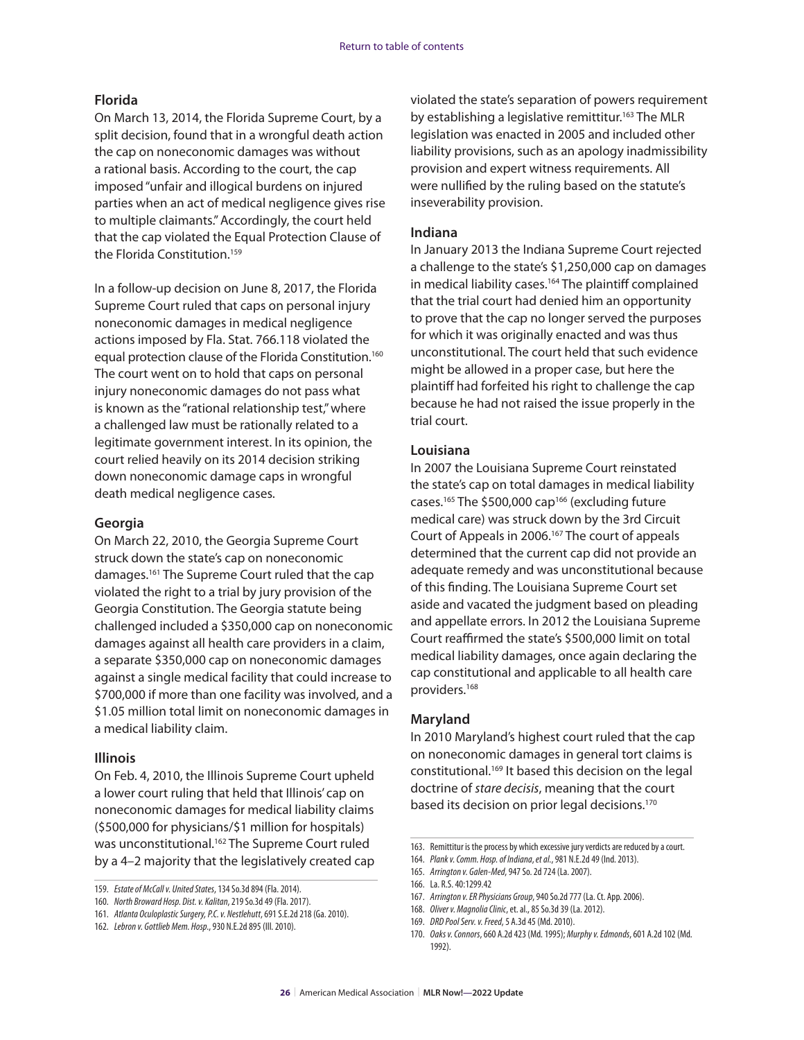### Florida

On March 13, 2014, the Florida Supreme Court, by a split decision, found that in a wrongful death action the cap on noneconomic damages was without a rational basis. According to the court, the cap imposed "unfair and illogical burdens on injured parties when an act of medical negligence gives rise to multiple claimants." Accordingly, the court held that the cap violated the Equal Protection Clause of the Florida Constitution.[159]

In a follow-up decision on June 8, 2017, the Florida Supreme Court ruled that caps on personal injury noneconomic damages in medical negligence actions imposed by Fla. Stat. 766.118 violated the equal protection clause of the Florida Constitution.[160] The court went on to hold that caps on personal injury noneconomic damages do not pass what is known as the "rational relationship test," where a challenged law must be rationally related to a legitimate government interest. In its opinion, the court relied heavily on its 2014 decision striking down noneconomic damage caps in wrongful death medical negligence cases.

### Georgia

On March 22, 2010, the Georgia Supreme Court struck down the state's cap on noneconomic damages.[161] The Supreme Court ruled that the cap violated the right to a trial by jury provision of the Georgia Constitution. The Georgia statute being challenged included a $350,000 cap on noneconomic damages against all health care providers in a claim, a separate $350,000 cap on noneconomic damages against a single medical facility that could increase to $700,000 if more than one facility was involved, and a $1.05 million total limit on noneconomic damages in a medical liability claim.

### Illinois

On Feb. 4, 2010, the Illinois Supreme Court upheld a lower court ruling that held that Illinois' cap on noneconomic damages for medical liability claims ($500,000 for physicians/$1 million for hospitals) was unconstitutional.[162] The Supreme Court ruled by a 4–2 majority that the legislatively created cap violated the state's separation of powers requirement by establishing a legislative remittitur.[163] The MLR legislation was enacted in 2005 and included other liability provisions, such as an apology inadmissibility provision and expert witness requirements. All were nullified by the ruling based on the statute's inseverability provision.

### Indiana

In January 2013 the Indiana Supreme Court rejected a challenge to the state's $1,250,000 cap on damages in medical liability cases.[164] The plaintiff complained that the trial court had denied him an opportunity to prove that the cap no longer served the purposes for which it was originally enacted and was thus unconstitutional. The court held that such evidence might be allowed in a proper case, but here the plaintiff had forfeited his right to challenge the cap because he had not raised the issue properly in the trial court.

### Louisiana

In 2007 the Louisiana Supreme Court reinstated the state's cap on total damages in medical liability cases.[165] The $500,000 cap[166] (excluding future medical care) was struck down by the 3rd Circuit Court of Appeals in 2006.[167] The court of appeals determined that the current cap did not provide an adequate remedy and was unconstitutional because of this finding. The Louisiana Supreme Court set aside and vacated the judgment based on pleading and appellate errors. In 2012 the Louisiana Supreme Court reaffirmed the state's $500,000 limit on total medical liability damages, once again declaring the cap constitutional and applicable to all health care providers.[168]

### Maryland

In 2010 Maryland's highest court ruled that the cap on noneconomic damages in general tort claims is constitutional.[169] It based this decision on the legal doctrine of *stare decisis*, meaning that the court based its decision on prior legal decisions.[170]

---

159. *Estate of McCall v. United States*, 134 So.3d 894 (Fla. 2014).
160. *North Broward Hosp. Dist. v. Kalitan*, 219 So.3d 49 (Fla. 2017).
161. *Atlanta Oculoplastic Surgery, P.C. v. Nestlehutt*, 691 S.E.2d 218 (Ga. 2010).
162. *Lebron v. Gottlieb Mem. Hosp.*, 930 N.E.2d 895 (Ill. 2010).
163. Remittitur is the process by which excessive jury verdicts are reduced by a court.
164. *Plank v. Comm. Hosp. of Indiana, et al.*, 981 N.E.2d 49 (Ind. 2013).
165. *Arrington v. Galen-Med*, 947 So. 2d 724 (La. 2007).
166. La. R.S. 40:1299.42
167. *Arrington v. ER Physicians Group*, 940 So.2d 777 (La. Ct. App. 2006).
168. *Oliver v. Magnolia Clinic*, et. al., 85 So.3d 39 (La. 2012).
169. *DRD Pool Serv. v. Freed*, 5 A.3d 45 (Md. 2010).
170. *Oaks v. Connors*, 660 A.2d 423 (Md. 1995); *Murphy v. Edmonds*, 601 A.2d 102 (Md. 1992).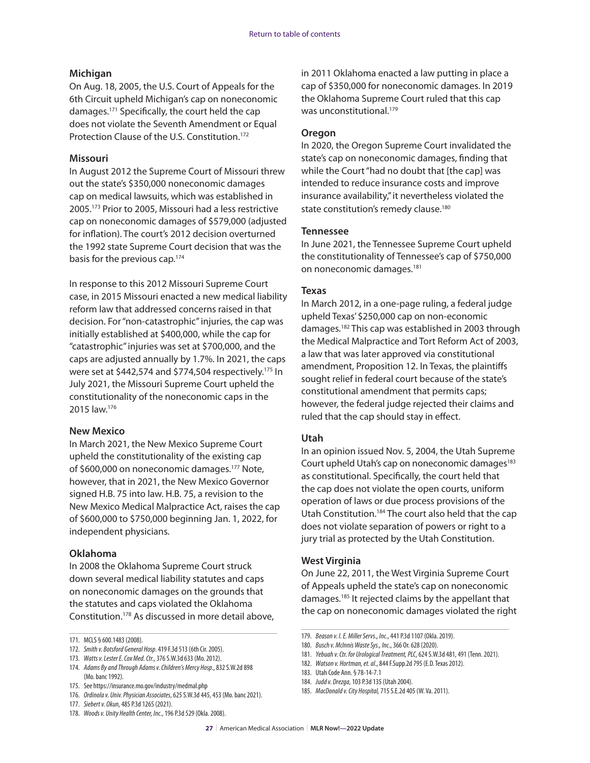### Michigan

On Aug. 18, 2005, the U.S. Court of Appeals for the 6th Circuit upheld Michigan's cap on noneconomic damages.[171] Specifically, the court held the cap does not violate the Seventh Amendment or Equal Protection Clause of the U.S. Constitution.[172]

### Missouri

In August 2012 the Supreme Court of Missouri threw out the state's $350,000 noneconomic damages cap on medical lawsuits, which was established in 2005.[173] Prior to 2005, Missouri had a less restrictive cap on noneconomic damages of $579,000 (adjusted for inflation). The court's 2012 decision overturned the 1992 state Supreme Court decision that was the basis for the previous cap.[174]

In response to this 2012 Missouri Supreme Court case, in 2015 Missouri enacted a new medical liability reform law that addressed concerns raised in that decision. For "non-catastrophic" injuries, the cap was initially established at $400,000, while the cap for "catastrophic" injuries was set at $700,000, and the caps are adjusted annually by 1.7%. In 2021, the caps were set at $442,574 and $774,504 respectively.[175] In July 2021, the Missouri Supreme Court upheld the constitutionality of the noneconomic caps in the 2015 law.[176]

### New Mexico

In March 2021, the New Mexico Supreme Court upheld the constitutionality of the existing cap of $600,000 on noneconomic damages.[177] Note, however, that in 2021, the New Mexico Governor signed H.B. 75 into law. H.B. 75, a revision to the New Mexico Medical Malpractice Act, raises the cap of $600,000 to $750,000 beginning Jan. 1, 2022, for independent physicians.

### Oklahoma

In 2008 the Oklahoma Supreme Court struck down several medical liability statutes and caps on noneconomic damages on the grounds that the statutes and caps violated the Oklahoma Constitution.[178] As discussed in more detail above, in 2011 Oklahoma enacted a law putting in place a cap of $350,000 for noneconomic damages. In 2019 the Oklahoma Supreme Court ruled that this cap was unconstitutional.[179]

### Oregon

In 2020, the Oregon Supreme Court invalidated the state's cap on noneconomic damages, finding that while the Court "had no doubt that [the cap] was intended to reduce insurance costs and improve insurance availability," it nevertheless violated the state constitution's remedy clause.[180]

### Tennessee

In June 2021, the Tennessee Supreme Court upheld the constitutionality of Tennessee's cap of $750,000 on noneconomic damages.[181]

### Texas

In March 2012, in a one-page ruling, a federal judge upheld Texas' $250,000 cap on non-economic damages.[182] This cap was established in 2003 through the Medical Malpractice and Tort Reform Act of 2003, a law that was later approved via constitutional amendment, Proposition 12. In Texas, the plaintiffs sought relief in federal court because of the state's constitutional amendment that permits caps; however, the federal judge rejected their claims and ruled that the cap should stay in effect.

### Utah

In an opinion issued Nov. 5, 2004, the Utah Supreme Court upheld Utah's cap on noneconomic damages[183] as constitutional. Specifically, the court held that the cap does not violate the open courts, uniform operation of laws or due process provisions of the Utah Constitution.[184] The court also held that the cap does not violate separation of powers or right to a jury trial as protected by the Utah Constitution.

### West Virginia

On June 22, 2011, the West Virginia Supreme Court of Appeals upheld the state's cap on noneconomic damages.[185] It rejected claims by the appellant that the cap on noneconomic damages violated the right

---

171. MCLS § 600.1483 (2008).
172. *Smith v. Botsford General Hosp*. 419 F.3d 513 (6th Cir. 2005).
173. *Watts v. Lester E. Cox Med. Ctr.*, 376 S.W.3d 633 (Mo. 2012).
174. *Adams By and Through Adams v. Children's Mercy Hosp.*, 832 S.W.2d 898 (Mo. banc 1992).
175. See https://insurance.mo.gov/industry/medmal.php
176. *Ordinola v. Univ. Physician Associates*, 625 S.W.3d 445, 453 (Mo. banc 2021).
177. *Siebert v. Okun*, 485 P.3d 1265 (2021).
178. *Woods v. Unity Health Center, Inc.*, 196 P.3d 529 (Okla. 2008).
179. *Beason v. I. E. Miller Servs., Inc.*, 441 P.3d 1107 (Okla. 2019).
180. *Busch v. McInnis Waste Sys., Inc.*, 366 Or. 628 (2020).
181. *Yebuah v. Ctr. for Urological Treatment, PLC*, 624 S.W.3d 481, 491 (Tenn. 2021).
182. *Watson v. Hortman, et. al.*, 844 F.Supp.2d 795 (E.D. Texas 2012).
183. Utah Code Ann. § 78-14-7.1
184. *Judd v. Drezga*, 103 P.3d 135 (Utah 2004).
185. *MacDonald v. City Hospital*, 715 S.E.2d 405 (W. Va. 2011).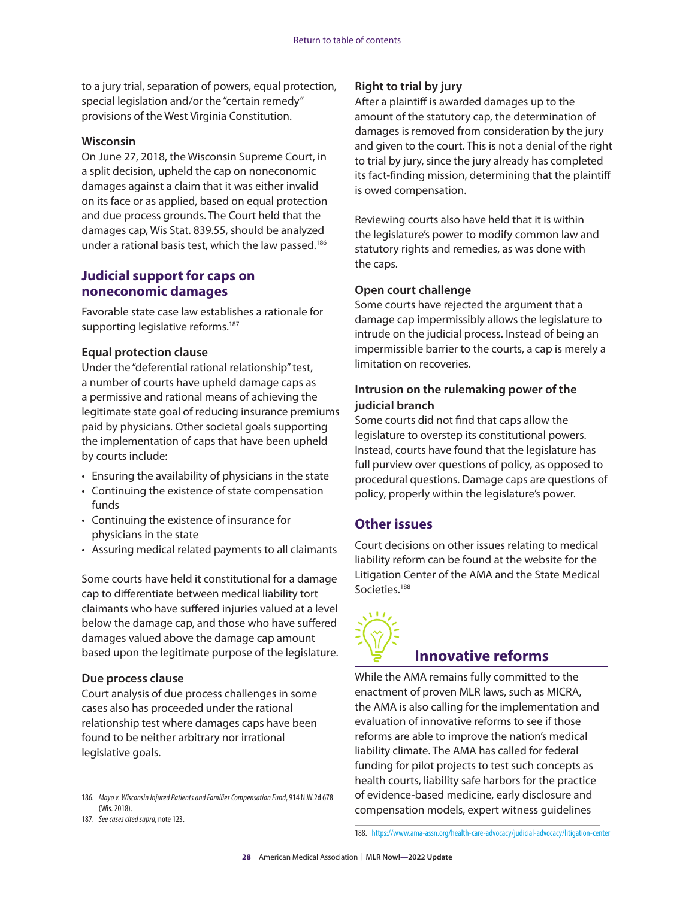to a jury trial, separation of powers, equal protection, special legislation and/or the "certain remedy" provisions of the West Virginia Constitution.

### Wisconsin

On June 27, 2018, the Wisconsin Supreme Court, in a split decision, upheld the cap on noneconomic damages against a claim that it was either invalid on its face or as applied, based on equal protection and due process grounds. The Court held that the damages cap, Wis Stat. 839.55, should be analyzed under a rational basis test, which the law passed.[186]

## Judicial support for caps on noneconomic damages

Favorable state case law establishes a rationale for supporting legislative reforms.[187]

### Equal protection clause

Under the "deferential rational relationship" test, a number of courts have upheld damage caps as a permissive and rational means of achieving the legitimate state goal of reducing insurance premiums paid by physicians. Other societal goals supporting the implementation of caps that have been upheld by courts include:

- Ensuring the availability of physicians in the state
- Continuing the existence of state compensation funds
- Continuing the existence of insurance for physicians in the state
- Assuring medical related payments to all claimants

Some courts have held it constitutional for a damage cap to differentiate between medical liability tort claimants who have suffered injuries valued at a level below the damage cap, and those who have suffered damages valued above the damage cap amount based upon the legitimate purpose of the legislature.

### Due process clause

Court analysis of due process challenges in some cases also has proceeded under the rational relationship test where damages caps have been found to be neither arbitrary nor irrational legislative goals.

### Right to trial by jury

After a plaintiff is awarded damages up to the amount of the statutory cap, the determination of damages is removed from consideration by the jury and given to the court. This is not a denial of the right to trial by jury, since the jury already has completed its fact-finding mission, determining that the plaintiff is owed compensation.

Reviewing courts also have held that it is within the legislature's power to modify common law and statutory rights and remedies, as was done with the caps.

### Open court challenge

Some courts have rejected the argument that a damage cap impermissibly allows the legislature to intrude on the judicial process. Instead of being an impermissible barrier to the courts, a cap is merely a limitation on recoveries.

### Intrusion on the rulemaking power of the judicial branch

Some courts did not find that caps allow the legislature to overstep its constitutional powers. Instead, courts have found that the legislature has full purview over questions of policy, as opposed to procedural questions. Damage caps are questions of policy, properly within the legislature's power.

## Other issues

Court decisions on other issues relating to medical liability reform can be found at the website for the Litigation Center of the AMA and the State Medical Societies.[188]

## Innovative reforms

While the AMA remains fully committed to the enactment of proven MLR laws, such as MICRA, the AMA is also calling for the implementation and evaluation of innovative reforms to see if those reforms are able to improve the nation's medical liability climate. The AMA has called for federal funding for pilot projects to test such concepts as health courts, liability safe harbors for the practice of evidence-based medicine, early disclosure and compensation models, expert witness guidelines

---

186. *Mayo v. Wisconsin Injured Patients and Families Compensation Fund*, 914 N.W.2d 678 (Wis. 2018).

187. *See cases cited supra*, note 123.

188. https://www.ama-assn.org/health-care-advocacy/judicial-advocacy/litigation-center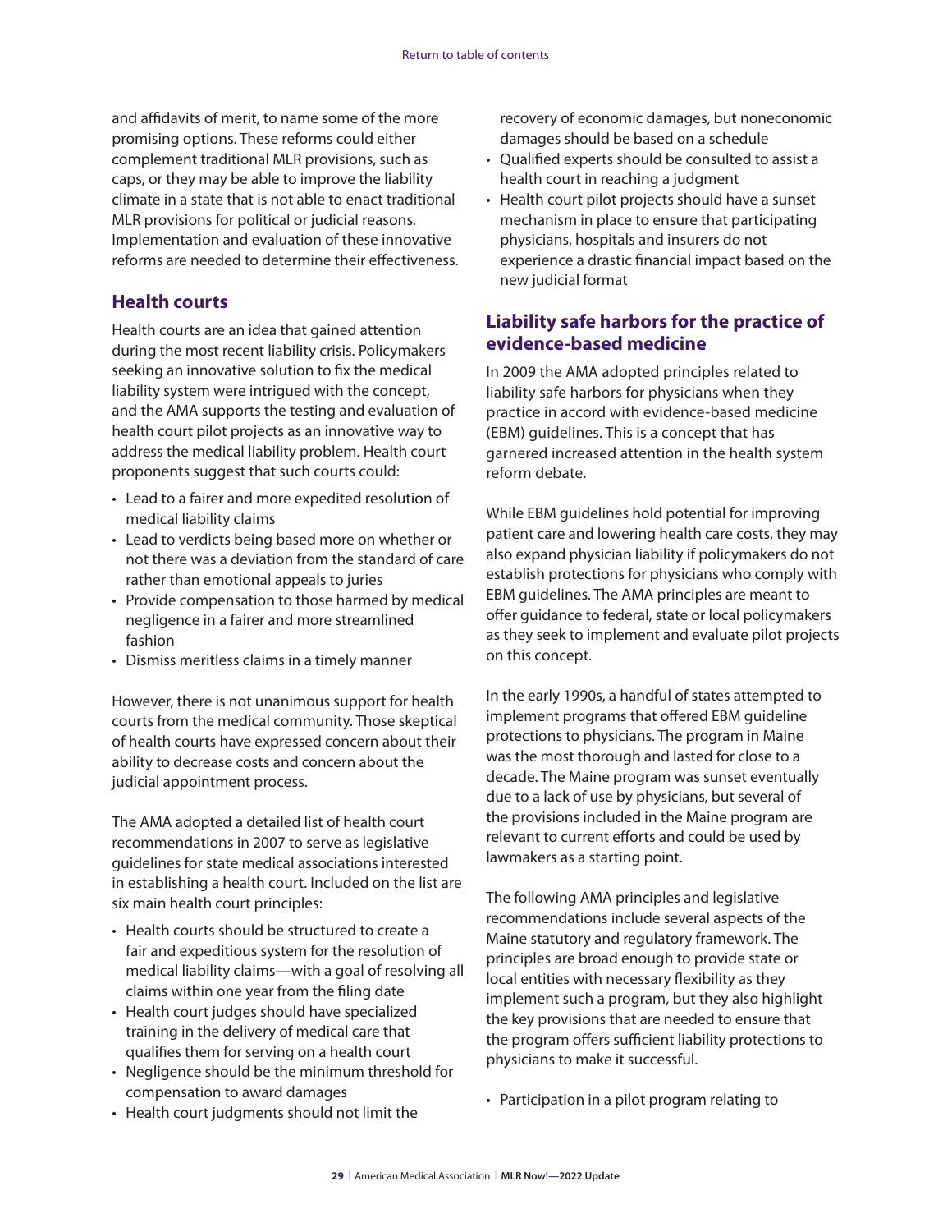and affidavits of merit, to name some of the more promising options. These reforms could either complement traditional MLR provisions, such as caps, or they may be able to improve the liability climate in a state that is not able to enact traditional MLR provisions for political or judicial reasons. Implementation and evaluation of these innovative reforms are needed to determine their effectiveness.

## Health courts

Health courts are an idea that gained attention during the most recent liability crisis. Policymakers seeking an innovative solution to fix the medical liability system were intrigued with the concept, and the AMA supports the testing and evaluation of health court pilot projects as an innovative way to address the medical liability problem. Health court proponents suggest that such courts could:

- Lead to a fairer and more expedited resolution of medical liability claims
- Lead to verdicts being based more on whether or not there was a deviation from the standard of care rather than emotional appeals to juries
- Provide compensation to those harmed by medical negligence in a fairer and more streamlined fashion
- Dismiss meritless claims in a timely manner

However, there is not unanimous support for health courts from the medical community. Those skeptical of health courts have expressed concern about their ability to decrease costs and concern about the judicial appointment process.

The AMA adopted a detailed list of health court recommendations in 2007 to serve as legislative guidelines for state medical associations interested in establishing a health court. Included on the list are six main health court principles:

- Health courts should be structured to create a fair and expeditious system for the resolution of medical liability claims—with a goal of resolving all claims within one year from the filing date
- Health court judges should have specialized training in the delivery of medical care that qualifies them for serving on a health court
- Negligence should be the minimum threshold for compensation to award damages
- Health court judgments should not limit the recovery of economic damages, but noneconomic damages should be based on a schedule
- Qualified experts should be consulted to assist a health court in reaching a judgment
- Health court pilot projects should have a sunset mechanism in place to ensure that participating physicians, hospitals and insurers do not experience a drastic financial impact based on the new judicial format

## Liability safe harbors for the practice of evidence-based medicine

In 2009 the AMA adopted principles related to liability safe harbors for physicians when they practice in accord with evidence-based medicine (EBM) guidelines. This is a concept that has garnered increased attention in the health system reform debate.

While EBM guidelines hold potential for improving patient care and lowering health care costs, they may also expand physician liability if policymakers do not establish protections for physicians who comply with EBM guidelines. The AMA principles are meant to offer guidance to federal, state or local policymakers as they seek to implement and evaluate pilot projects on this concept.

In the early 1990s, a handful of states attempted to implement programs that offered EBM guideline protections to physicians. The program in Maine was the most thorough and lasted for close to a decade. The Maine program was sunset eventually due to a lack of use by physicians, but several of the provisions included in the Maine program are relevant to current efforts and could be used by lawmakers as a starting point.

The following AMA principles and legislative recommendations include several aspects of the Maine statutory and regulatory framework. The principles are broad enough to provide state or local entities with necessary flexibility as they implement such a program, but they also highlight the key provisions that are needed to ensure that the program offers sufficient liability protections to physicians to make it successful.

- Participation in a pilot program relating to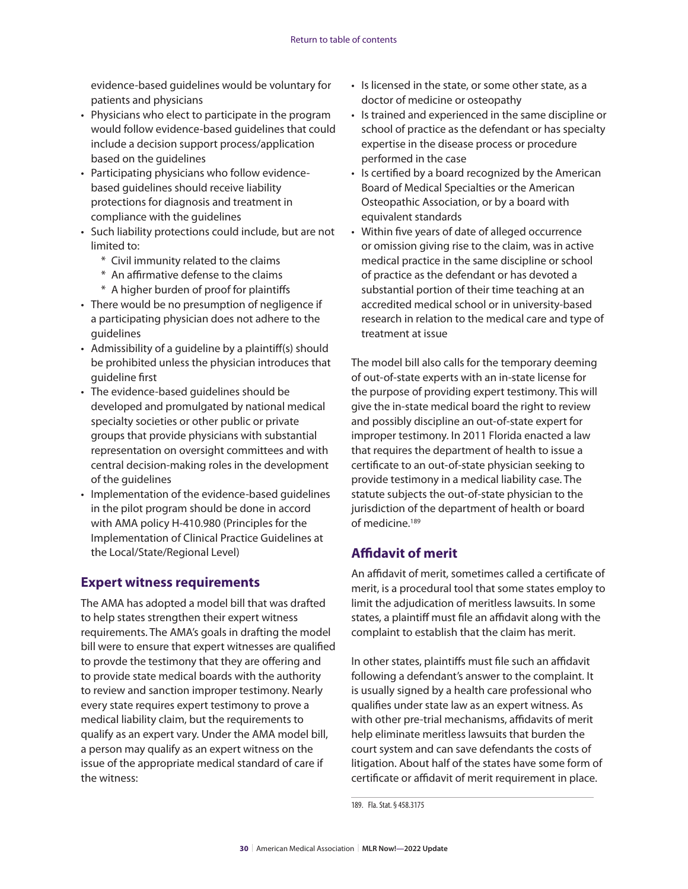evidence-based guidelines would be voluntary for patients and physicians

- Physicians who elect to participate in the program would follow evidence-based guidelines that could include a decision support process/application based on the guidelines
- Participating physicians who follow evidence-based guidelines should receive liability protections for diagnosis and treatment in compliance with the guidelines
- Such liability protections could include, but are not limited to:
  - Civil immunity related to the claims
  - An affirmative defense to the claims
  - A higher burden of proof for plaintiffs
- There would be no presumption of negligence if a participating physician does not adhere to the guidelines
- Admissibility of a guideline by a plaintiff(s) should be prohibited unless the physician introduces that guideline first
- The evidence-based guidelines should be developed and promulgated by national medical specialty societies or other public or private groups that provide physicians with substantial representation on oversight committees and with central decision-making roles in the development of the guidelines
- Implementation of the evidence-based guidelines in the pilot program should be done in accord with AMA policy H-410.980 (Principles for the Implementation of Clinical Practice Guidelines at the Local/State/Regional Level)

## Expert witness requirements

The AMA has adopted a model bill that was drafted to help states strengthen their expert witness requirements. The AMA's goals in drafting the model bill were to ensure that expert witnesses are qualified to provde the testimony that they are offering and to provide state medical boards with the authority to review and sanction improper testimony. Nearly every state requires expert testimony to prove a medical liability claim, but the requirements to qualify as an expert vary. Under the AMA model bill, a person may qualify as an expert witness on the issue of the appropriate medical standard of care if the witness:

- Is licensed in the state, or some other state, as a doctor of medicine or osteopathy
- Is trained and experienced in the same discipline or school of practice as the defendant or has specialty expertise in the disease process or procedure performed in the case
- Is certified by a board recognized by the American Board of Medical Specialties or the American Osteopathic Association, or by a board with equivalent standards
- Within five years of date of alleged occurrence or omission giving rise to the claim, was in active medical practice in the same discipline or school of practice as the defendant or has devoted a substantial portion of their time teaching at an accredited medical school or in university-based research in relation to the medical care and type of treatment at issue

The model bill also calls for the temporary deeming of out-of-state experts with an in-state license for the purpose of providing expert testimony. This will give the in-state medical board the right to review and possibly discipline an out-of-state expert for improper testimony. In 2011 Florida enacted a law that requires the department of health to issue a certificate to an out-of-state physician seeking to provide testimony in a medical liability case. The statute subjects the out-of-state physician to the jurisdiction of the department of health or board of medicine.[189]

## Affidavit of merit

An affidavit of merit, sometimes called a certificate of merit, is a procedural tool that some states employ to limit the adjudication of meritless lawsuits. In some states, a plaintiff must file an affidavit along with the complaint to establish that the claim has merit.

In other states, plaintiffs must file such an affidavit following a defendant's answer to the complaint. It is usually signed by a health care professional who qualifies under state law as an expert witness. As with other pre-trial mechanisms, affidavits of merit help eliminate meritless lawsuits that burden the court system and can save defendants the costs of litigation. About half of the states have some form of certificate or affidavit of merit requirement in place.

189. Fla. Stat. § 458.3175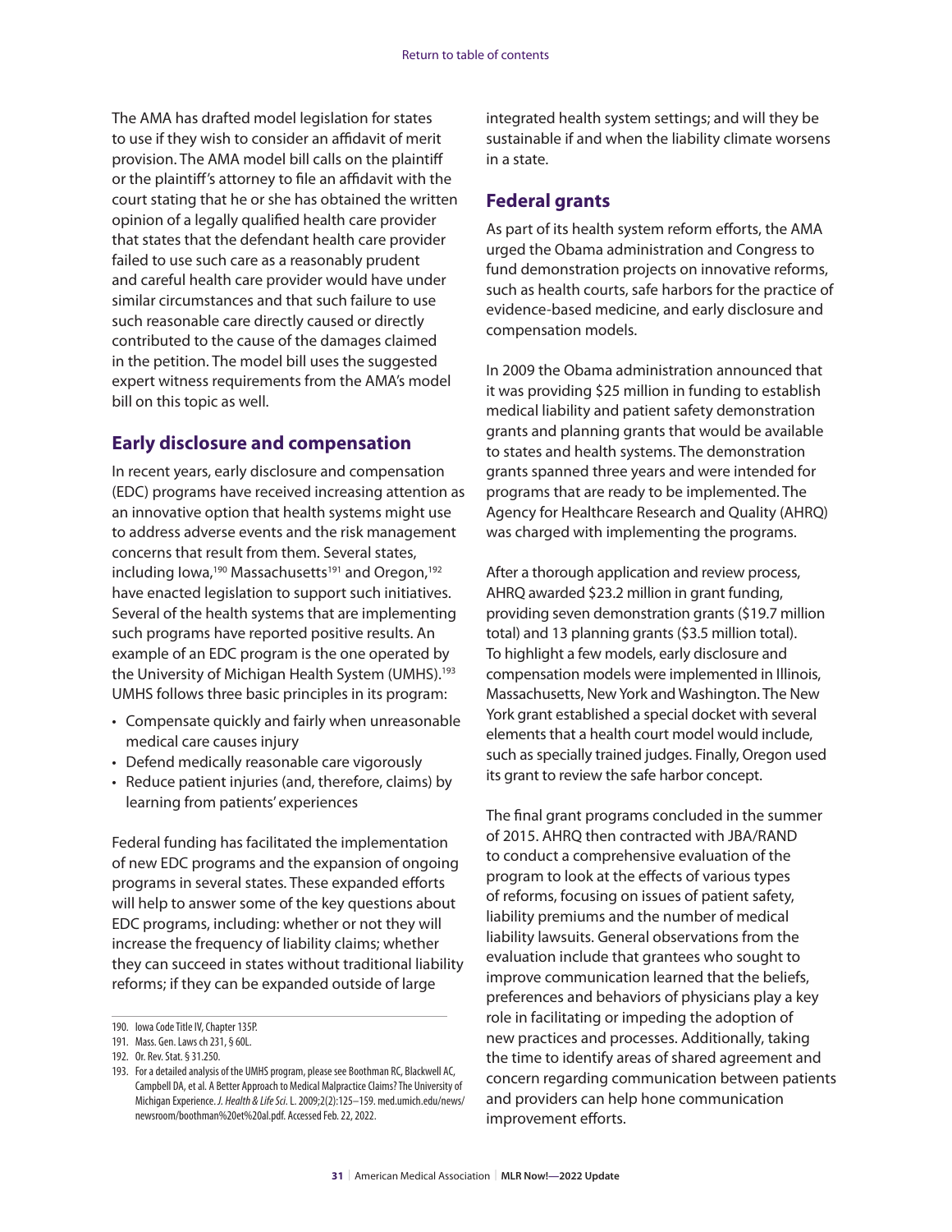The AMA has drafted model legislation for states to use if they wish to consider an affidavit of merit provision. The AMA model bill calls on the plaintiff or the plaintiff's attorney to file an affidavit with the court stating that he or she has obtained the written opinion of a legally qualified health care provider that states that the defendant health care provider failed to use such care as a reasonably prudent and careful health care provider would have under similar circumstances and that such failure to use such reasonable care directly caused or directly contributed to the cause of the damages claimed in the petition. The model bill uses the suggested expert witness requirements from the AMA's model bill on this topic as well.

## Early disclosure and compensation

In recent years, early disclosure and compensation (EDC) programs have received increasing attention as an innovative option that health systems might use to address adverse events and the risk management concerns that result from them. Several states, including Iowa,[190] Massachusetts[191] and Oregon,[192] have enacted legislation to support such initiatives. Several of the health systems that are implementing such programs have reported positive results. An example of an EDC program is the one operated by the University of Michigan Health System (UMHS).[193] UMHS follows three basic principles in its program:

- Compensate quickly and fairly when unreasonable medical care causes injury
- Defend medically reasonable care vigorously
- Reduce patient injuries (and, therefore, claims) by learning from patients' experiences

Federal funding has facilitated the implementation of new EDC programs and the expansion of ongoing programs in several states. These expanded efforts will help to answer some of the key questions about EDC programs, including: whether or not they will increase the frequency of liability claims; whether they can succeed in states without traditional liability reforms; if they can be expanded outside of large integrated health system settings; and will they be sustainable if and when the liability climate worsens in a state.

## Federal grants

As part of its health system reform efforts, the AMA urged the Obama administration and Congress to fund demonstration projects on innovative reforms, such as health courts, safe harbors for the practice of evidence-based medicine, and early disclosure and compensation models.

In 2009 the Obama administration announced that it was providing $25 million in funding to establish medical liability and patient safety demonstration grants and planning grants that would be available to states and health systems. The demonstration grants spanned three years and were intended for programs that are ready to be implemented. The Agency for Healthcare Research and Quality (AHRQ) was charged with implementing the programs.

After a thorough application and review process, AHRQ awarded $23.2 million in grant funding, providing seven demonstration grants ($19.7 million total) and 13 planning grants ($3.5 million total). To highlight a few models, early disclosure and compensation models were implemented in Illinois, Massachusetts, New York and Washington. The New York grant established a special docket with several elements that a health court model would include, such as specially trained judges. Finally, Oregon used its grant to review the safe harbor concept.

The final grant programs concluded in the summer of 2015. AHRQ then contracted with JBA/RAND to conduct a comprehensive evaluation of the program to look at the effects of various types of reforms, focusing on issues of patient safety, liability premiums and the number of medical liability lawsuits. General observations from the evaluation include that grantees who sought to improve communication learned that the beliefs, preferences and behaviors of physicians play a key role in facilitating or impeding the adoption of new practices and processes. Additionally, taking the time to identify areas of shared agreement and concern regarding communication between patients and providers can help hone communication improvement efforts.

---

190. Iowa Code Title IV, Chapter 135P.
191. Mass. Gen. Laws ch 231, § 60L.
192. Or. Rev. Stat. § 31.250.
193. For a detailed analysis of the UMHS program, please see Boothman RC, Blackwell AC, Campbell DA, et al. A Better Approach to Medical Malpractice Claims? The University of Michigan Experience. *J. Health & Life Sci.* L. 2009;2(2):125–159. med.umich.edu/news/newsroom/boothman%20et%20al.pdf. Accessed Feb. 22, 2022.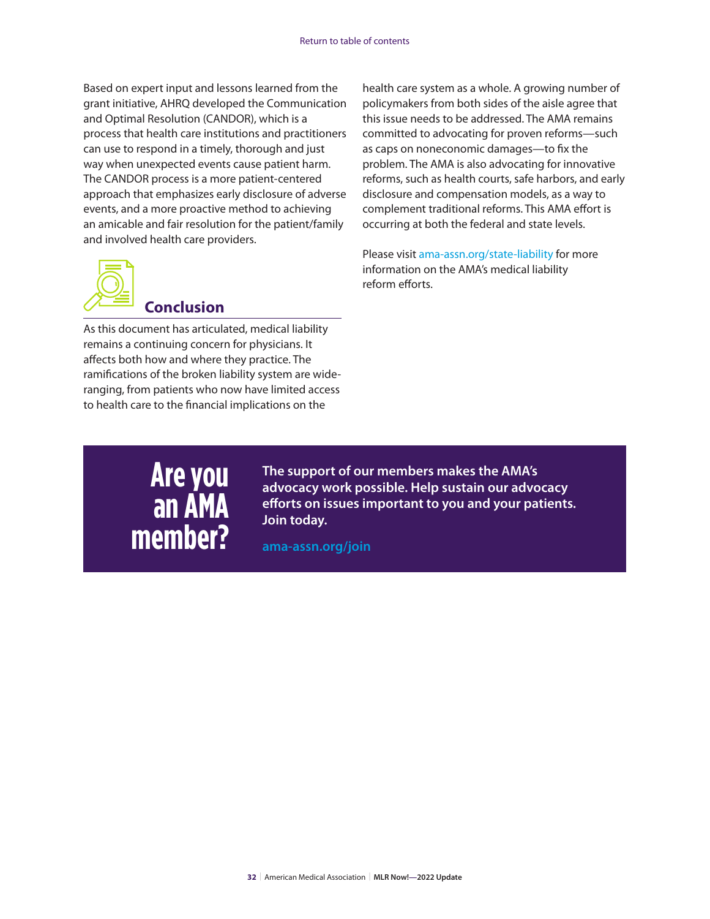Based on expert input and lessons learned from the grant initiative, AHRQ developed the Communication and Optimal Resolution (CANDOR), which is a process that health care institutions and practitioners can use to respond in a timely, thorough and just way when unexpected events cause patient harm. The CANDOR process is a more patient-centered approach that emphasizes early disclosure of adverse events, and a more proactive method to achieving an amicable and fair resolution for the patient/family and involved health care providers.

## Conclusion

As this document has articulated, medical liability remains a continuing concern for physicians. It affects both how and where they practice. The ramifications of the broken liability system are wide-ranging, from patients who now have limited access to health care to the financial implications on the health care system as a whole. A growing number of policymakers from both sides of the aisle agree that this issue needs to be addressed. The AMA remains committed to advocating for proven reforms—such as caps on noneconomic damages—to fix the problem. The AMA is also advocating for innovative reforms, such as health courts, safe harbors, and early disclosure and compensation models, as a way to complement traditional reforms. This AMA effort is occurring at both the federal and state levels.

Please visit ama-assn.org/state-liability for more information on the AMA's medical liability reform efforts.

**Are you an AMA member?**

**The support of our members makes the AMA's advocacy work possible. Help sustain our advocacy efforts on issues important to you and your patients. Join today.**

**ama-assn.org/join**